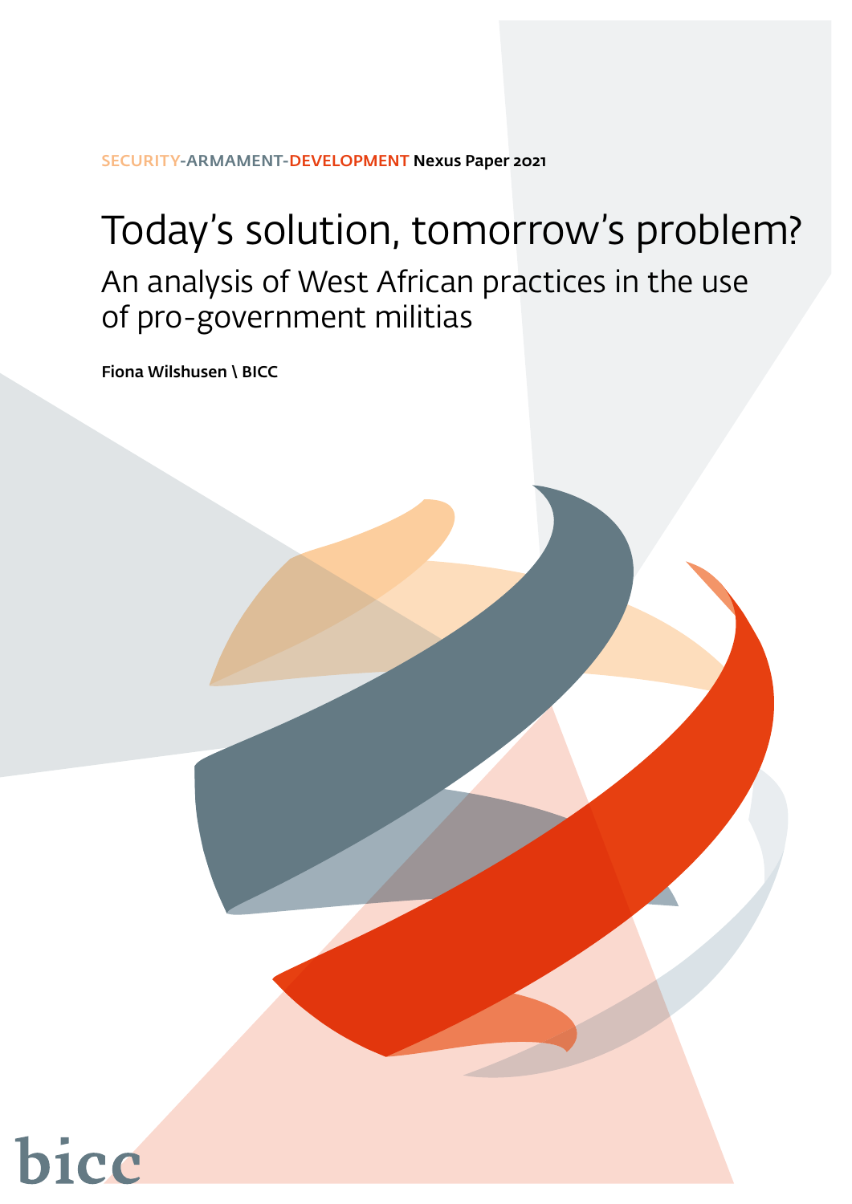SECURITY-ARMAMENT-DEVELOPMENT Nexus Paper 2021

# Today's solution, tomorrow's problem?

## An analysis of West African practices in the use of pro-government militias

**Fiona Wilshusen \ BICC**

bicc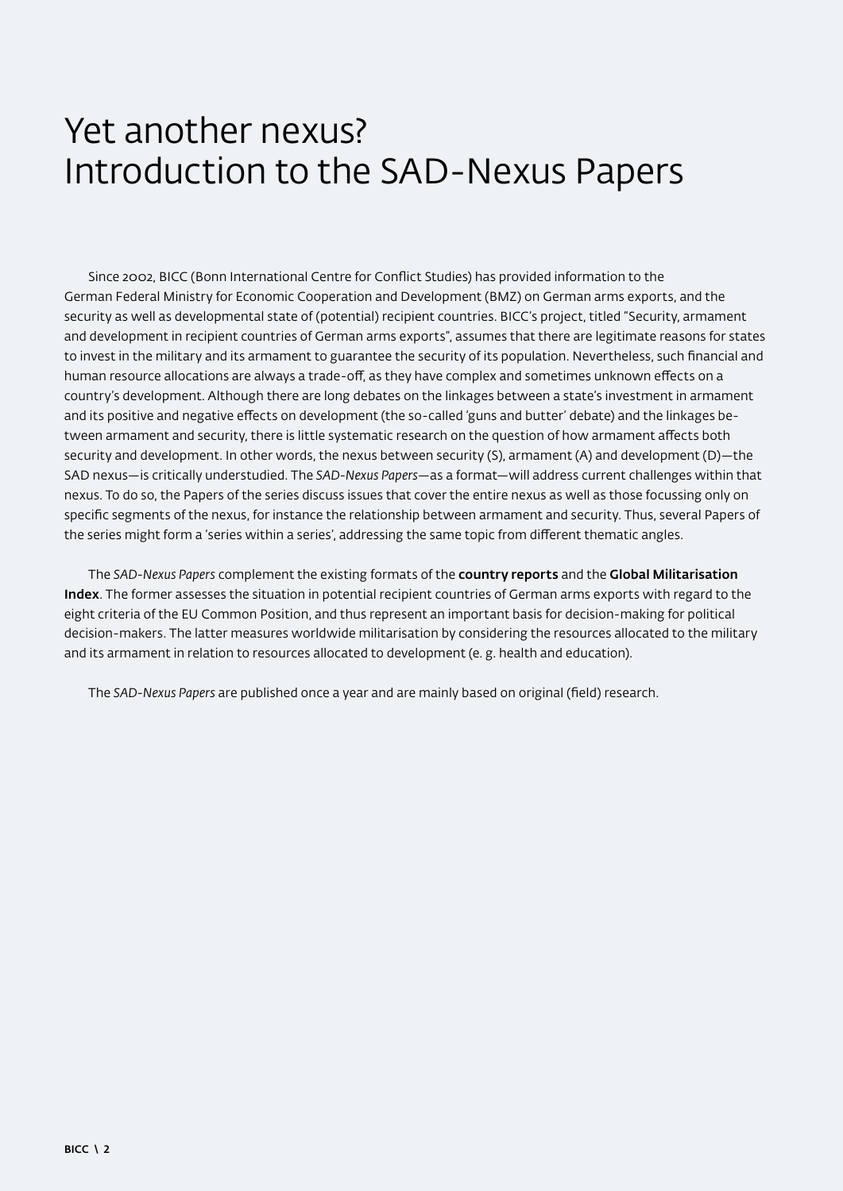# Yet another nexus? Introduction to the SAD-Nexus Papers

Since 2002, BICC (Bonn International Centre for Conflict Studies) has provided information to the German Federal Ministry for Economic Cooperation and Development (BMZ) on German arms exports, and the security as well as developmental state of (potential) recipient countries. BICC's project, titled "Security, armament and development in recipient countries of German arms exports", assumes that there are legitimate reasons for states to invest in the military and its armament to guarantee the security of its population. Nevertheless, such financial and human resource allocations are always a trade-off, as they have complex and sometimes unknown effects on a country's development. Although there are long debates on the linkages between a state's investment in armament and its positive and negative effects on development (the so-called 'guns and butter' debate) and the linkages between armament and security, there is little systematic research on the question of how armament affects both security and development. In other words, the nexus between security (S), armament (A) and development (D)—the SAD nexus—is critically understudied. The *SAD-Nexus Papers*—as a format—will address current challenges within that nexus. To do so, the Papers of the series discuss issues that cover the entire nexus as well as those focussing only on specific segments of the nexus, for instance the relationship between armament and security. Thus, several Papers of the series might form a 'series within a series', addressing the same topic from different thematic angles.

The *SAD-Nexus Papers* complement the existing formats of the **country reports** and the **Global Militarisation Index**. The former assesses the situation in potential recipient countries of German arms exports with regard to the eight criteria of the EU Common Position, and thus represent an important basis for decision-making for political decision-makers. The latter measures worldwide militarisation by considering the resources allocated to the military and its armament in relation to resources allocated to development (e. g. health and education).

The *SAD-Nexus Papers* are published once a year and are mainly based on original (field) research.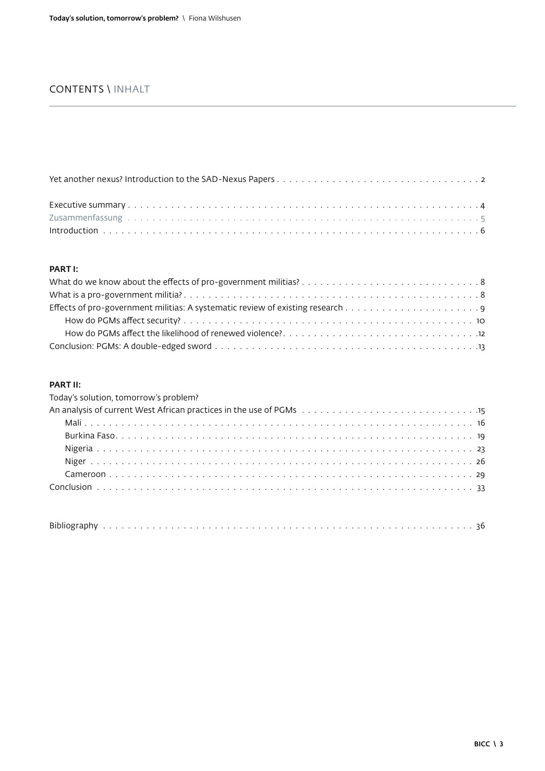## CONTENTS \ INHALT

Yet another nexus? Introduction to the SAD-Nexus Papers . . . . . . . . . . 2

Executive summary . . . . . . . . . . 4
Zusammenfassung . . . . . . . . . . 5
Introduction . . . . . . . . . . 6

**PART I:**

What do we know about the effects of pro-government militias? . . . . . . . . . . 8
What is a pro-government militia? . . . . . . . . . . 8
Effects of pro-government militias: A systematic review of existing research . . . . . . . . . . 9
- How do PGMs affect security? . . . . . . . . . . 10
- How do PGMs affect the likelihood of renewed violence? . . . . . . . . . . 12

Conclusion: PGMs: A double-edged sword . . . . . . . . . . 13

**PART II:**

Today's solution, tomorrow's problem?
An analysis of current West African practices in the use of PGMs . . . . . . . . . . 15
- Mali . . . . . . . . . . 16
- Burkina Faso . . . . . . . . . . 19
- Nigeria . . . . . . . . . . 23
- Niger . . . . . . . . . . 26
- Cameroon . . . . . . . . . . 29

Conclusion . . . . . . . . . . 33

Bibliography . . . . . . . . . . 36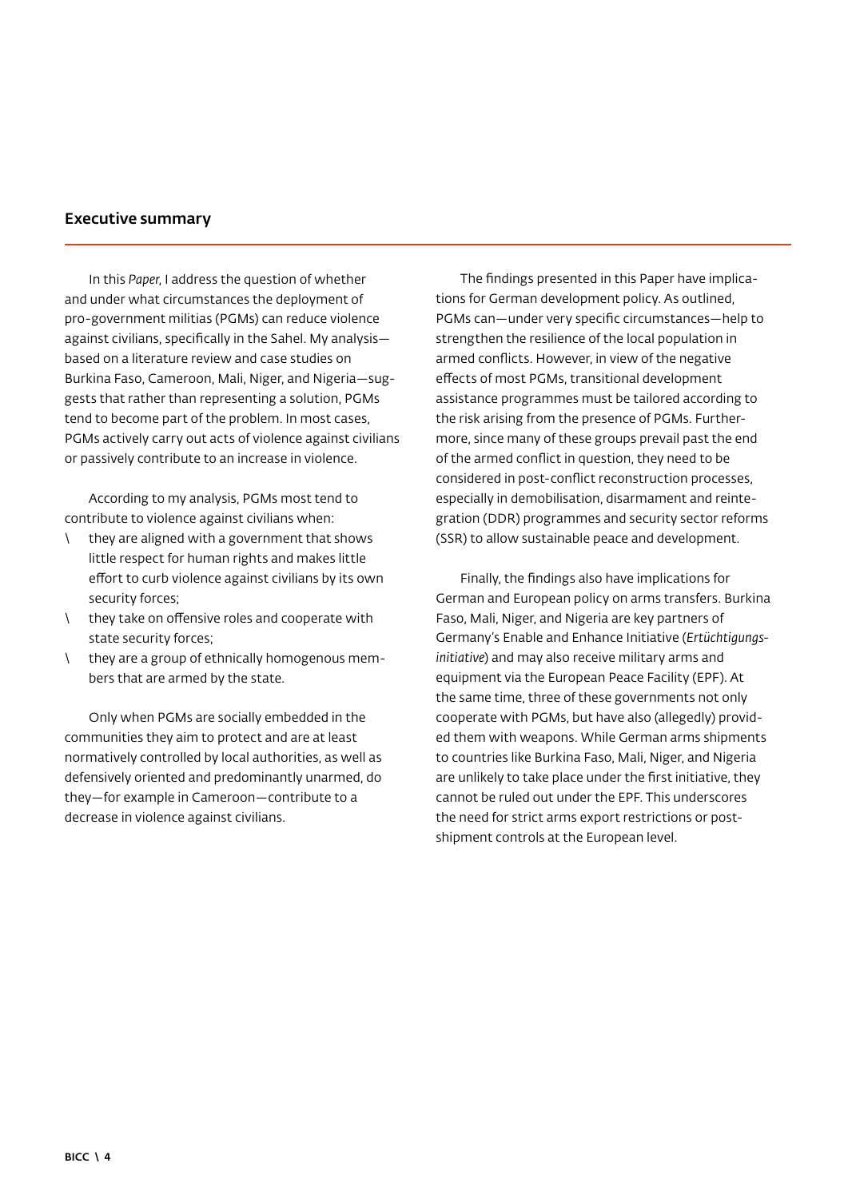## Executive summary

In this *Paper*, I address the question of whether and under what circumstances the deployment of pro-government militias (PGMs) can reduce violence against civilians, specifically in the Sahel. My analysis—based on a literature review and case studies on Burkina Faso, Cameroon, Mali, Niger, and Nigeria—suggests that rather than representing a solution, PGMs tend to become part of the problem. In most cases, PGMs actively carry out acts of violence against civilians or passively contribute to an increase in violence.

According to my analysis, PGMs most tend to contribute to violence against civilians when:

- they are aligned with a government that shows little respect for human rights and makes little effort to curb violence against civilians by its own security forces;
- they take on offensive roles and cooperate with state security forces;
- they are a group of ethnically homogenous members that are armed by the state.

Only when PGMs are socially embedded in the communities they aim to protect and are at least normatively controlled by local authorities, as well as defensively oriented and predominantly unarmed, do they—for example in Cameroon—contribute to a decrease in violence against civilians.

The findings presented in this Paper have implications for German development policy. As outlined, PGMs can—under very specific circumstances—help to strengthen the resilience of the local population in armed conflicts. However, in view of the negative effects of most PGMs, transitional development assistance programmes must be tailored according to the risk arising from the presence of PGMs. Furthermore, since many of these groups prevail past the end of the armed conflict in question, they need to be considered in post-conflict reconstruction processes, especially in demobilisation, disarmament and reintegration (DDR) programmes and security sector reforms (SSR) to allow sustainable peace and development.

Finally, the findings also have implications for German and European policy on arms transfers. Burkina Faso, Mali, Niger, and Nigeria are key partners of Germany's Enable and Enhance Initiative (*Ertüchtigungsinitiative*) and may also receive military arms and equipment via the European Peace Facility (EPF). At the same time, three of these governments not only cooperate with PGMs, but have also (allegedly) provided them with weapons. While German arms shipments to countries like Burkina Faso, Mali, Niger, and Nigeria are unlikely to take place under the first initiative, they cannot be ruled out under the EPF. This underscores the need for strict arms export restrictions or post-shipment controls at the European level.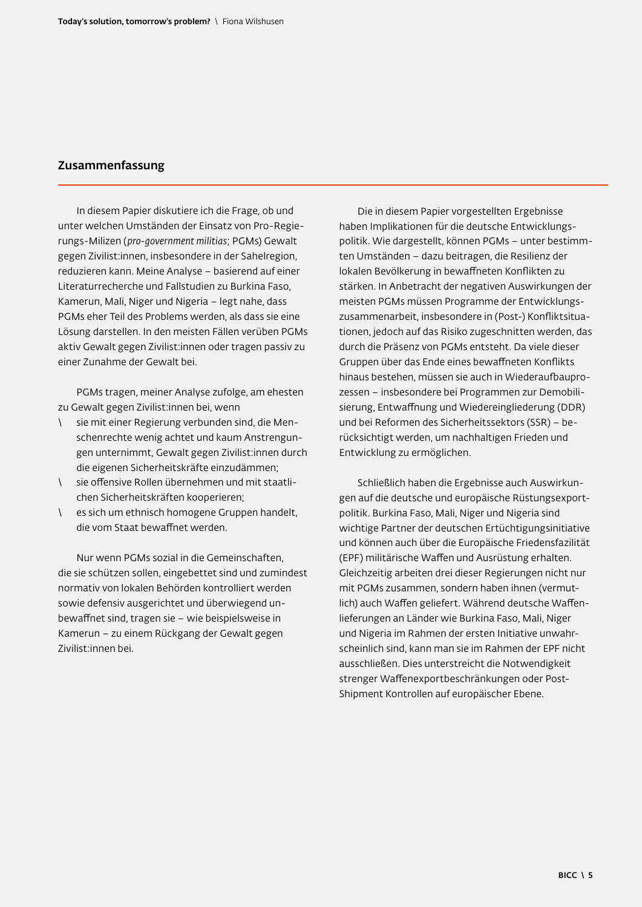## Zusammenfassung

In diesem Papier diskutiere ich die Frage, ob und unter welchen Umständen der Einsatz von Pro-Regierungs-Milizen (*pro-government militias*; PGMs) Gewalt gegen Zivilist:innen, insbesondere in der Sahelregion, reduzieren kann. Meine Analyse – basierend auf einer Literaturrecherche und Fallstudien zu Burkina Faso, Kamerun, Mali, Niger und Nigeria – legt nahe, dass PGMs eher Teil des Problems werden, als dass sie eine Lösung darstellen. In den meisten Fällen verüben PGMs aktiv Gewalt gegen Zivilist:innen oder tragen passiv zu einer Zunahme der Gewalt bei.

PGMs tragen, meiner Analyse zufolge, am ehesten zu Gewalt gegen Zivilist:innen bei, wenn

- sie mit einer Regierung verbunden sind, die Menschenrechte wenig achtet und kaum Anstrengungen unternimmt, Gewalt gegen Zivilist:innen durch die eigenen Sicherheitskräfte einzudämmen;
- sie offensive Rollen übernehmen und mit staatlichen Sicherheitskräften kooperieren;
- es sich um ethnisch homogene Gruppen handelt, die vom Staat bewaffnet werden.

Nur wenn PGMs sozial in die Gemeinschaften, die sie schützen sollen, eingebettet sind und zumindest normativ von lokalen Behörden kontrolliert werden sowie defensiv ausgerichtet und überwiegend unbewaffnet sind, tragen sie – wie beispielsweise in Kamerun – zu einem Rückgang der Gewalt gegen Zivilist:innen bei.

Die in diesem Papier vorgestellten Ergebnisse haben Implikationen für die deutsche Entwicklungspolitik. Wie dargestellt, können PGMs – unter bestimmten Umständen – dazu beitragen, die Resilienz der lokalen Bevölkerung in bewaffneten Konflikten zu stärken. In Anbetracht der negativen Auswirkungen der meisten PGMs müssen Programme der Entwicklungszusammenarbeit, insbesondere in (Post-) Konfliktsituationen, jedoch auf das Risiko zugeschnitten werden, das durch die Präsenz von PGMs entsteht. Da viele dieser Gruppen über das Ende eines bewaffneten Konflikts hinaus bestehen, müssen sie auch in Wiederaufbauprozessen – insbesondere bei Programmen zur Demobilisierung, Entwaffnung und Wiedereingliederung (DDR) und bei Reformen des Sicherheitssektors (SSR) – berücksichtigt werden, um nachhaltigen Frieden und Entwicklung zu ermöglichen.

Schließlich haben die Ergebnisse auch Auswirkungen auf die deutsche und europäische Rüstungsexportpolitik. Burkina Faso, Mali, Niger und Nigeria sind wichtige Partner der deutschen Ertüchtigungsinitiative und können auch über die Europäische Friedensfazilität (EPF) militärische Waffen und Ausrüstung erhalten. Gleichzeitig arbeiten drei dieser Regierungen nicht nur mit PGMs zusammen, sondern haben ihnen (vermutlich) auch Waffen geliefert. Während deutsche Waffenlieferungen an Länder wie Burkina Faso, Mali, Niger und Nigeria im Rahmen der ersten Initiative unwahrscheinlich sind, kann man sie im Rahmen der EPF nicht ausschließen. Dies unterstreicht die Notwendigkeit strenger Waffenexportbeschränkungen oder Post-Shipment Kontrollen auf europäischer Ebene.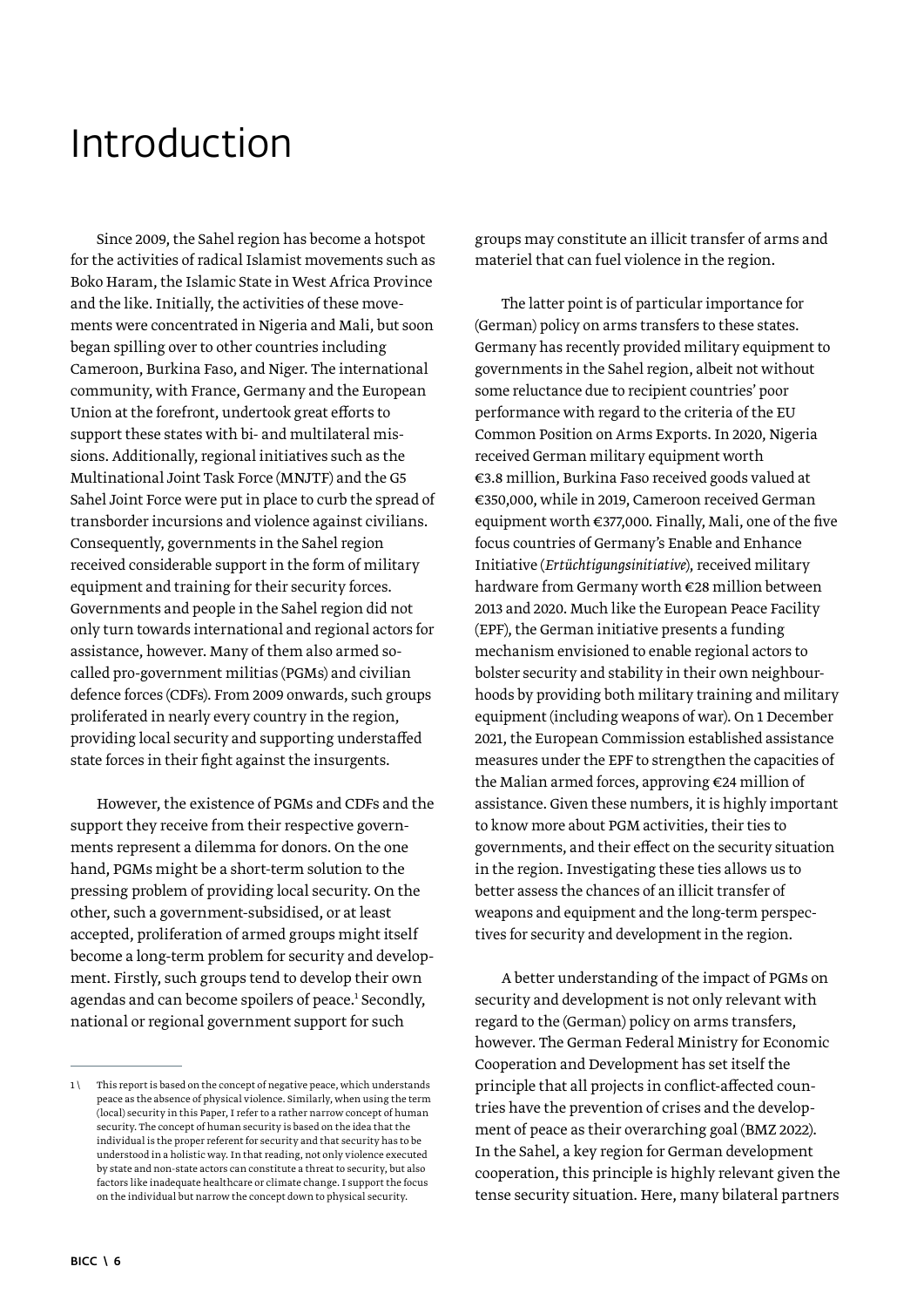# Introduction

Since 2009, the Sahel region has become a hotspot for the activities of radical Islamist movements such as Boko Haram, the Islamic State in West Africa Province and the like. Initially, the activities of these movements were concentrated in Nigeria and Mali, but soon began spilling over to other countries including Cameroon, Burkina Faso, and Niger. The international community, with France, Germany and the European Union at the forefront, undertook great efforts to support these states with bi- and multilateral missions. Additionally, regional initiatives such as the Multinational Joint Task Force (MNJTF) and the G5 Sahel Joint Force were put in place to curb the spread of transborder incursions and violence against civilians. Consequently, governments in the Sahel region received considerable support in the form of military equipment and training for their security forces. Governments and people in the Sahel region did not only turn towards international and regional actors for assistance, however. Many of them also armed so-called pro-government militias (PGMs) and civilian defence forces (CDFs). From 2009 onwards, such groups proliferated in nearly every country in the region, providing local security and supporting understaffed state forces in their fight against the insurgents.

However, the existence of PGMs and CDFs and the support they receive from their respective governments represent a dilemma for donors. On the one hand, PGMs might be a short-term solution to the pressing problem of providing local security. On the other, such a government-subsidised, or at least accepted, proliferation of armed groups might itself become a long-term problem for security and development. Firstly, such groups tend to develop their own agendas and can become spoilers of peace.[1] Secondly, national or regional government support for such groups may constitute an illicit transfer of arms and materiel that can fuel violence in the region.

The latter point is of particular importance for (German) policy on arms transfers to these states. Germany has recently provided military equipment to governments in the Sahel region, albeit not without some reluctance due to recipient countries' poor performance with regard to the criteria of the EU Common Position on Arms Exports. In 2020, Nigeria received German military equipment worth €3.8 million, Burkina Faso received goods valued at €350,000, while in 2019, Cameroon received German equipment worth €377,000. Finally, Mali, one of the five focus countries of Germany's Enable and Enhance Initiative (*Ertüchtigungsinitiative*), received military hardware from Germany worth €28 million between 2013 and 2020. Much like the European Peace Facility (EPF), the German initiative presents a funding mechanism envisioned to enable regional actors to bolster security and stability in their own neighbourhoods by providing both military training and military equipment (including weapons of war). On 1 December 2021, the European Commission established assistance measures under the EPF to strengthen the capacities of the Malian armed forces, approving €24 million of assistance. Given these numbers, it is highly important to know more about PGM activities, their ties to governments, and their effect on the security situation in the region. Investigating these ties allows us to better assess the chances of an illicit transfer of weapons and equipment and the long-term perspectives for security and development in the region.

A better understanding of the impact of PGMs on security and development is not only relevant with regard to the (German) policy on arms transfers, however. The German Federal Ministry for Economic Cooperation and Development has set itself the principle that all projects in conflict-affected countries have the prevention of crises and the development of peace as their overarching goal (BMZ 2022). In the Sahel, a key region for German development cooperation, this principle is highly relevant given the tense security situation. Here, many bilateral partners

---

1 \ This report is based on the concept of negative peace, which understands peace as the absence of physical violence. Similarly, when using the term (local) security in this Paper, I refer to a rather narrow concept of human security. The concept of human security is based on the idea that the individual is the proper referent for security and that security has to be understood in a holistic way. In that reading, not only violence executed by state and non-state actors can constitute a threat to security, but also factors like inadequate healthcare or climate change. I support the focus on the individual but narrow the concept down to physical security.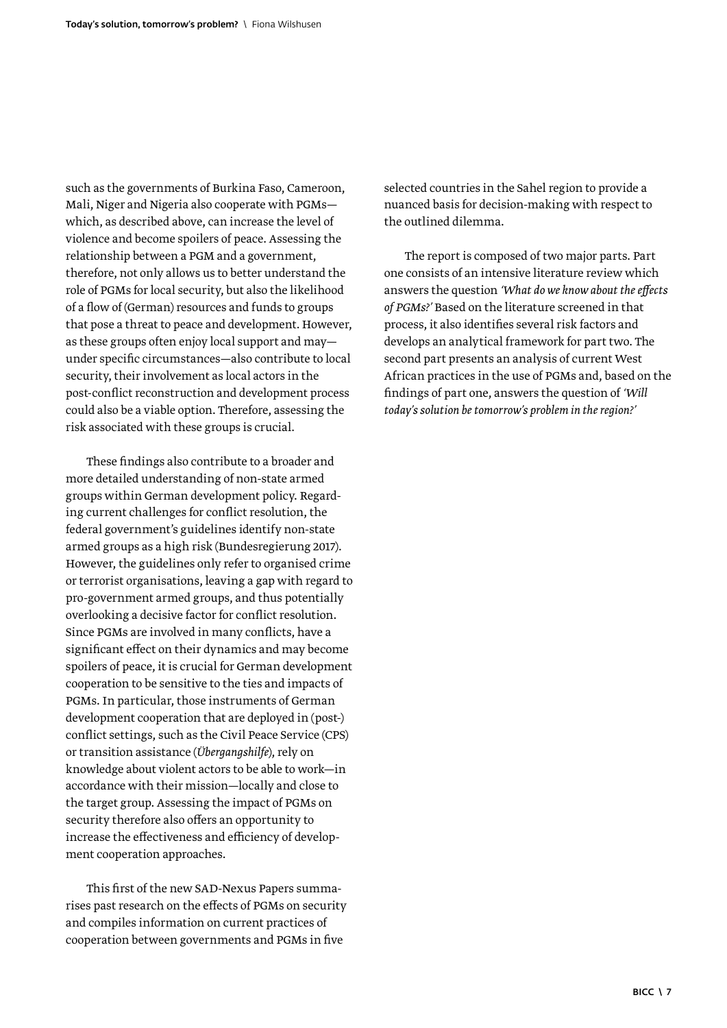such as the governments of Burkina Faso, Cameroon, Mali, Niger and Nigeria also cooperate with PGMs—which, as described above, can increase the level of violence and become spoilers of peace. Assessing the relationship between a PGM and a government, therefore, not only allows us to better understand the role of PGMs for local security, but also the likelihood of a flow of (German) resources and funds to groups that pose a threat to peace and development. However, as these groups often enjoy local support and may—under specific circumstances—also contribute to local security, their involvement as local actors in the post-conflict reconstruction and development process could also be a viable option. Therefore, assessing the risk associated with these groups is crucial.

These findings also contribute to a broader and more detailed understanding of non-state armed groups within German development policy. Regarding current challenges for conflict resolution, the federal government's guidelines identify non-state armed groups as a high risk (Bundesregierung 2017). However, the guidelines only refer to organised crime or terrorist organisations, leaving a gap with regard to pro-government armed groups, and thus potentially overlooking a decisive factor for conflict resolution. Since PGMs are involved in many conflicts, have a significant effect on their dynamics and may become spoilers of peace, it is crucial for German development cooperation to be sensitive to the ties and impacts of PGMs. In particular, those instruments of German development cooperation that are deployed in (post-) conflict settings, such as the Civil Peace Service (CPS) or transition assistance (*Übergangshilfe*), rely on knowledge about violent actors to be able to work—in accordance with their mission—locally and close to the target group. Assessing the impact of PGMs on security therefore also offers an opportunity to increase the effectiveness and efficiency of development cooperation approaches.

This first of the new SAD-Nexus Papers summarises past research on the effects of PGMs on security and compiles information on current practices of cooperation between governments and PGMs in five selected countries in the Sahel region to provide a nuanced basis for decision-making with respect to the outlined dilemma.

The report is composed of two major parts. Part one consists of an intensive literature review which answers the question *'What do we know about the effects of PGMs?'* Based on the literature screened in that process, it also identifies several risk factors and develops an analytical framework for part two. The second part presents an analysis of current West African practices in the use of PGMs and, based on the findings of part one, answers the question of *'Will today's solution be tomorrow's problem in the region?'*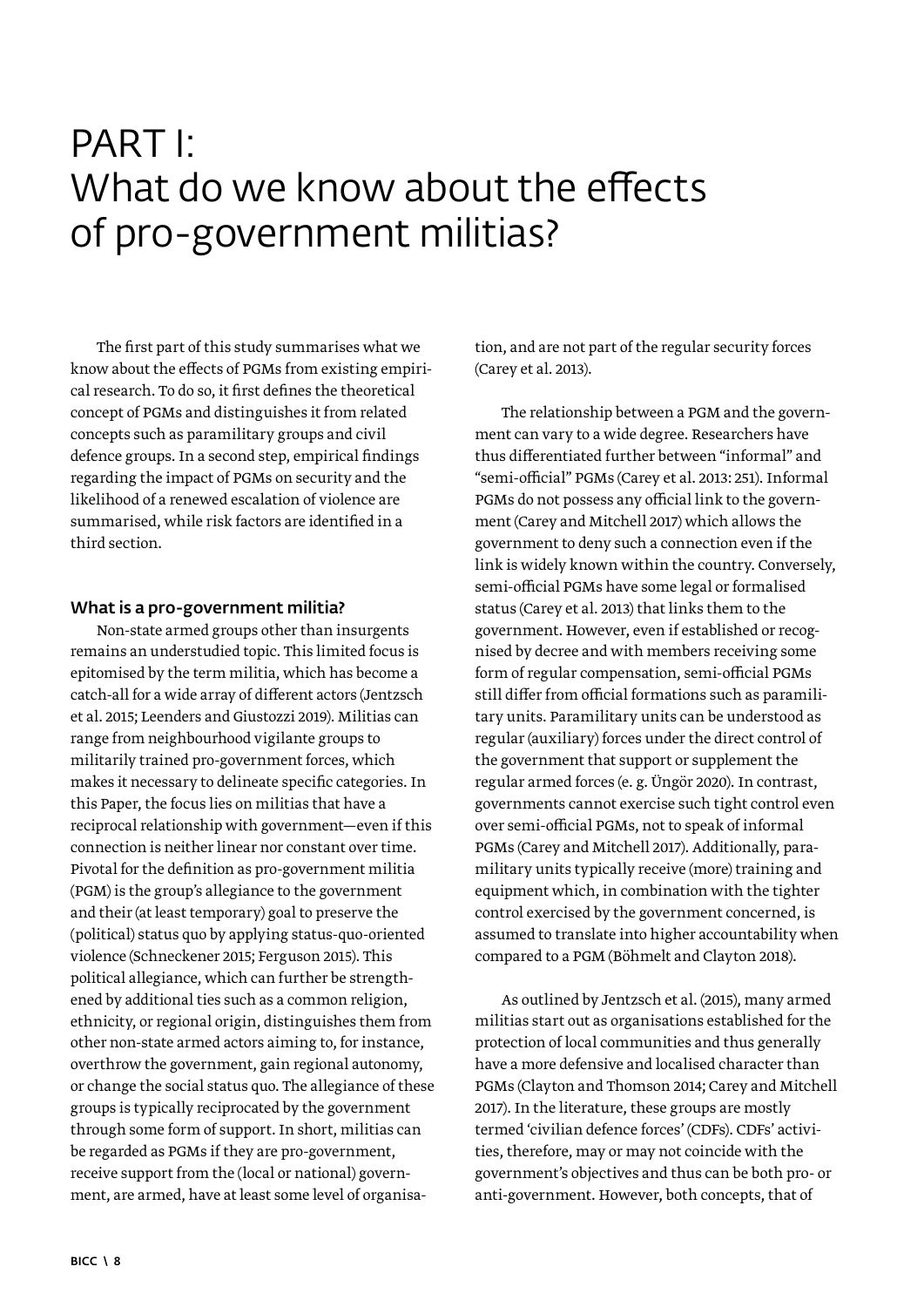# PART I: What do we know about the effects of pro-government militias?

The first part of this study summarises what we know about the effects of PGMs from existing empirical research. To do so, it first defines the theoretical concept of PGMs and distinguishes it from related concepts such as paramilitary groups and civil defence groups. In a second step, empirical findings regarding the impact of PGMs on security and the likelihood of a renewed escalation of violence are summarised, while risk factors are identified in a third section.

### What is a pro-government militia?

Non-state armed groups other than insurgents remains an understudied topic. This limited focus is epitomised by the term militia, which has become a catch-all for a wide array of different actors (Jentzsch et al. 2015; Leenders and Giustozzi 2019). Militias can range from neighbourhood vigilante groups to militarily trained pro-government forces, which makes it necessary to delineate specific categories. In this Paper, the focus lies on militias that have a reciprocal relationship with government—even if this connection is neither linear nor constant over time. Pivotal for the definition as pro-government militia (PGM) is the group's allegiance to the government and their (at least temporary) goal to preserve the (political) status quo by applying status-quo-oriented violence (Schneckener 2015; Ferguson 2015). This political allegiance, which can further be strengthened by additional ties such as a common religion, ethnicity, or regional origin, distinguishes them from other non-state armed actors aiming to, for instance, overthrow the government, gain regional autonomy, or change the social status quo. The allegiance of these groups is typically reciprocated by the government through some form of support. In short, militias can be regarded as PGMs if they are pro-government, receive support from the (local or national) government, are armed, have at least some level of organisation, and are not part of the regular security forces (Carey et al. 2013).

The relationship between a PGM and the government can vary to a wide degree. Researchers have thus differentiated further between "informal" and "semi-official" PGMs (Carey et al. 2013: 251). Informal PGMs do not possess any official link to the government (Carey and Mitchell 2017) which allows the government to deny such a connection even if the link is widely known within the country. Conversely, semi-official PGMs have some legal or formalised status (Carey et al. 2013) that links them to the government. However, even if established or recognised by decree and with members receiving some form of regular compensation, semi-official PGMs still differ from official formations such as paramilitary units. Paramilitary units can be understood as regular (auxiliary) forces under the direct control of the government that support or supplement the regular armed forces (e. g. Üngör 2020). In contrast, governments cannot exercise such tight control even over semi-official PGMs, not to speak of informal PGMs (Carey and Mitchell 2017). Additionally, paramilitary units typically receive (more) training and equipment which, in combination with the tighter control exercised by the government concerned, is assumed to translate into higher accountability when compared to a PGM (Böhmelt and Clayton 2018).

As outlined by Jentzsch et al. (2015), many armed militias start out as organisations established for the protection of local communities and thus generally have a more defensive and localised character than PGMs (Clayton and Thomson 2014; Carey and Mitchell 2017). In the literature, these groups are mostly termed 'civilian defence forces' (CDFs). CDFs' activities, therefore, may or may not coincide with the government's objectives and thus can be both pro- or anti-government. However, both concepts, that of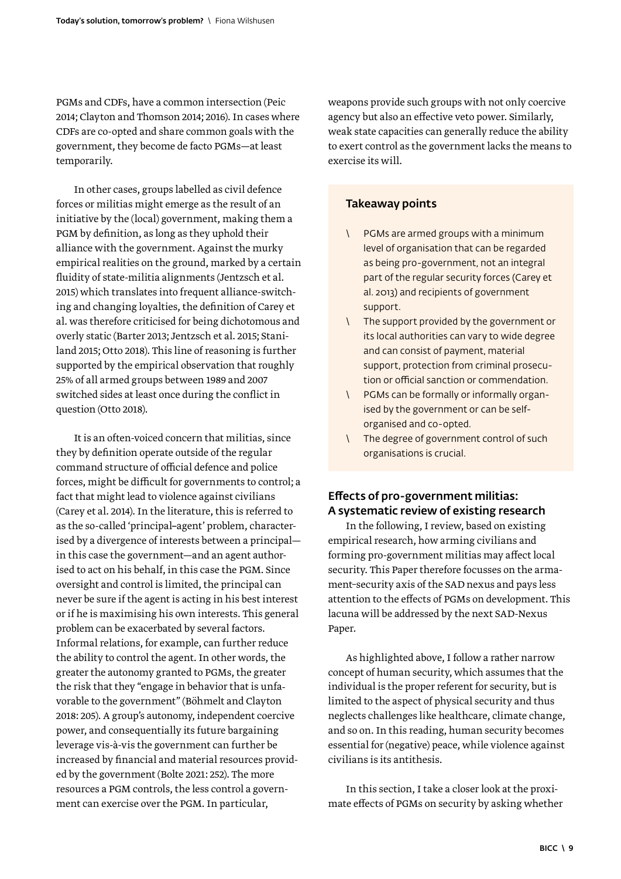PGMs and CDFs, have a common intersection (Peic 2014; Clayton and Thomson 2014; 2016). In cases where CDFs are co-opted and share common goals with the government, they become de facto PGMs—at least temporarily.

In other cases, groups labelled as civil defence forces or militias might emerge as the result of an initiative by the (local) government, making them a PGM by definition, as long as they uphold their alliance with the government. Against the murky empirical realities on the ground, marked by a certain fluidity of state-militia alignments (Jentzsch et al. 2015) which translates into frequent alliance-switching and changing loyalties, the definition of Carey et al. was therefore criticised for being dichotomous and overly static (Barter 2013; Jentzsch et al. 2015; Staniland 2015; Otto 2018). This line of reasoning is further supported by the empirical observation that roughly 25% of all armed groups between 1989 and 2007 switched sides at least once during the conflict in question (Otto 2018).

It is an often-voiced concern that militias, since they by definition operate outside of the regular command structure of official defence and police forces, might be difficult for governments to control; a fact that might lead to violence against civilians (Carey et al. 2014). In the literature, this is referred to as the so-called 'principal–agent' problem, characterised by a divergence of interests between a principal—in this case the government—and an agent authorised to act on his behalf, in this case the PGM. Since oversight and control is limited, the principal can never be sure if the agent is acting in his best interest or if he is maximising his own interests. This general problem can be exacerbated by several factors. Informal relations, for example, can further reduce the ability to control the agent. In other words, the greater the autonomy granted to PGMs, the greater the risk that they "engage in behavior that is unfavorable to the government" (Böhmelt and Clayton 2018: 205). A group's autonomy, independent coercive power, and consequentially its future bargaining leverage vis-à-vis the government can further be increased by financial and material resources provided by the government (Bolte 2021: 252). The more resources a PGM controls, the less control a government can exercise over the PGM. In particular, weapons provide such groups with not only coercive agency but also an effective veto power. Similarly, weak state capacities can generally reduce the ability to exert control as the government lacks the means to exercise its will.

### Takeaway points

- PGMs are armed groups with a minimum level of organisation that can be regarded as being pro-government, not an integral part of the regular security forces (Carey et al. 2013) and recipients of government support.
- The support provided by the government or its local authorities can vary to wide degree and can consist of payment, material support, protection from criminal prosecution or official sanction or commendation.
- PGMs can be formally or informally organised by the government or can be self-organised and co-opted.
- The degree of government control of such organisations is crucial.

## Effects of pro-government militias: A systematic review of existing research

In the following, I review, based on existing empirical research, how arming civilians and forming pro-government militias may affect local security. This Paper therefore focusses on the armament–security axis of the SAD nexus and pays less attention to the effects of PGMs on development. This lacuna will be addressed by the next SAD-Nexus Paper.

As highlighted above, I follow a rather narrow concept of human security, which assumes that the individual is the proper referent for security, but is limited to the aspect of physical security and thus neglects challenges like healthcare, climate change, and so on. In this reading, human security becomes essential for (negative) peace, while violence against civilians is its antithesis.

In this section, I take a closer look at the proximate effects of PGMs on security by asking whether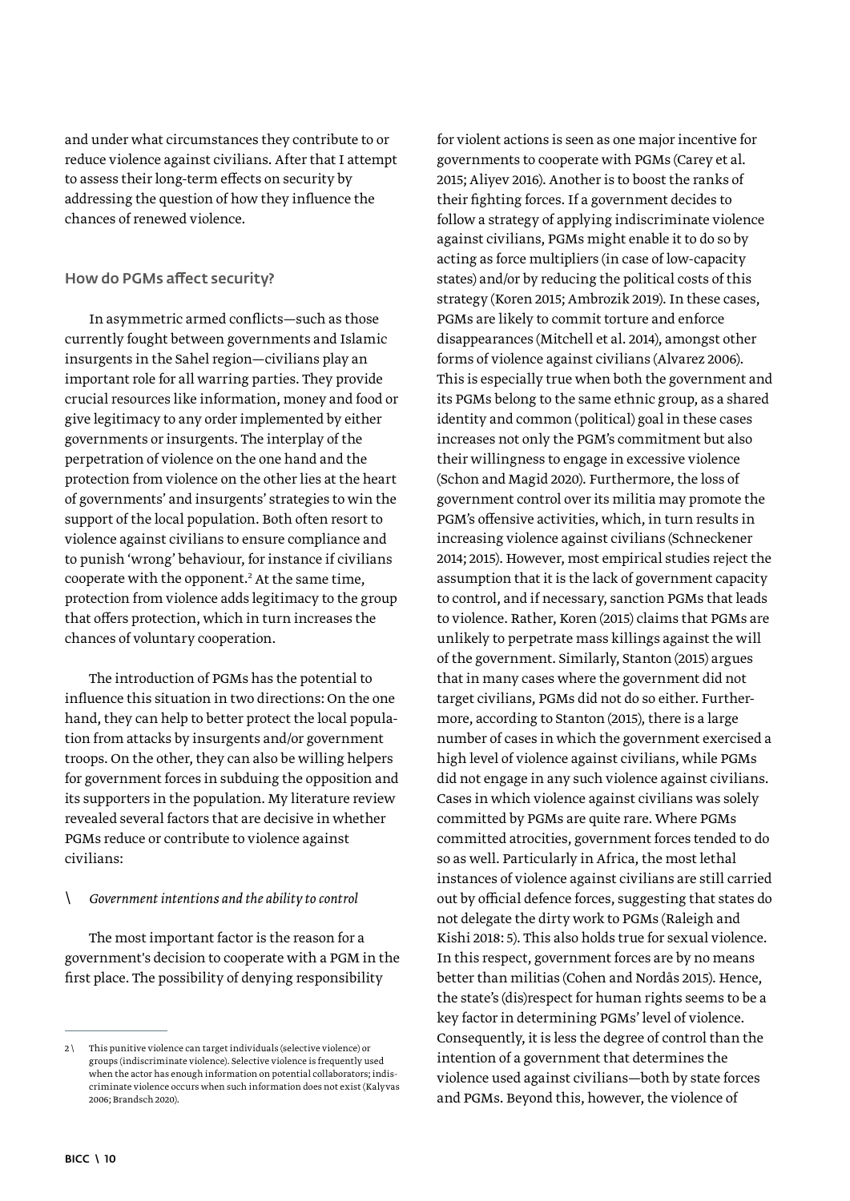and under what circumstances they contribute to or reduce violence against civilians. After that I attempt to assess their long-term effects on security by addressing the question of how they influence the chances of renewed violence.

## How do PGMs affect security?

In asymmetric armed conflicts—such as those currently fought between governments and Islamic insurgents in the Sahel region—civilians play an important role for all warring parties. They provide crucial resources like information, money and food or give legitimacy to any order implemented by either governments or insurgents. The interplay of the perpetration of violence on the one hand and the protection from violence on the other lies at the heart of governments' and insurgents' strategies to win the support of the local population. Both often resort to violence against civilians to ensure compliance and to punish 'wrong' behaviour, for instance if civilians cooperate with the opponent.[2] At the same time, protection from violence adds legitimacy to the group that offers protection, which in turn increases the chances of voluntary cooperation.

The introduction of PGMs has the potential to influence this situation in two directions: On the one hand, they can help to better protect the local population from attacks by insurgents and/or government troops. On the other, they can also be willing helpers for government forces in subduing the opposition and its supporters in the population. My literature review revealed several factors that are decisive in whether PGMs reduce or contribute to violence against civilians:

### \ *Government intentions and the ability to control*

The most important factor is the reason for a government's decision to cooperate with a PGM in the first place. The possibility of denying responsibility for violent actions is seen as one major incentive for governments to cooperate with PGMs (Carey et al. 2015; Aliyev 2016). Another is to boost the ranks of their fighting forces. If a government decides to follow a strategy of applying indiscriminate violence against civilians, PGMs might enable it to do so by acting as force multipliers (in case of low-capacity states) and/or by reducing the political costs of this strategy (Koren 2015; Ambrozik 2019). In these cases, PGMs are likely to commit torture and enforce disappearances (Mitchell et al. 2014), amongst other forms of violence against civilians (Alvarez 2006). This is especially true when both the government and its PGMs belong to the same ethnic group, as a shared identity and common (political) goal in these cases increases not only the PGM's commitment but also their willingness to engage in excessive violence (Schon and Magid 2020). Furthermore, the loss of government control over its militia may promote the PGM's offensive activities, which, in turn results in increasing violence against civilians (Schneckener 2014; 2015). However, most empirical studies reject the assumption that it is the lack of government capacity to control, and if necessary, sanction PGMs that leads to violence. Rather, Koren (2015) claims that PGMs are unlikely to perpetrate mass killings against the will of the government. Similarly, Stanton (2015) argues that in many cases where the government did not target civilians, PGMs did not do so either. Furthermore, according to Stanton (2015), there is a large number of cases in which the government exercised a high level of violence against civilians, while PGMs did not engage in any such violence against civilians. Cases in which violence against civilians was solely committed by PGMs are quite rare. Where PGMs committed atrocities, government forces tended to do so as well. Particularly in Africa, the most lethal instances of violence against civilians are still carried out by official defence forces, suggesting that states do not delegate the dirty work to PGMs (Raleigh and Kishi 2018: 5). This also holds true for sexual violence. In this respect, government forces are by no means better than militias (Cohen and Nordås 2015). Hence, the state's (dis)respect for human rights seems to be a key factor in determining PGMs' level of violence. Consequently, it is less the degree of control than the intention of a government that determines the violence used against civilians—both by state forces and PGMs. Beyond this, however, the violence of

---

2 \ This punitive violence can target individuals (selective violence) or groups (indiscriminate violence). Selective violence is frequently used when the actor has enough information on potential collaborators; indiscriminate violence occurs when such information does not exist (Kalyvas 2006; Brandsch 2020).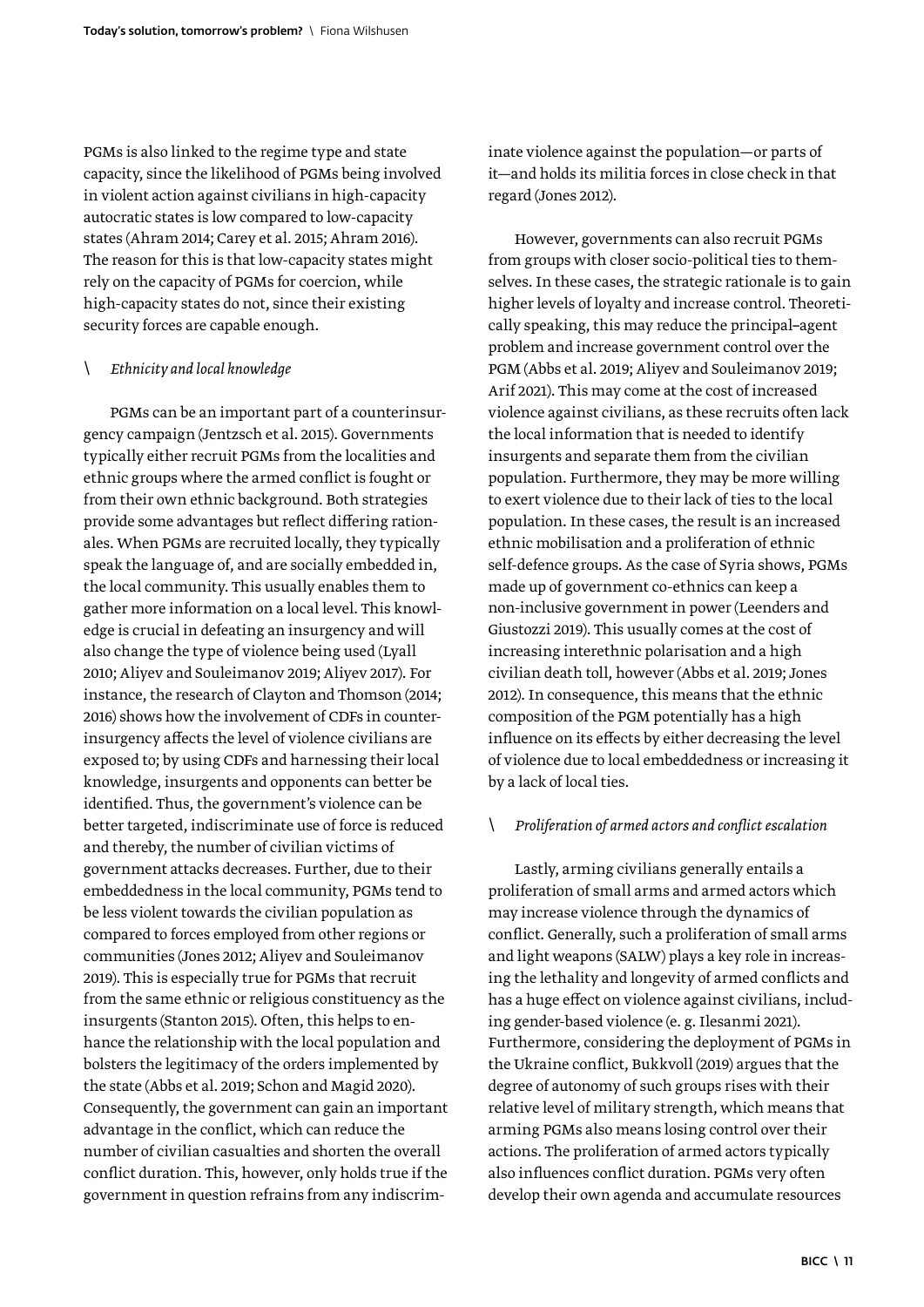PGMs is also linked to the regime type and state capacity, since the likelihood of PGMs being involved in violent action against civilians in high-capacity autocratic states is low compared to low-capacity states (Ahram 2014; Carey et al. 2015; Ahram 2016). The reason for this is that low-capacity states might rely on the capacity of PGMs for coercion, while high-capacity states do not, since their existing security forces are capable enough.

### \ *Ethnicity and local knowledge*

PGMs can be an important part of a counterinsurgency campaign (Jentzsch et al. 2015). Governments typically either recruit PGMs from the localities and ethnic groups where the armed conflict is fought or from their own ethnic background. Both strategies provide some advantages but reflect differing rationales. When PGMs are recruited locally, they typically speak the language of, and are socially embedded in, the local community. This usually enables them to gather more information on a local level. This knowledge is crucial in defeating an insurgency and will also change the type of violence being used (Lyall 2010; Aliyev and Souleimanov 2019; Aliyev 2017). For instance, the research of Clayton and Thomson (2014; 2016) shows how the involvement of CDFs in counterinsurgency affects the level of violence civilians are exposed to; by using CDFs and harnessing their local knowledge, insurgents and opponents can better be identified. Thus, the government's violence can be better targeted, indiscriminate use of force is reduced and thereby, the number of civilian victims of government attacks decreases. Further, due to their embeddedness in the local community, PGMs tend to be less violent towards the civilian population as compared to forces employed from other regions or communities (Jones 2012; Aliyev and Souleimanov 2019). This is especially true for PGMs that recruit from the same ethnic or religious constituency as the insurgents (Stanton 2015). Often, this helps to enhance the relationship with the local population and bolsters the legitimacy of the orders implemented by the state (Abbs et al. 2019; Schon and Magid 2020). Consequently, the government can gain an important advantage in the conflict, which can reduce the number of civilian casualties and shorten the overall conflict duration. This, however, only holds true if the government in question refrains from any indiscriminate violence against the population—or parts of it—and holds its militia forces in close check in that regard (Jones 2012).

However, governments can also recruit PGMs from groups with closer socio-political ties to themselves. In these cases, the strategic rationale is to gain higher levels of loyalty and increase control. Theoretically speaking, this may reduce the principal–agent problem and increase government control over the PGM (Abbs et al. 2019; Aliyev and Souleimanov 2019; Arif 2021). This may come at the cost of increased violence against civilians, as these recruits often lack the local information that is needed to identify insurgents and separate them from the civilian population. Furthermore, they may be more willing to exert violence due to their lack of ties to the local population. In these cases, the result is an increased ethnic mobilisation and a proliferation of ethnic self-defence groups. As the case of Syria shows, PGMs made up of government co-ethnics can keep a non-inclusive government in power (Leenders and Giustozzi 2019). This usually comes at the cost of increasing interethnic polarisation and a high civilian death toll, however (Abbs et al. 2019; Jones 2012). In consequence, this means that the ethnic composition of the PGM potentially has a high influence on its effects by either decreasing the level of violence due to local embeddedness or increasing it by a lack of local ties.

### \ *Proliferation of armed actors and conflict escalation*

Lastly, arming civilians generally entails a proliferation of small arms and armed actors which may increase violence through the dynamics of conflict. Generally, such a proliferation of small arms and light weapons (SALW) plays a key role in increasing the lethality and longevity of armed conflicts and has a huge effect on violence against civilians, including gender-based violence (e. g. Ilesanmi 2021). Furthermore, considering the deployment of PGMs in the Ukraine conflict, Bukkvoll (2019) argues that the degree of autonomy of such groups rises with their relative level of military strength, which means that arming PGMs also means losing control over their actions. The proliferation of armed actors typically also influences conflict duration. PGMs very often develop their own agenda and accumulate resources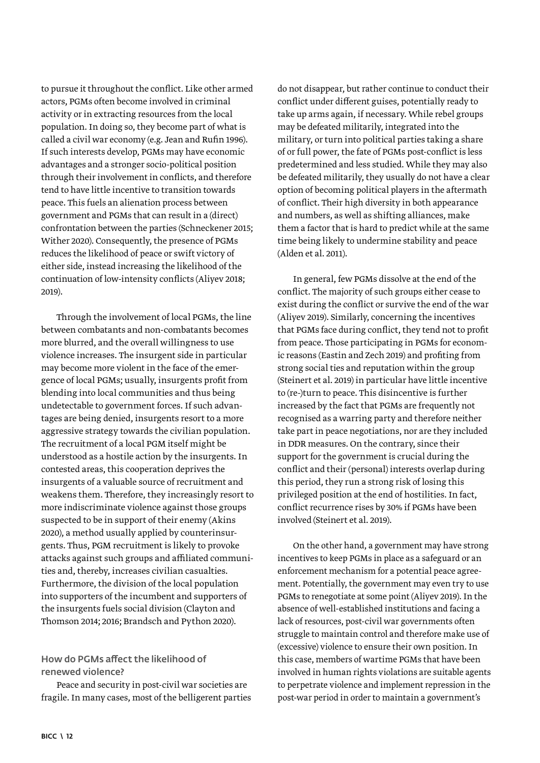to pursue it throughout the conflict. Like other armed actors, PGMs often become involved in criminal activity or in extracting resources from the local population. In doing so, they become part of what is called a civil war economy (e.g. Jean and Rufin 1996). If such interests develop, PGMs may have economic advantages and a stronger socio-political position through their involvement in conflicts, and therefore tend to have little incentive to transition towards peace. This fuels an alienation process between government and PGMs that can result in a (direct) confrontation between the parties (Schneckener 2015; Wither 2020). Consequently, the presence of PGMs reduces the likelihood of peace or swift victory of either side, instead increasing the likelihood of the continuation of low-intensity conflicts (Aliyev 2018; 2019).

Through the involvement of local PGMs, the line between combatants and non-combatants becomes more blurred, and the overall willingness to use violence increases. The insurgent side in particular may become more violent in the face of the emergence of local PGMs; usually, insurgents profit from blending into local communities and thus being undetectable to government forces. If such advantages are being denied, insurgents resort to a more aggressive strategy towards the civilian population. The recruitment of a local PGM itself might be understood as a hostile action by the insurgents. In contested areas, this cooperation deprives the insurgents of a valuable source of recruitment and weakens them. Therefore, they increasingly resort to more indiscriminate violence against those groups suspected to be in support of their enemy (Akins 2020), a method usually applied by counterinsurgents. Thus, PGM recruitment is likely to provoke attacks against such groups and affiliated communities and, thereby, increases civilian casualties. Furthermore, the division of the local population into supporters of the incumbent and supporters of the insurgents fuels social division (Clayton and Thomson 2014; 2016; Brandsch and Python 2020).

### How do PGMs affect the likelihood of renewed violence?

Peace and security in post-civil war societies are fragile. In many cases, most of the belligerent parties do not disappear, but rather continue to conduct their conflict under different guises, potentially ready to take up arms again, if necessary. While rebel groups may be defeated militarily, integrated into the military, or turn into political parties taking a share of or full power, the fate of PGMs post-conflict is less predetermined and less studied. While they may also be defeated militarily, they usually do not have a clear option of becoming political players in the aftermath of conflict. Their high diversity in both appearance and numbers, as well as shifting alliances, make them a factor that is hard to predict while at the same time being likely to undermine stability and peace (Alden et al. 2011).

In general, few PGMs dissolve at the end of the conflict. The majority of such groups either cease to exist during the conflict or survive the end of the war (Aliyev 2019). Similarly, concerning the incentives that PGMs face during conflict, they tend not to profit from peace. Those participating in PGMs for economic reasons (Eastin and Zech 2019) and profiting from strong social ties and reputation within the group (Steinert et al. 2019) in particular have little incentive to (re-)turn to peace. This disincentive is further increased by the fact that PGMs are frequently not recognised as a warring party and therefore neither take part in peace negotiations, nor are they included in DDR measures. On the contrary, since their support for the government is crucial during the conflict and their (personal) interests overlap during this period, they run a strong risk of losing this privileged position at the end of hostilities. In fact, conflict recurrence rises by 30% if PGMs have been involved (Steinert et al. 2019).

On the other hand, a government may have strong incentives to keep PGMs in place as a safeguard or an enforcement mechanism for a potential peace agreement. Potentially, the government may even try to use PGMs to renegotiate at some point (Aliyev 2019). In the absence of well-established institutions and facing a lack of resources, post-civil war governments often struggle to maintain control and therefore make use of (excessive) violence to ensure their own position. In this case, members of wartime PGMs that have been involved in human rights violations are suitable agents to perpetrate violence and implement repression in the post-war period in order to maintain a government's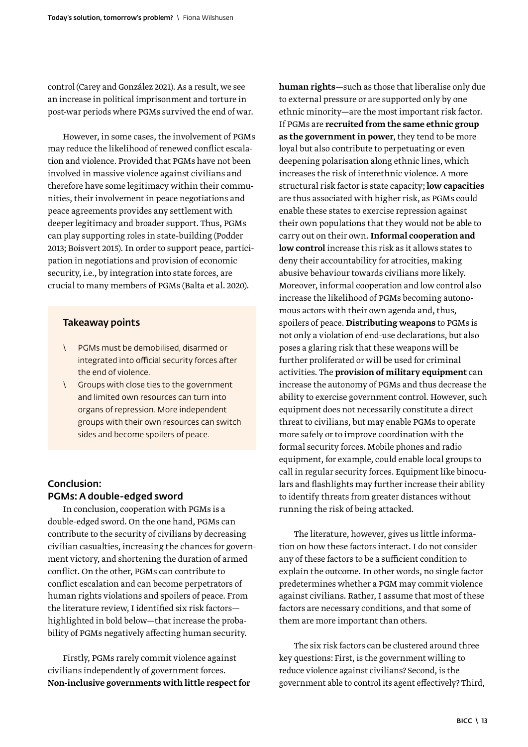control (Carey and González 2021). As a result, we see an increase in political imprisonment and torture in post-war periods where PGMs survived the end of war.

However, in some cases, the involvement of PGMs may reduce the likelihood of renewed conflict escalation and violence. Provided that PGMs have not been involved in massive violence against civilians and therefore have some legitimacy within their communities, their involvement in peace negotiations and peace agreements provides any settlement with deeper legitimacy and broader support. Thus, PGMs can play supporting roles in state-building (Podder 2013; Boisvert 2015). In order to support peace, participation in negotiations and provision of economic security, i.e., by integration into state forces, are crucial to many members of PGMs (Balta et al. 2020).

### Takeaway points

- PGMs must be demobilised, disarmed or integrated into official security forces after the end of violence.
- Groups with close ties to the government and limited own resources can turn into organs of repression. More independent groups with their own resources can switch sides and become spoilers of peace.

## Conclusion: PGMs: A double-edged sword

In conclusion, cooperation with PGMs is a double-edged sword. On the one hand, PGMs can contribute to the security of civilians by decreasing civilian casualties, increasing the chances for government victory, and shortening the duration of armed conflict. On the other, PGMs can contribute to conflict escalation and can become perpetrators of human rights violations and spoilers of peace. From the literature review, I identified six risk factors—highlighted in bold below—that increase the probability of PGMs negatively affecting human security.

Firstly, PGMs rarely commit violence against civilians independently of government forces. **Non-inclusive governments with little respect for human rights**—such as those that liberalise only due to external pressure or are supported only by one ethnic minority—are the most important risk factor. If PGMs are **recruited from the same ethnic group as the government in power**, they tend to be more loyal but also contribute to perpetuating or even deepening polarisation along ethnic lines, which increases the risk of interethnic violence. A more structural risk factor is state capacity; **low capacities** are thus associated with higher risk, as PGMs could enable these states to exercise repression against their own populations that they would not be able to carry out on their own. **Informal cooperation and low control** increase this risk as it allows states to deny their accountability for atrocities, making abusive behaviour towards civilians more likely. Moreover, informal cooperation and low control also increase the likelihood of PGMs becoming autonomous actors with their own agenda and, thus, spoilers of peace. **Distributing weapons** to PGMs is not only a violation of end-use declarations, but also poses a glaring risk that these weapons will be further proliferated or will be used for criminal activities. The **provision of military equipment** can increase the autonomy of PGMs and thus decrease the ability to exercise government control. However, such equipment does not necessarily constitute a direct threat to civilians, but may enable PGMs to operate more safely or to improve coordination with the formal security forces. Mobile phones and radio equipment, for example, could enable local groups to call in regular security forces. Equipment like binoculars and flashlights may further increase their ability to identify threats from greater distances without running the risk of being attacked.

The literature, however, gives us little information on how these factors interact. I do not consider any of these factors to be a sufficient condition to explain the outcome. In other words, no single factor predetermines whether a PGM may commit violence against civilians. Rather, I assume that most of these factors are necessary conditions, and that some of them are more important than others.

The six risk factors can be clustered around three key questions: First, is the government willing to reduce violence against civilians? Second, is the government able to control its agent effectively? Third,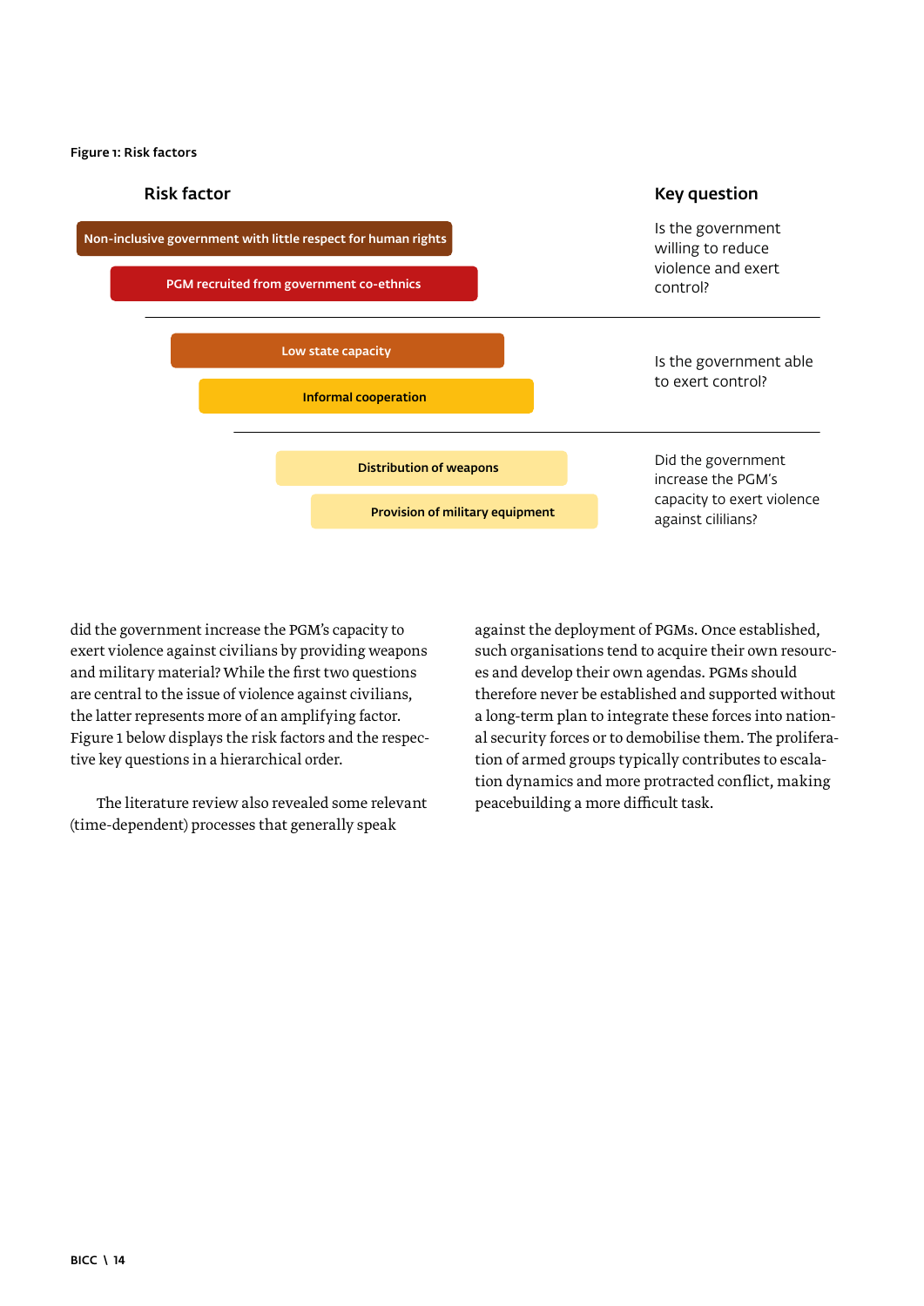**Figure 1: Risk factors**

| Risk factor | Key question |
| --- | --- |
| Non-inclusive government with little respect for human rights<br>PGM recruited from government co-ethnics | Is the government willing to reduce violence and exert control? |
| Low state capacity<br>Informal cooperation | Is the government able to exert control? |
| Distribution of weapons<br>Provision of military equipment | Did the government increase the PGM's capacity to exert violence against cililians? |

did the government increase the PGM's capacity to exert violence against civilians by providing weapons and military material? While the first two questions are central to the issue of violence against civilians, the latter represents more of an amplifying factor. Figure 1 below displays the risk factors and the respective key questions in a hierarchical order.

The literature review also revealed some relevant (time-dependent) processes that generally speak against the deployment of PGMs. Once established, such organisations tend to acquire their own resources and develop their own agendas. PGMs should therefore never be established and supported without a long-term plan to integrate these forces into national security forces or to demobilise them. The proliferation of armed groups typically contributes to escalation dynamics and more protracted conflict, making peacebuilding a more difficult task.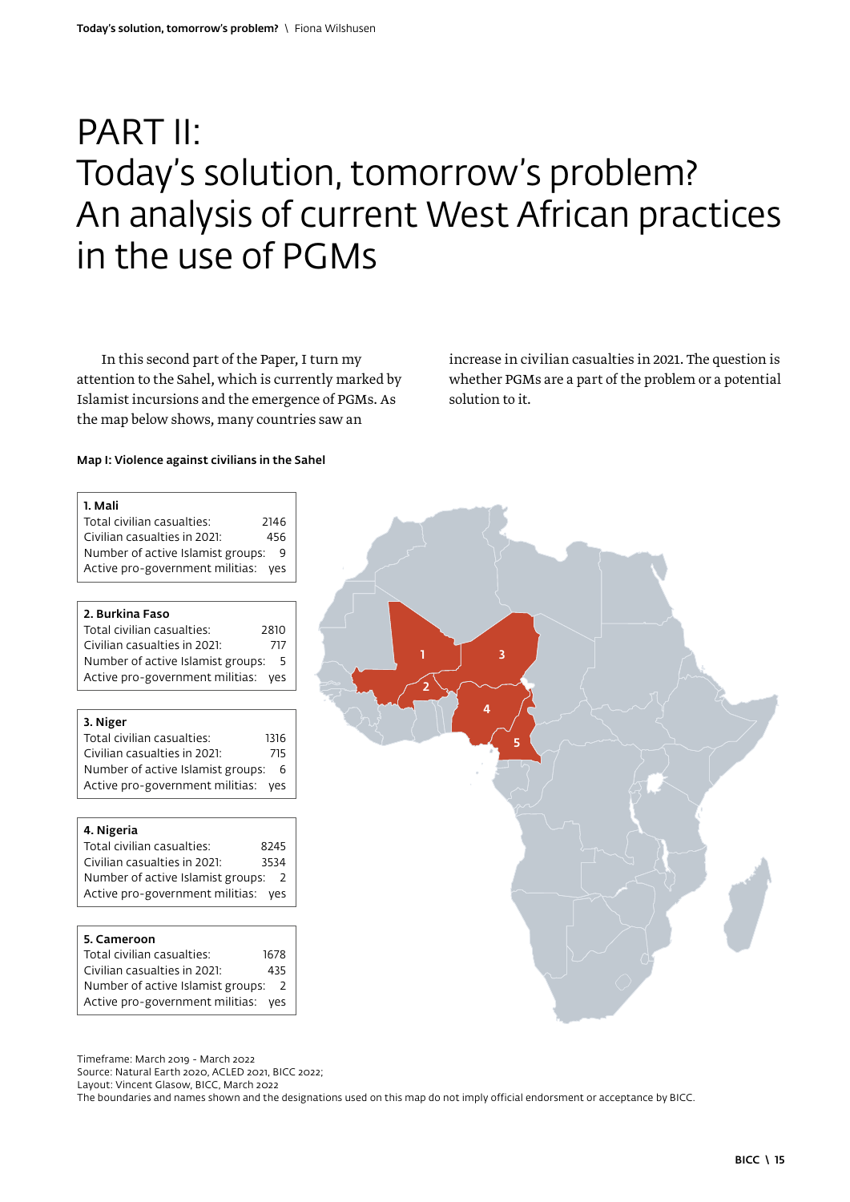# PART II: Today's solution, tomorrow's problem? An analysis of current West African practices in the use of PGMs

In this second part of the Paper, I turn my attention to the Sahel, which is currently marked by Islamist incursions and the emergence of PGMs. As the map below shows, many countries saw an increase in civilian casualties in 2021. The question is whether PGMs are a part of the problem or a potential solution to it.

**Map I: Violence against civilians in the Sahel**

**1. Mali**

| | |
|---|---|
| Total civilian casualties: | 2146 |
| Civilian casualties in 2021: | 456 |
| Number of active Islamist groups: | 9 |
| Active pro-government militias: | yes |

**2. Burkina Faso**

| | |
|---|---|
| Total civilian casualties: | 2810 |
| Civilian casualties in 2021: | 717 |
| Number of active Islamist groups: | 5 |
| Active pro-government militias: | yes |

**3. Niger**

| | |
|---|---|
| Total civilian casualties: | 1316 |
| Civilian casualties in 2021: | 715 |
| Number of active Islamist groups: | 6 |
| Active pro-government militias: | yes |

**4. Nigeria**

| | |
|---|---|
| Total civilian casualties: | 8245 |
| Civilian casualties in 2021: | 3534 |
| Number of active Islamist groups: | 2 |
| Active pro-government militias: | yes |

**5. Cameroon**

| | |
|---|---|
| Total civilian casualties: | 1678 |
| Civilian casualties in 2021: | 435 |
| Number of active Islamist groups: | 2 |
| Active pro-government militias: | yes |

Timeframe: March 2019 - March 2022
Source: Natural Earth 2020, ACLED 2021, BICC 2022;
Layout: Vincent Glasow, BICC, March 2022
The boundaries and names shown and the designations used on this map do not imply official endorsment or acceptance by BICC.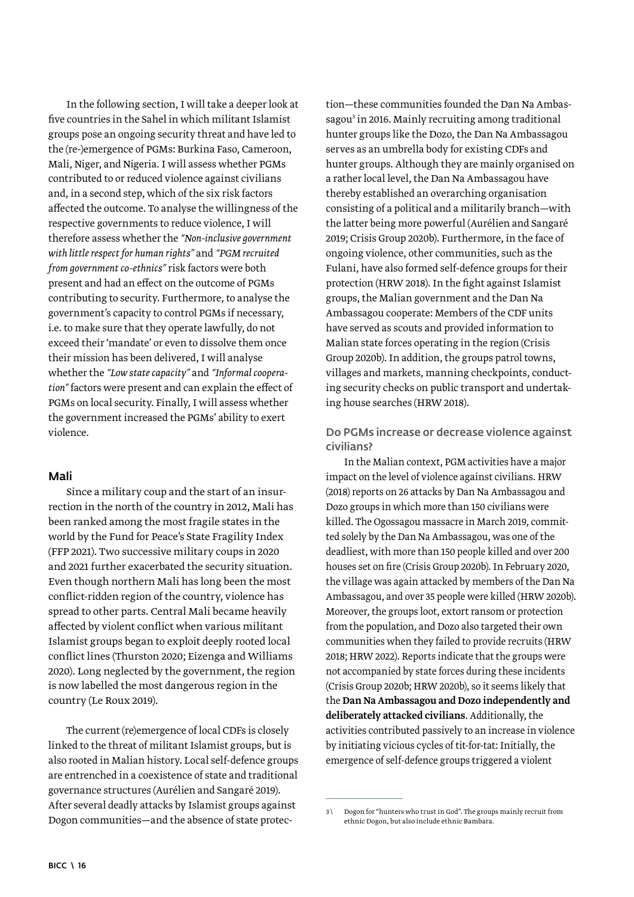In the following section, I will take a deeper look at five countries in the Sahel in which militant Islamist groups pose an ongoing security threat and have led to the (re-)emergence of PGMs: Burkina Faso, Cameroon, Mali, Niger, and Nigeria. I will assess whether PGMs contributed to or reduced violence against civilians and, in a second step, which of the six risk factors affected the outcome. To analyse the willingness of the respective governments to reduce violence, I will therefore assess whether the *"Non-inclusive government with little respect for human rights"* and *"PGM recruited from government co-ethnics"* risk factors were both present and had an effect on the outcome of PGMs contributing to security. Furthermore, to analyse the government's capacity to control PGMs if necessary, i.e. to make sure that they operate lawfully, do not exceed their 'mandate' or even to dissolve them once their mission has been delivered, I will analyse whether the *"Low state capacity"* and *"Informal cooperation"* factors were present and can explain the effect of PGMs on local security. Finally, I will assess whether the government increased the PGMs' ability to exert violence.

## Mali

Since a military coup and the start of an insurrection in the north of the country in 2012, Mali has been ranked among the most fragile states in the world by the Fund for Peace's State Fragility Index (FFP 2021). Two successive military coups in 2020 and 2021 further exacerbated the security situation. Even though northern Mali has long been the most conflict-ridden region of the country, violence has spread to other parts. Central Mali became heavily affected by violent conflict when various militant Islamist groups began to exploit deeply rooted local conflict lines (Thurston 2020; Eizenga and Williams 2020). Long neglected by the government, the region is now labelled the most dangerous region in the country (Le Roux 2019).

The current (re)emergence of local CDFs is closely linked to the threat of militant Islamist groups, but is also rooted in Malian history. Local self-defence groups are entrenched in a coexistence of state and traditional governance structures (Aurélien and Sangaré 2019). After several deadly attacks by Islamist groups against Dogon communities—and the absence of state protection—these communities founded the Dan Na Ambassagou[3] in 2016. Mainly recruiting among traditional hunter groups like the Dozo, the Dan Na Ambassagou serves as an umbrella body for existing CDFs and hunter groups. Although they are mainly organised on a rather local level, the Dan Na Ambassagou have thereby established an overarching organisation consisting of a political and a militarily branch—with the latter being more powerful (Aurélien and Sangaré 2019; Crisis Group 2020b). Furthermore, in the face of ongoing violence, other communities, such as the Fulani, have also formed self-defence groups for their protection (HRW 2018). In the fight against Islamist groups, the Malian government and the Dan Na Ambassagou cooperate: Members of the CDF units have served as scouts and provided information to Malian state forces operating in the region (Crisis Group 2020b). In addition, the groups patrol towns, villages and markets, manning checkpoints, conducting security checks on public transport and undertaking house searches (HRW 2018).

### Do PGMs increase or decrease violence against civilians?

In the Malian context, PGM activities have a major impact on the level of violence against civilians. HRW (2018) reports on 26 attacks by Dan Na Ambassagou and Dozo groups in which more than 150 civilians were killed. The Ogossagou massacre in March 2019, committed solely by the Dan Na Ambassagou, was one of the deadliest, with more than 150 people killed and over 200 houses set on fire (Crisis Group 2020b). In February 2020, the village was again attacked by members of the Dan Na Ambassagou, and over 35 people were killed (HRW 2020b). Moreover, the groups loot, extort ransom or protection from the population, and Dozo also targeted their own communities when they failed to provide recruits (HRW 2018; HRW 2022). Reports indicate that the groups were not accompanied by state forces during these incidents (Crisis Group 2020b; HRW 2020b), so it seems likely that the **Dan Na Ambassagou and Dozo independently and deliberately attacked civilians**. Additionally, the activities contributed passively to an increase in violence by initiating vicious cycles of tit-for-tat: Initially, the emergence of self-defence groups triggered a violent

[3] Dogon for "hunters who trust in God". The groups mainly recruit from ethnic Dogon, but also include ethnic Bambara.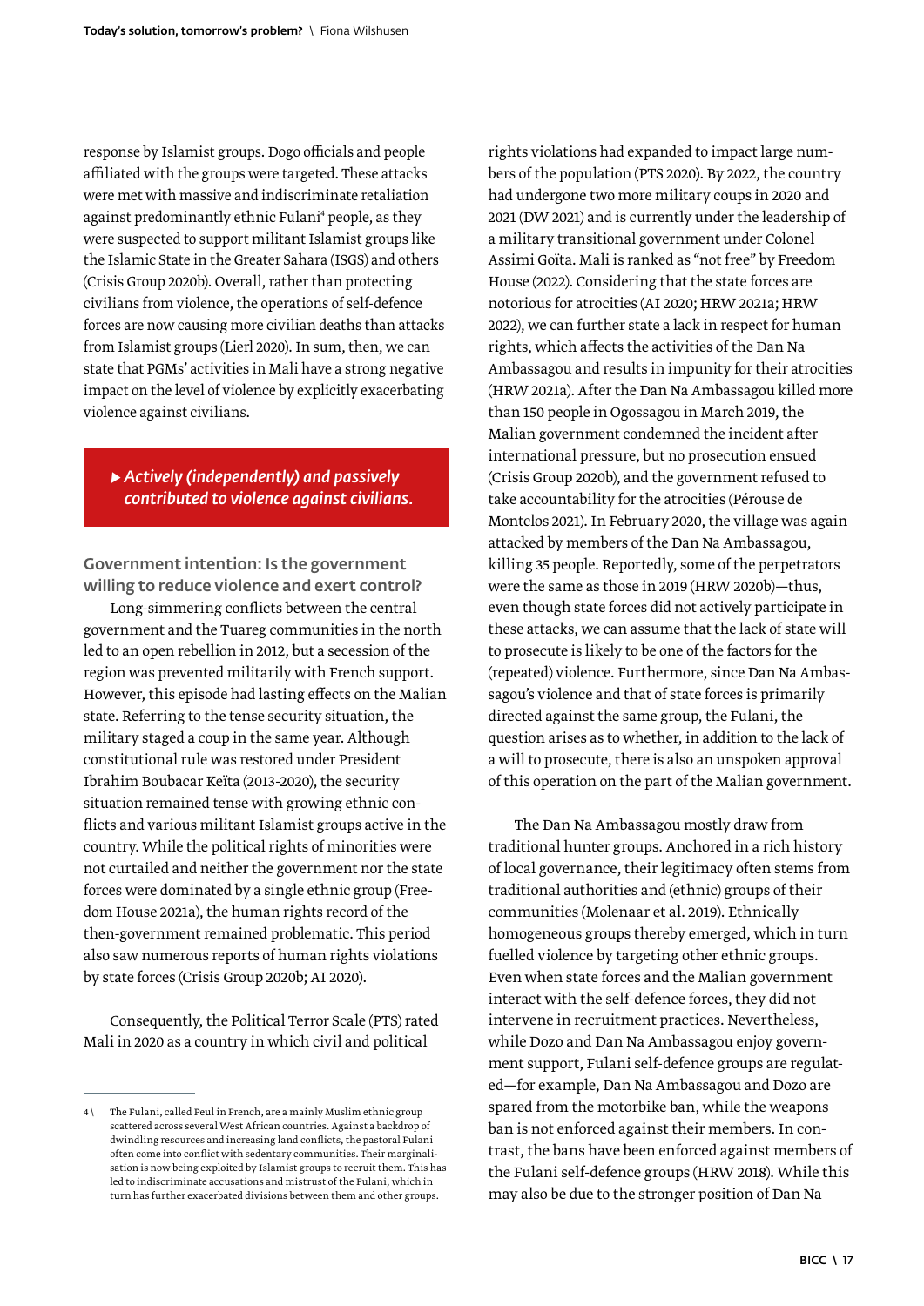response by Islamist groups. Dogo officials and people affiliated with the groups were targeted. These attacks were met with massive and indiscriminate retaliation against predominantly ethnic Fulani[4] people, as they were suspected to support militant Islamist groups like the Islamic State in the Greater Sahara (ISGS) and others (Crisis Group 2020b). Overall, rather than protecting civilians from violence, the operations of self-defence forces are now causing more civilian deaths than attacks from Islamist groups (Lierl 2020). In sum, then, we can state that PGMs' activities in Mali have a strong negative impact on the level of violence by explicitly exacerbating violence against civilians.

> ▶ *Actively (independently) and passively contributed to violence against civilians.*

### Government intention: Is the government willing to reduce violence and exert control?

Long-simmering conflicts between the central government and the Tuareg communities in the north led to an open rebellion in 2012, but a secession of the region was prevented militarily with French support. However, this episode had lasting effects on the Malian state. Referring to the tense security situation, the military staged a coup in the same year. Although constitutional rule was restored under President Ibrahim Boubacar Keïta (2013-2020), the security situation remained tense with growing ethnic conflicts and various militant Islamist groups active in the country. While the political rights of minorities were not curtailed and neither the government nor the state forces were dominated by a single ethnic group (Freedom House 2021a), the human rights record of the then-government remained problematic. This period also saw numerous reports of human rights violations by state forces (Crisis Group 2020b; AI 2020).

Consequently, the Political Terror Scale (PTS) rated Mali in 2020 as a country in which civil and political rights violations had expanded to impact large numbers of the population (PTS 2020). By 2022, the country had undergone two more military coups in 2020 and 2021 (DW 2021) and is currently under the leadership of a military transitional government under Colonel Assimi Goïta. Mali is ranked as "not free" by Freedom House (2022). Considering that the state forces are notorious for atrocities (AI 2020; HRW 2021a; HRW 2022), we can further state a lack in respect for human rights, which affects the activities of the Dan Na Ambassagou and results in impunity for their atrocities (HRW 2021a). After the Dan Na Ambassagou killed more than 150 people in Ogossagou in March 2019, the Malian government condemned the incident after international pressure, but no prosecution ensued (Crisis Group 2020b), and the government refused to take accountability for the atrocities (Pérouse de Montclos 2021). In February 2020, the village was again attacked by members of the Dan Na Ambassagou, killing 35 people. Reportedly, some of the perpetrators were the same as those in 2019 (HRW 2020b)—thus, even though state forces did not actively participate in these attacks, we can assume that the lack of state will to prosecute is likely to be one of the factors for the (repeated) violence. Furthermore, since Dan Na Ambassagou's violence and that of state forces is primarily directed against the same group, the Fulani, the question arises as to whether, in addition to the lack of a will to prosecute, there is also an unspoken approval of this operation on the part of the Malian government.

The Dan Na Ambassagou mostly draw from traditional hunter groups. Anchored in a rich history of local governance, their legitimacy often stems from traditional authorities and (ethnic) groups of their communities (Molenaar et al. 2019). Ethnically homogeneous groups thereby emerged, which in turn fuelled violence by targeting other ethnic groups. Even when state forces and the Malian government interact with the self-defence forces, they did not intervene in recruitment practices. Nevertheless, while Dozo and Dan Na Ambassagou enjoy government support, Fulani self-defence groups are regulated—for example, Dan Na Ambassagou and Dozo are spared from the motorbike ban, while the weapons ban is not enforced against their members. In contrast, the bans have been enforced against members of the Fulani self-defence groups (HRW 2018). While this may also be due to the stronger position of Dan Na

---

4 \ The Fulani, called Peul in French, are a mainly Muslim ethnic group scattered across several West African countries. Against a backdrop of dwindling resources and increasing land conflicts, the pastoral Fulani often come into conflict with sedentary communities. Their marginalisation is now being exploited by Islamist groups to recruit them. This has led to indiscriminate accusations and mistrust of the Fulani, which in turn has further exacerbated divisions between them and other groups.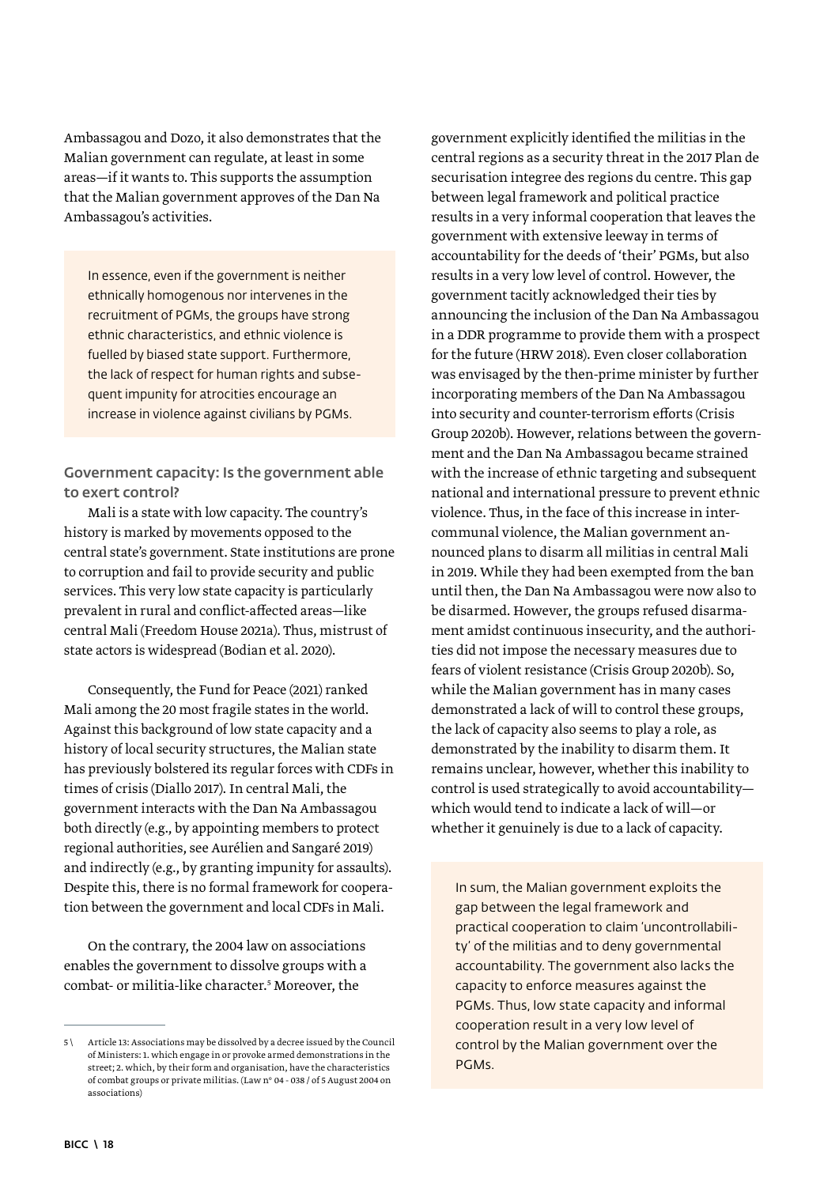Ambassagou and Dozo, it also demonstrates that the Malian government can regulate, at least in some areas—if it wants to. This supports the assumption that the Malian government approves of the Dan Na Ambassagou's activities.

> In essence, even if the government is neither ethnically homogenous nor intervenes in the recruitment of PGMs, the groups have strong ethnic characteristics, and ethnic violence is fuelled by biased state support. Furthermore, the lack of respect for human rights and subsequent impunity for atrocities encourage an increase in violence against civilians by PGMs.

### Government capacity: Is the government able to exert control?

Mali is a state with low capacity. The country's history is marked by movements opposed to the central state's government. State institutions are prone to corruption and fail to provide security and public services. This very low state capacity is particularly prevalent in rural and conflict-affected areas—like central Mali (Freedom House 2021a). Thus, mistrust of state actors is widespread (Bodian et al. 2020).

Consequently, the Fund for Peace (2021) ranked Mali among the 20 most fragile states in the world. Against this background of low state capacity and a history of local security structures, the Malian state has previously bolstered its regular forces with CDFs in times of crisis (Diallo 2017). In central Mali, the government interacts with the Dan Na Ambassagou both directly (e.g., by appointing members to protect regional authorities, see Aurélien and Sangaré 2019) and indirectly (e.g., by granting impunity for assaults). Despite this, there is no formal framework for cooperation between the government and local CDFs in Mali.

On the contrary, the 2004 law on associations enables the government to dissolve groups with a combat- or militia-like character.[5] Moreover, the government explicitly identified the militias in the central regions as a security threat in the 2017 Plan de securisation integree des regions du centre. This gap between legal framework and political practice results in a very informal cooperation that leaves the government with extensive leeway in terms of accountability for the deeds of 'their' PGMs, but also results in a very low level of control. However, the government tacitly acknowledged their ties by announcing the inclusion of the Dan Na Ambassagou in a DDR programme to provide them with a prospect for the future (HRW 2018). Even closer collaboration was envisaged by the then-prime minister by further incorporating members of the Dan Na Ambassagou into security and counter-terrorism efforts (Crisis Group 2020b). However, relations between the government and the Dan Na Ambassagou became strained with the increase of ethnic targeting and subsequent national and international pressure to prevent ethnic violence. Thus, in the face of this increase in intercommunal violence, the Malian government announced plans to disarm all militias in central Mali in 2019. While they had been exempted from the ban until then, the Dan Na Ambassagou were now also to be disarmed. However, the groups refused disarmament amidst continuous insecurity, and the authorities did not impose the necessary measures due to fears of violent resistance (Crisis Group 2020b). So, while the Malian government has in many cases demonstrated a lack of will to control these groups, the lack of capacity also seems to play a role, as demonstrated by the inability to disarm them. It remains unclear, however, whether this inability to control is used strategically to avoid accountability—which would tend to indicate a lack of will—or whether it genuinely is due to a lack of capacity.

> In sum, the Malian government exploits the gap between the legal framework and practical cooperation to claim 'uncontrollability' of the militias and to deny governmental accountability. The government also lacks the capacity to enforce measures against the PGMs. Thus, low state capacity and informal cooperation result in a very low level of control by the Malian government over the PGMs.

---

5 \ Article 13: Associations may be dissolved by a decree issued by the Council of Ministers: 1. which engage in or provoke armed demonstrations in the street; 2. which, by their form and organisation, have the characteristics of combat groups or private militias. (Law n° 04 - 038 / of 5 August 2004 on associations)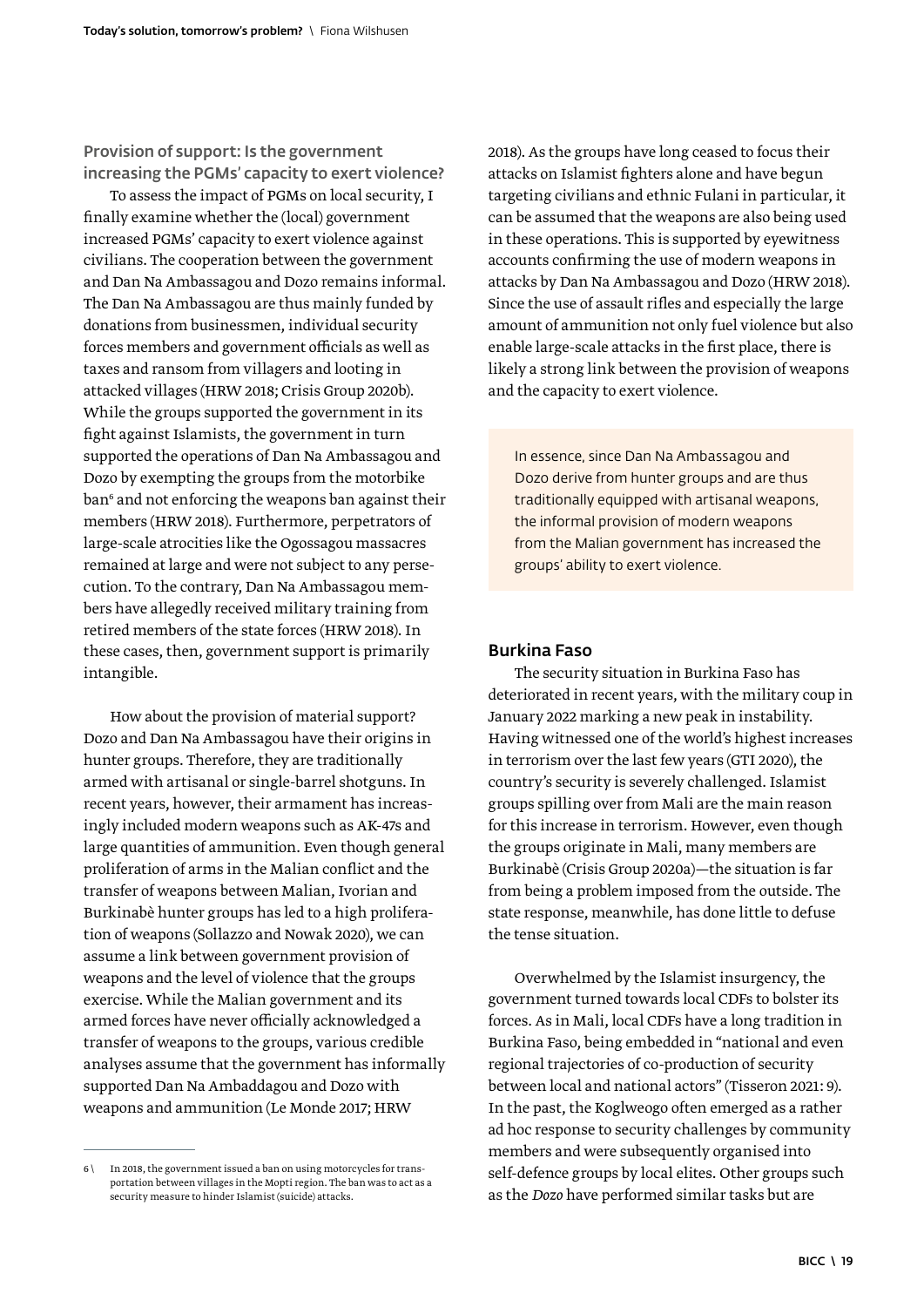### Provision of support: Is the government increasing the PGMs' capacity to exert violence?

To assess the impact of PGMs on local security, I finally examine whether the (local) government increased PGMs' capacity to exert violence against civilians. The cooperation between the government and Dan Na Ambassagou and Dozo remains informal. The Dan Na Ambassagou are thus mainly funded by donations from businessmen, individual security forces members and government officials as well as taxes and ransom from villagers and looting in attacked villages (HRW 2018; Crisis Group 2020b). While the groups supported the government in its fight against Islamists, the government in turn supported the operations of Dan Na Ambassagou and Dozo by exempting the groups from the motorbike ban[6] and not enforcing the weapons ban against their members (HRW 2018). Furthermore, perpetrators of large-scale atrocities like the Ogossagou massacres remained at large and were not subject to any persecution. To the contrary, Dan Na Ambassagou members have allegedly received military training from retired members of the state forces (HRW 2018). In these cases, then, government support is primarily intangible.

How about the provision of material support? Dozo and Dan Na Ambassagou have their origins in hunter groups. Therefore, they are traditionally armed with artisanal or single-barrel shotguns. In recent years, however, their armament has increasingly included modern weapons such as AK-47s and large quantities of ammunition. Even though general proliferation of arms in the Malian conflict and the transfer of weapons between Malian, Ivorian and Burkinabè hunter groups has led to a high proliferation of weapons (Sollazzo and Nowak 2020), we can assume a link between government provision of weapons and the level of violence that the groups exercise. While the Malian government and its armed forces have never officially acknowledged a transfer of weapons to the groups, various credible analyses assume that the government has informally supported Dan Na Ambaddagou and Dozo with weapons and ammunition (Le Monde 2017; HRW 2018). As the groups have long ceased to focus their attacks on Islamist fighters alone and have begun targeting civilians and ethnic Fulani in particular, it can be assumed that the weapons are also being used in these operations. This is supported by eyewitness accounts confirming the use of modern weapons in attacks by Dan Na Ambassagou and Dozo (HRW 2018). Since the use of assault rifles and especially the large amount of ammunition not only fuel violence but also enable large-scale attacks in the first place, there is likely a strong link between the provision of weapons and the capacity to exert violence.

> In essence, since Dan Na Ambassagou and Dozo derive from hunter groups and are thus traditionally equipped with artisanal weapons, the informal provision of modern weapons from the Malian government has increased the groups' ability to exert violence.

## Burkina Faso

The security situation in Burkina Faso has deteriorated in recent years, with the military coup in January 2022 marking a new peak in instability. Having witnessed one of the world's highest increases in terrorism over the last few years (GTI 2020), the country's security is severely challenged. Islamist groups spilling over from Mali are the main reason for this increase in terrorism. However, even though the groups originate in Mali, many members are Burkinabè (Crisis Group 2020a)—the situation is far from being a problem imposed from the outside. The state response, meanwhile, has done little to defuse the tense situation.

Overwhelmed by the Islamist insurgency, the government turned towards local CDFs to bolster its forces. As in Mali, local CDFs have a long tradition in Burkina Faso, being embedded in "national and even regional trajectories of co-production of security between local and national actors" (Tisseron 2021: 9). In the past, the Koglweogo often emerged as a rather ad hoc response to security challenges by community members and were subsequently organised into self-defence groups by local elites. Other groups such as the *Dozo* have performed similar tasks but are

---

6 \ In 2018, the government issued a ban on using motorcycles for transportation between villages in the Mopti region. The ban was to act as a security measure to hinder Islamist (suicide) attacks.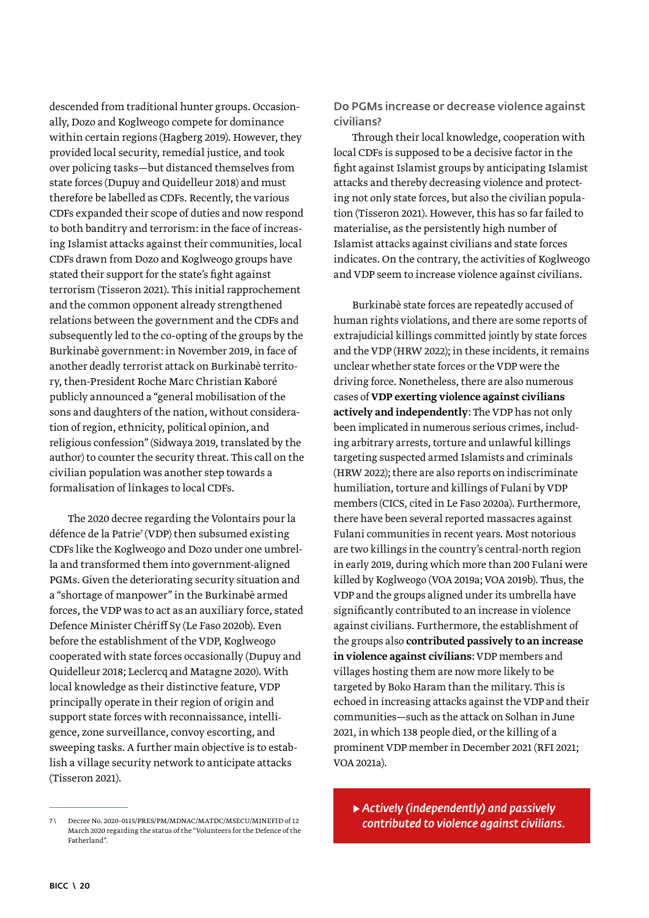descended from traditional hunter groups. Occasionally, Dozo and Koglweogo compete for dominance within certain regions (Hagberg 2019). However, they provided local security, remedial justice, and took over policing tasks—but distanced themselves from state forces (Dupuy and Quidelleur 2018) and must therefore be labelled as CDFs. Recently, the various CDFs expanded their scope of duties and now respond to both banditry and terrorism: in the face of increasing Islamist attacks against their communities, local CDFs drawn from Dozo and Koglweogo groups have stated their support for the state's fight against terrorism (Tisseron 2021). This initial rapprochement and the common opponent already strengthened relations between the government and the CDFs and subsequently led to the co-opting of the groups by the Burkinabè government: in November 2019, in face of another deadly terrorist attack on Burkinabè territory, then-President Roche Marc Christian Kaboré publicly announced a "general mobilisation of the sons and daughters of the nation, without consideration of region, ethnicity, political opinion, and religious confession" (Sidwaya 2019, translated by the author) to counter the security threat. This call on the civilian population was another step towards a formalisation of linkages to local CDFs.

The 2020 decree regarding the Volontairs pour la défence de la Patrie[7] (VDP) then subsumed existing CDFs like the Koglweogo and Dozo under one umbrella and transformed them into government-aligned PGMs. Given the deteriorating security situation and a "shortage of manpower" in the Burkinabè armed forces, the VDP was to act as an auxiliary force, stated Defence Minister Chériff Sy (Le Faso 2020b). Even before the establishment of the VDP, Koglweogo cooperated with state forces occasionally (Dupuy and Quidelleur 2018; Leclercq and Matagne 2020). With local knowledge as their distinctive feature, VDP principally operate in their region of origin and support state forces with reconnaissance, intelligence, zone surveillance, convoy escorting, and sweeping tasks. A further main objective is to establish a village security network to anticipate attacks (Tisseron 2021).

### Do PGMs increase or decrease violence against civilians?

Through their local knowledge, cooperation with local CDFs is supposed to be a decisive factor in the fight against Islamist groups by anticipating Islamist attacks and thereby decreasing violence and protecting not only state forces, but also the civilian population (Tisseron 2021). However, this has so far failed to materialise, as the persistently high number of Islamist attacks against civilians and state forces indicates. On the contrary, the activities of Koglweogo and VDP seem to increase violence against civilians.

Burkinabè state forces are repeatedly accused of human rights violations, and there are some reports of extrajudicial killings committed jointly by state forces and the VDP (HRW 2022); in these incidents, it remains unclear whether state forces or the VDP were the driving force. Nonetheless, there are also numerous cases of **VDP exerting violence against civilians actively and independently**: The VDP has not only been implicated in numerous serious crimes, including arbitrary arrests, torture and unlawful killings targeting suspected armed Islamists and criminals (HRW 2022); there are also reports on indiscriminate humiliation, torture and killings of Fulani by VDP members (CICS, cited in Le Faso 2020a). Furthermore, there have been several reported massacres against Fulani communities in recent years. Most notorious are two killings in the country's central-north region in early 2019, during which more than 200 Fulani were killed by Koglweogo (VOA 2019a; VOA 2019b). Thus, the VDP and the groups aligned under its umbrella have significantly contributed to an increase in violence against civilians. Furthermore, the establishment of the groups also **contributed passively to an increase in violence against civilians**: VDP members and villages hosting them are now more likely to be targeted by Boko Haram than the military. This is echoed in increasing attacks against the VDP and their communities—such as the attack on Solhan in June 2021, in which 138 people died, or the killing of a prominent VDP member in December 2021 (RFI 2021; VOA 2021a).

▸ ***Actively (independently) and passively contributed to violence against civilians.***

---

7 \ Decree No. 2020-0115/PRES/PM/MDNAC/MATDC/MSECU/MINEFID of 12 March 2020 regarding the status of the "Volunteers for the Defence of the Fatherland".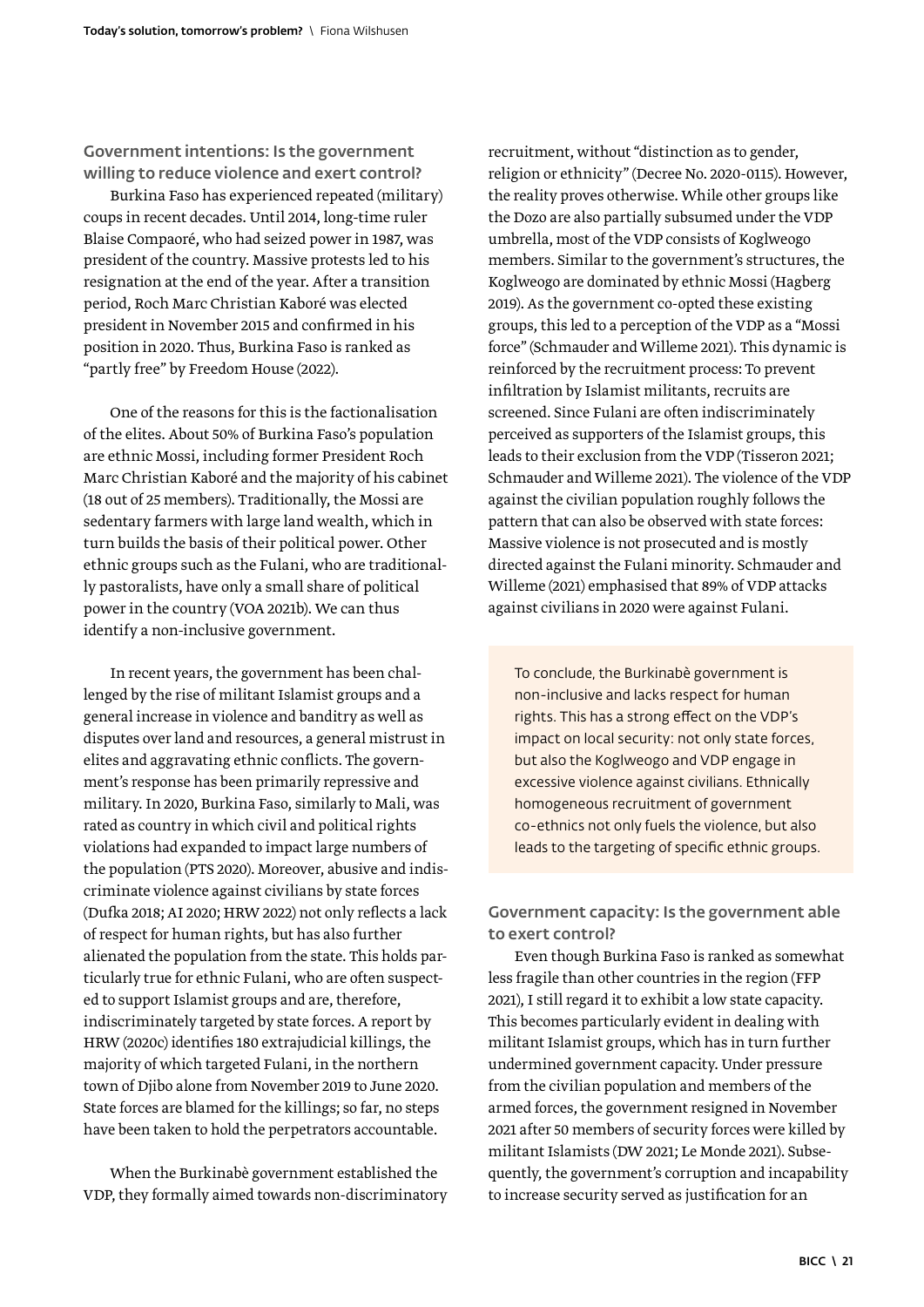### Government intentions: Is the government willing to reduce violence and exert control?

Burkina Faso has experienced repeated (military) coups in recent decades. Until 2014, long-time ruler Blaise Compaoré, who had seized power in 1987, was president of the country. Massive protests led to his resignation at the end of the year. After a transition period, Roch Marc Christian Kaboré was elected president in November 2015 and confirmed in his position in 2020. Thus, Burkina Faso is ranked as "partly free" by Freedom House (2022).

One of the reasons for this is the factionalisation of the elites. About 50% of Burkina Faso's population are ethnic Mossi, including former President Roch Marc Christian Kaboré and the majority of his cabinet (18 out of 25 members). Traditionally, the Mossi are sedentary farmers with large land wealth, which in turn builds the basis of their political power. Other ethnic groups such as the Fulani, who are traditionally pastoralists, have only a small share of political power in the country (VOA 2021b). We can thus identify a non-inclusive government.

In recent years, the government has been challenged by the rise of militant Islamist groups and a general increase in violence and banditry as well as disputes over land and resources, a general mistrust in elites and aggravating ethnic conflicts. The government's response has been primarily repressive and military. In 2020, Burkina Faso, similarly to Mali, was rated as country in which civil and political rights violations had expanded to impact large numbers of the population (PTS 2020). Moreover, abusive and indiscriminate violence against civilians by state forces (Dufka 2018; AI 2020; HRW 2022) not only reflects a lack of respect for human rights, but has also further alienated the population from the state. This holds particularly true for ethnic Fulani, who are often suspected to support Islamist groups and are, therefore, indiscriminately targeted by state forces. A report by HRW (2020c) identifies 180 extrajudicial killings, the majority of which targeted Fulani, in the northern town of Djibo alone from November 2019 to June 2020. State forces are blamed for the killings; so far, no steps have been taken to hold the perpetrators accountable.

When the Burkinabè government established the VDP, they formally aimed towards non-discriminatory recruitment, without "distinction as to gender, religion or ethnicity" (Decree No. 2020-0115). However, the reality proves otherwise. While other groups like the Dozo are also partially subsumed under the VDP umbrella, most of the VDP consists of Koglweogo members. Similar to the government's structures, the Koglweogo are dominated by ethnic Mossi (Hagberg 2019). As the government co-opted these existing groups, this led to a perception of the VDP as a "Mossi force" (Schmauder and Willeme 2021). This dynamic is reinforced by the recruitment process: To prevent infiltration by Islamist militants, recruits are screened. Since Fulani are often indiscriminately perceived as supporters of the Islamist groups, this leads to their exclusion from the VDP (Tisseron 2021; Schmauder and Willeme 2021). The violence of the VDP against the civilian population roughly follows the pattern that can also be observed with state forces: Massive violence is not prosecuted and is mostly directed against the Fulani minority. Schmauder and Willeme (2021) emphasised that 89% of VDP attacks against civilians in 2020 were against Fulani.

> To conclude, the Burkinabè government is non-inclusive and lacks respect for human rights. This has a strong effect on the VDP's impact on local security: not only state forces, but also the Koglweogo and VDP engage in excessive violence against civilians. Ethnically homogeneous recruitment of government co-ethnics not only fuels the violence, but also leads to the targeting of specific ethnic groups.

### Government capacity: Is the government able to exert control?

Even though Burkina Faso is ranked as somewhat less fragile than other countries in the region (FFP 2021), I still regard it to exhibit a low state capacity. This becomes particularly evident in dealing with militant Islamist groups, which has in turn further undermined government capacity. Under pressure from the civilian population and members of the armed forces, the government resigned in November 2021 after 50 members of security forces were killed by militant Islamists (DW 2021; Le Monde 2021). Subsequently, the government's corruption and incapability to increase security served as justification for an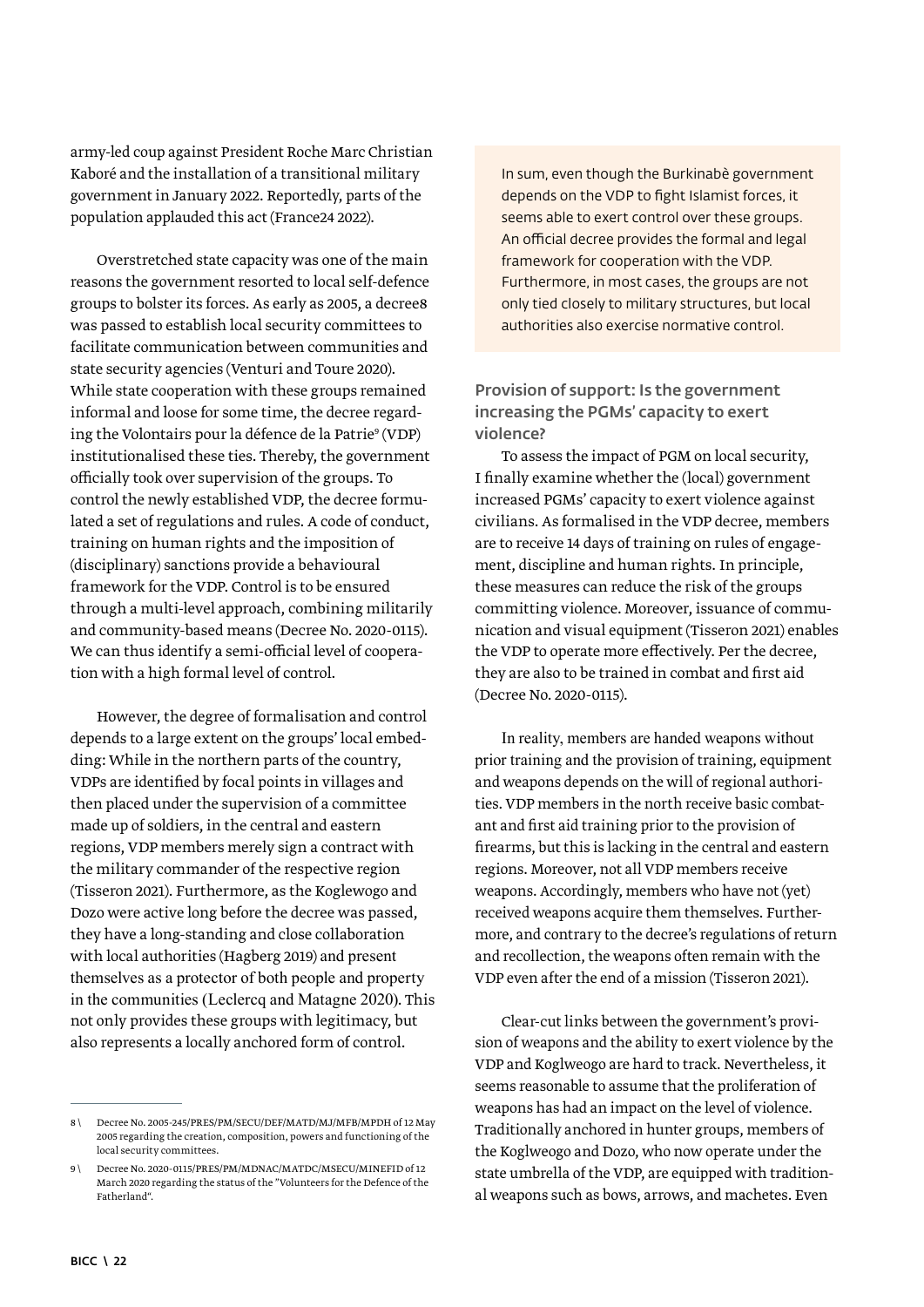army-led coup against President Roche Marc Christian Kaboré and the installation of a transitional military government in January 2022. Reportedly, parts of the population applauded this act (France24 2022).

Overstretched state capacity was one of the main reasons the government resorted to local self-defence groups to bolster its forces. As early as 2005, a decree[8] was passed to establish local security committees to facilitate communication between communities and state security agencies (Venturi and Toure 2020). While state cooperation with these groups remained informal and loose for some time, the decree regarding the Volontairs pour la défence de la Patrie[9] (VDP) institutionalised these ties. Thereby, the government officially took over supervision of the groups. To control the newly established VDP, the decree formulated a set of regulations and rules. A code of conduct, training on human rights and the imposition of (disciplinary) sanctions provide a behavioural framework for the VDP. Control is to be ensured through a multi-level approach, combining militarily and community-based means (Decree No. 2020-0115). We can thus identify a semi-official level of cooperation with a high formal level of control.

However, the degree of formalisation and control depends to a large extent on the groups' local embedding: While in the northern parts of the country, VDPs are identified by focal points in villages and then placed under the supervision of a committee made up of soldiers, in the central and eastern regions, VDP members merely sign a contract with the military commander of the respective region (Tisseron 2021). Furthermore, as the Koglewogo and Dozo were active long before the decree was passed, they have a long-standing and close collaboration with local authorities (Hagberg 2019) and present themselves as a protector of both people and property in the communities (Leclercq and Matagne 2020). This not only provides these groups with legitimacy, but also represents a locally anchored form of control.

In sum, even though the Burkinabè government depends on the VDP to fight Islamist forces, it seems able to exert control over these groups. An official decree provides the formal and legal framework for cooperation with the VDP. Furthermore, in most cases, the groups are not only tied closely to military structures, but local authorities also exercise normative control.

### Provision of support: Is the government increasing the PGMs' capacity to exert violence?

To assess the impact of PGM on local security, I finally examine whether the (local) government increased PGMs' capacity to exert violence against civilians. As formalised in the VDP decree, members are to receive 14 days of training on rules of engagement, discipline and human rights. In principle, these measures can reduce the risk of the groups committing violence. Moreover, issuance of communication and visual equipment (Tisseron 2021) enables the VDP to operate more effectively. Per the decree, they are also to be trained in combat and first aid (Decree No. 2020-0115).

In reality, members are handed weapons without prior training and the provision of training, equipment and weapons depends on the will of regional authorities. VDP members in the north receive basic combatant and first aid training prior to the provision of firearms, but this is lacking in the central and eastern regions. Moreover, not all VDP members receive weapons. Accordingly, members who have not (yet) received weapons acquire them themselves. Furthermore, and contrary to the decree's regulations of return and recollection, the weapons often remain with the VDP even after the end of a mission (Tisseron 2021).

Clear-cut links between the government's provision of weapons and the ability to exert violence by the VDP and Koglweogo are hard to track. Nevertheless, it seems reasonable to assume that the proliferation of weapons has had an impact on the level of violence. Traditionally anchored in hunter groups, members of the Koglweogo and Dozo, who now operate under the state umbrella of the VDP, are equipped with traditional weapons such as bows, arrows, and machetes. Even

---

8 \ Decree No. 2005-245/PRES/PM/SECU/DEF/MATD/MJ/MFB/MPDH of 12 May 2005 regarding the creation, composition, powers and functioning of the local security committees.

9 \ Decree No. 2020-0115/PRES/PM/MDNAC/MATDC/MSECU/MINEFID of 12 March 2020 regarding the status of the "Volunteers for the Defence of the Fatherland".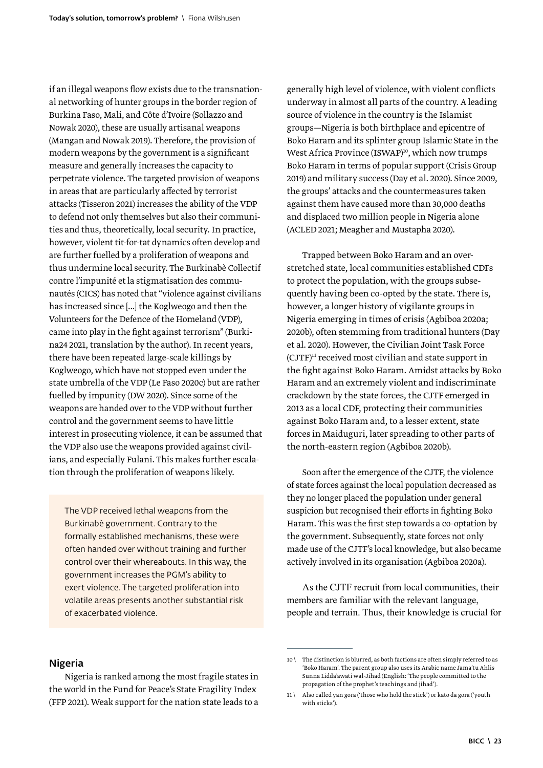if an illegal weapons flow exists due to the transnational networking of hunter groups in the border region of Burkina Faso, Mali, and Côte d'Ivoire (Sollazzo and Nowak 2020), these are usually artisanal weapons (Mangan and Nowak 2019). Therefore, the provision of modern weapons by the government is a significant measure and generally increases the capacity to perpetrate violence. The targeted provision of weapons in areas that are particularly affected by terrorist attacks (Tisseron 2021) increases the ability of the VDP to defend not only themselves but also their communities and thus, theoretically, local security. In practice, however, violent tit-for-tat dynamics often develop and are further fuelled by a proliferation of weapons and thus undermine local security. The Burkinabè Collectif contre l'impunité et la stigmatisation des communautés (CICS) has noted that "violence against civilians has increased since [...] the Koglweogo and then the Volunteers for the Defence of the Homeland (VDP), came into play in the fight against terrorism" (Burkina24 2021, translation by the author). In recent years, there have been repeated large-scale killings by Koglweogo, which have not stopped even under the state umbrella of the VDP (Le Faso 2020c) but are rather fuelled by impunity (DW 2020). Since some of the weapons are handed over to the VDP without further control and the government seems to have little interest in prosecuting violence, it can be assumed that the VDP also use the weapons provided against civilians, and especially Fulani. This makes further escalation through the proliferation of weapons likely.

> The VDP received lethal weapons from the Burkinabè government. Contrary to the formally established mechanisms, these were often handed over without training and further control over their whereabouts. In this way, the government increases the PGM's ability to exert violence. The targeted proliferation into volatile areas presents another substantial risk of exacerbated violence.

## Nigeria

Nigeria is ranked among the most fragile states in the world in the Fund for Peace's State Fragility Index (FFP 2021). Weak support for the nation state leads to a generally high level of violence, with violent conflicts underway in almost all parts of the country. A leading source of violence in the country is the Islamist groups—Nigeria is both birthplace and epicentre of Boko Haram and its splinter group Islamic State in the West Africa Province (ISWAP)[10], which now trumps Boko Haram in terms of popular support (Crisis Group 2019) and military success (Day et al. 2020). Since 2009, the groups' attacks and the countermeasures taken against them have caused more than 30,000 deaths and displaced two million people in Nigeria alone (ACLED 2021; Meagher and Mustapha 2020).

Trapped between Boko Haram and an overstretched state, local communities established CDFs to protect the population, with the groups subsequently having been co-opted by the state. There is, however, a longer history of vigilante groups in Nigeria emerging in times of crisis (Agbiboa 2020a; 2020b), often stemming from traditional hunters (Day et al. 2020). However, the Civilian Joint Task Force (CJTF)[11] received most civilian and state support in the fight against Boko Haram. Amidst attacks by Boko Haram and an extremely violent and indiscriminate crackdown by the state forces, the CJTF emerged in 2013 as a local CDF, protecting their communities against Boko Haram and, to a lesser extent, state forces in Maiduguri, later spreading to other parts of the north-eastern region (Agbiboa 2020b).

Soon after the emergence of the CJTF, the violence of state forces against the local population decreased as they no longer placed the population under general suspicion but recognised their efforts in fighting Boko Haram. This was the first step towards a co-optation by the government. Subsequently, state forces not only made use of the CJTF's local knowledge, but also became actively involved in its organisation (Agbiboa 2020a).

As the CJTF recruit from local communities, their members are familiar with the relevant language, people and terrain. Thus, their knowledge is crucial for

---

10 \ The distinction is blurred, as both factions are often simply referred to as 'Boko Haram'. The parent group also uses its Arabic name Jama'tu Ahlis Sunna Lidda'awati wal-Jihad (English: 'The people committed to the propagation of the prophet's teachings and jihad').

11 \ Also called yan gora ('those who hold the stick') or kato da gora ('youth with sticks').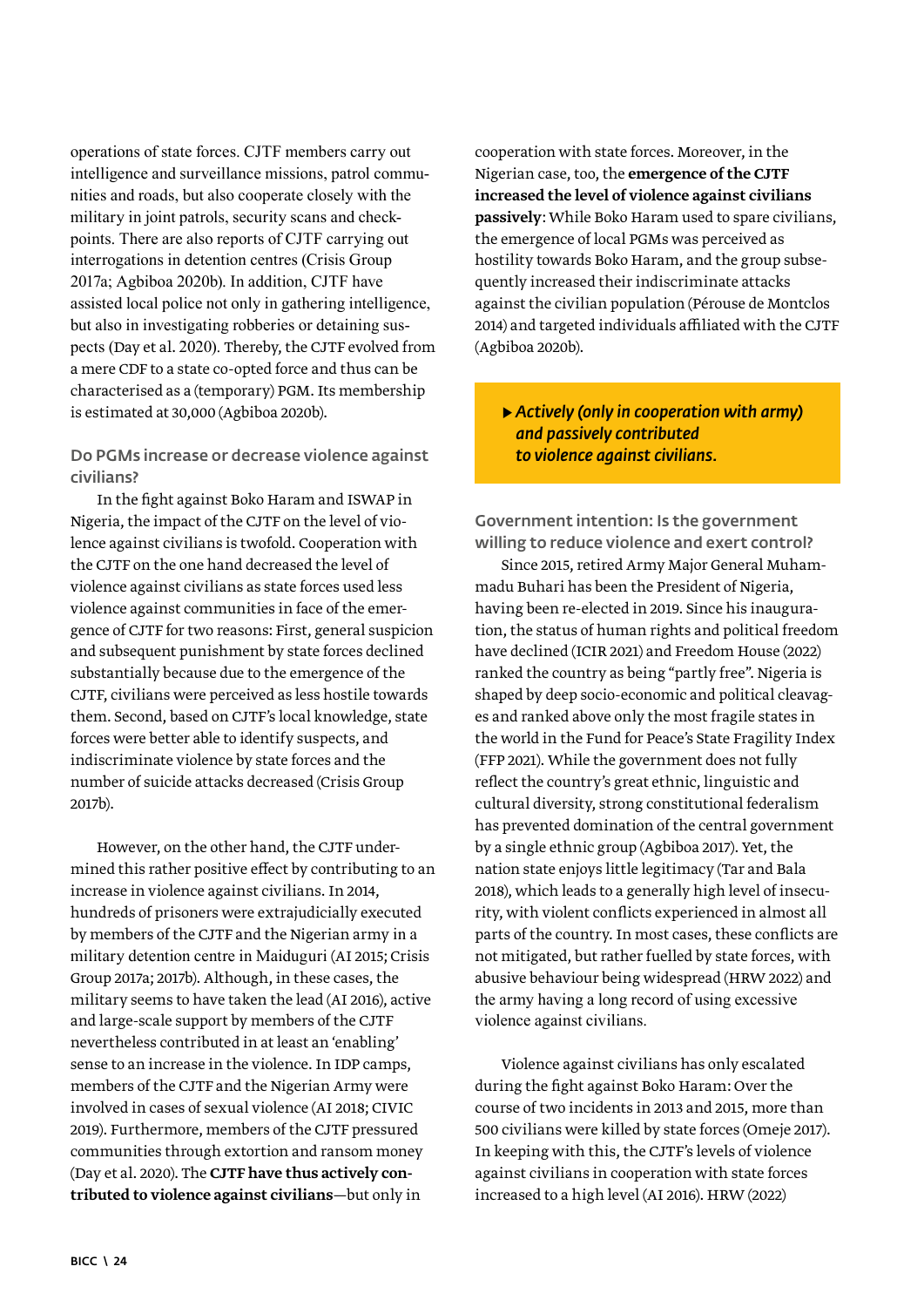operations of state forces. CJTF members carry out intelligence and surveillance missions, patrol communities and roads, but also cooperate closely with the military in joint patrols, security scans and checkpoints. There are also reports of CJTF carrying out interrogations in detention centres (Crisis Group 2017a; Agbiboa 2020b). In addition, CJTF have assisted local police not only in gathering intelligence, but also in investigating robberies or detaining suspects (Day et al. 2020). Thereby, the CJTF evolved from a mere CDF to a state co-opted force and thus can be characterised as a (temporary) PGM. Its membership is estimated at 30,000 (Agbiboa 2020b).

### Do PGMs increase or decrease violence against civilians?

In the fight against Boko Haram and ISWAP in Nigeria, the impact of the CJTF on the level of violence against civilians is twofold. Cooperation with the CJTF on the one hand decreased the level of violence against civilians as state forces used less violence against communities in face of the emergence of CJTF for two reasons: First, general suspicion and subsequent punishment by state forces declined substantially because due to the emergence of the CJTF, civilians were perceived as less hostile towards them. Second, based on CJTF's local knowledge, state forces were better able to identify suspects, and indiscriminate violence by state forces and the number of suicide attacks decreased (Crisis Group 2017b).

However, on the other hand, the CJTF undermined this rather positive effect by contributing to an increase in violence against civilians. In 2014, hundreds of prisoners were extrajudicially executed by members of the CJTF and the Nigerian army in a military detention centre in Maiduguri (AI 2015; Crisis Group 2017a; 2017b). Although, in these cases, the military seems to have taken the lead (AI 2016), active and large-scale support by members of the CJTF nevertheless contributed in at least an 'enabling' sense to an increase in the violence. In IDP camps, members of the CJTF and the Nigerian Army were involved in cases of sexual violence (AI 2018; CIVIC 2019). Furthermore, members of the CJTF pressured communities through extortion and ransom money (Day et al. 2020). The **CJTF have thus actively contributed to violence against civilians**—but only in cooperation with state forces. Moreover, in the Nigerian case, too, the **emergence of the CJTF increased the level of violence against civilians passively**: While Boko Haram used to spare civilians, the emergence of local PGMs was perceived as hostility towards Boko Haram, and the group subsequently increased their indiscriminate attacks against the civilian population (Pérouse de Montclos 2014) and targeted individuals affiliated with the CJTF (Agbiboa 2020b).

> ▸ ***Actively (only in cooperation with army) and passively contributed to violence against civilians.***

### Government intention: Is the government willing to reduce violence and exert control?

Since 2015, retired Army Major General Muhammadu Buhari has been the President of Nigeria, having been re-elected in 2019. Since his inauguration, the status of human rights and political freedom have declined (ICIR 2021) and Freedom House (2022) ranked the country as being "partly free". Nigeria is shaped by deep socio-economic and political cleavages and ranked above only the most fragile states in the world in the Fund for Peace's State Fragility Index (FFP 2021). While the government does not fully reflect the country's great ethnic, linguistic and cultural diversity, strong constitutional federalism has prevented domination of the central government by a single ethnic group (Agbiboa 2017). Yet, the nation state enjoys little legitimacy (Tar and Bala 2018), which leads to a generally high level of insecurity, with violent conflicts experienced in almost all parts of the country. In most cases, these conflicts are not mitigated, but rather fuelled by state forces, with abusive behaviour being widespread (HRW 2022) and the army having a long record of using excessive violence against civilians.

Violence against civilians has only escalated during the fight against Boko Haram: Over the course of two incidents in 2013 and 2015, more than 500 civilians were killed by state forces (Omeje 2017). In keeping with this, the CJTF's levels of violence against civilians in cooperation with state forces increased to a high level (AI 2016). HRW (2022)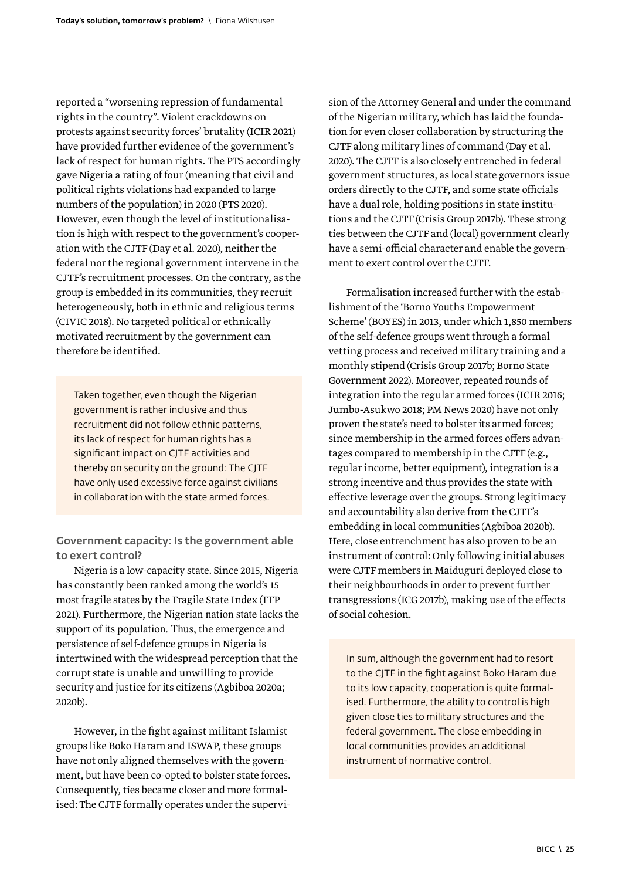reported a "worsening repression of fundamental rights in the country". Violent crackdowns on protests against security forces' brutality (ICIR 2021) have provided further evidence of the government's lack of respect for human rights. The PTS accordingly gave Nigeria a rating of four (meaning that civil and political rights violations had expanded to large numbers of the population) in 2020 (PTS 2020). However, even though the level of institutionalisation is high with respect to the government's cooperation with the CJTF (Day et al. 2020), neither the federal nor the regional government intervene in the CJTF's recruitment processes. On the contrary, as the group is embedded in its communities, they recruit heterogeneously, both in ethnic and religious terms (CIVIC 2018). No targeted political or ethnically motivated recruitment by the government can therefore be identified.

> Taken together, even though the Nigerian government is rather inclusive and thus recruitment did not follow ethnic patterns, its lack of respect for human rights has a significant impact on CJTF activities and thereby on security on the ground: The CJTF have only used excessive force against civilians in collaboration with the state armed forces.

### Government capacity: Is the government able to exert control?

Nigeria is a low-capacity state. Since 2015, Nigeria has constantly been ranked among the world's 15 most fragile states by the Fragile State Index (FFP 2021). Furthermore, the Nigerian nation state lacks the support of its population. Thus, the emergence and persistence of self-defence groups in Nigeria is intertwined with the widespread perception that the corrupt state is unable and unwilling to provide security and justice for its citizens (Agbiboa 2020a; 2020b).

However, in the fight against militant Islamist groups like Boko Haram and ISWAP, these groups have not only aligned themselves with the government, but have been co-opted to bolster state forces. Consequently, ties became closer and more formalised: The CJTF formally operates under the supervision of the Attorney General and under the command of the Nigerian military, which has laid the foundation for even closer collaboration by structuring the CJTF along military lines of command (Day et al. 2020). The CJTF is also closely entrenched in federal government structures, as local state governors issue orders directly to the CJTF, and some state officials have a dual role, holding positions in state institutions and the CJTF (Crisis Group 2017b). These strong ties between the CJTF and (local) government clearly have a semi-official character and enable the government to exert control over the CJTF.

Formalisation increased further with the establishment of the 'Borno Youths Empowerment Scheme' (BOYES) in 2013, under which 1,850 members of the self-defence groups went through a formal vetting process and received military training and a monthly stipend (Crisis Group 2017b; Borno State Government 2022). Moreover, repeated rounds of integration into the regular armed forces (ICIR 2016; Jumbo-Asukwo 2018; PM News 2020) have not only proven the state's need to bolster its armed forces; since membership in the armed forces offers advantages compared to membership in the CJTF (e.g., regular income, better equipment), integration is a strong incentive and thus provides the state with effective leverage over the groups. Strong legitimacy and accountability also derive from the CJTF's embedding in local communities (Agbiboa 2020b). Here, close entrenchment has also proven to be an instrument of control: Only following initial abuses were CJTF members in Maiduguri deployed close to their neighbourhoods in order to prevent further transgressions (ICG 2017b), making use of the effects of social cohesion.

> In sum, although the government had to resort to the CJTF in the fight against Boko Haram due to its low capacity, cooperation is quite formalised. Furthermore, the ability to control is high given close ties to military structures and the federal government. The close embedding in local communities provides an additional instrument of normative control.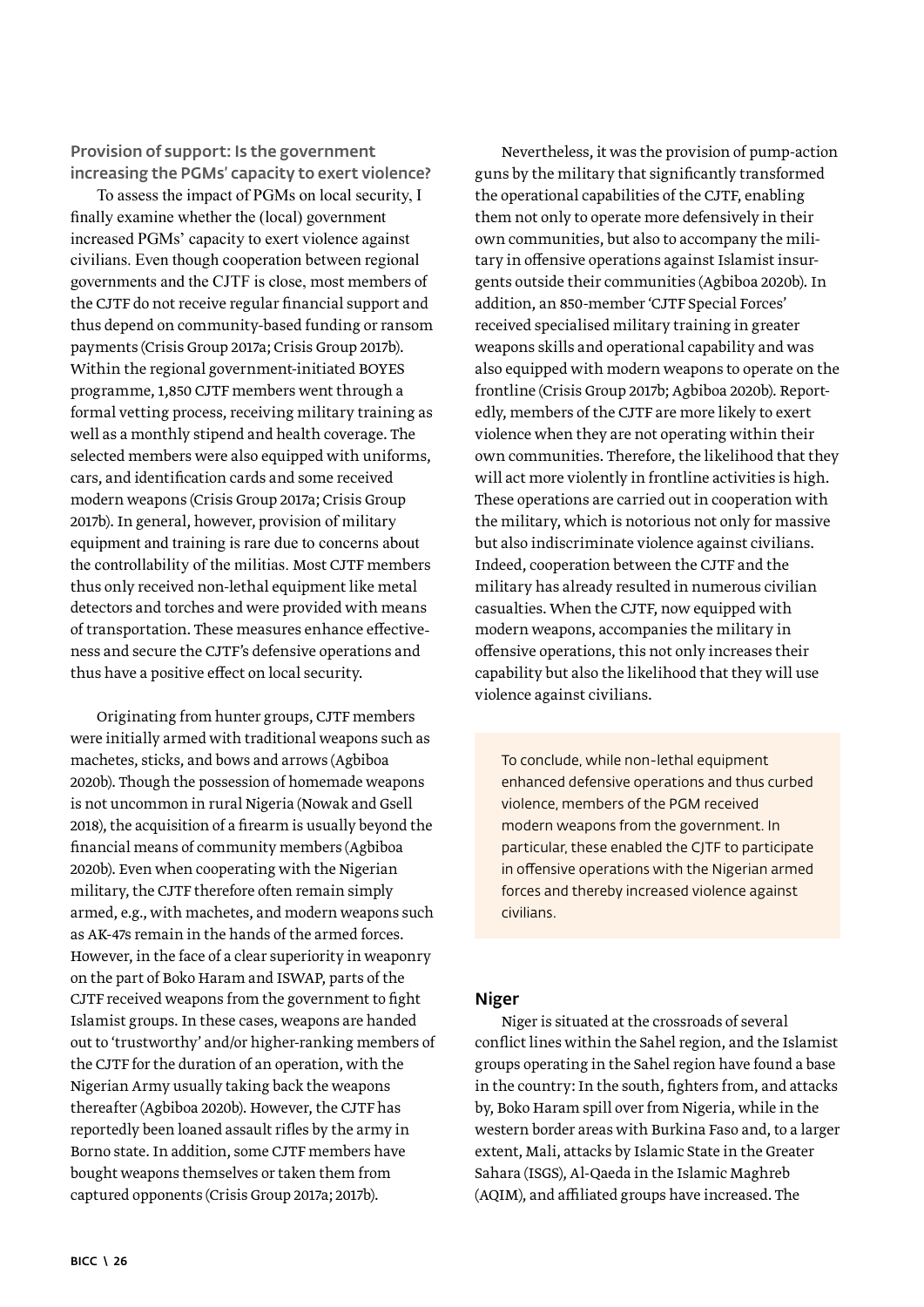### Provision of support: Is the government increasing the PGMs' capacity to exert violence?

To assess the impact of PGMs on local security, I finally examine whether the (local) government increased PGMs' capacity to exert violence against civilians. Even though cooperation between regional governments and the CJTF is close, most members of the CJTF do not receive regular financial support and thus depend on community-based funding or ransom payments (Crisis Group 2017a; Crisis Group 2017b). Within the regional government-initiated BOYES programme, 1,850 CJTF members went through a formal vetting process, receiving military training as well as a monthly stipend and health coverage. The selected members were also equipped with uniforms, cars, and identification cards and some received modern weapons (Crisis Group 2017a; Crisis Group 2017b). In general, however, provision of military equipment and training is rare due to concerns about the controllability of the militias. Most CJTF members thus only received non-lethal equipment like metal detectors and torches and were provided with means of transportation. These measures enhance effectiveness and secure the CJTF's defensive operations and thus have a positive effect on local security.

Originating from hunter groups, CJTF members were initially armed with traditional weapons such as machetes, sticks, and bows and arrows (Agbiboa 2020b). Though the possession of homemade weapons is not uncommon in rural Nigeria (Nowak and Gsell 2018), the acquisition of a firearm is usually beyond the financial means of community members (Agbiboa 2020b). Even when cooperating with the Nigerian military, the CJTF therefore often remain simply armed, e.g., with machetes, and modern weapons such as AK-47s remain in the hands of the armed forces. However, in the face of a clear superiority in weaponry on the part of Boko Haram and ISWAP, parts of the CJTF received weapons from the government to fight Islamist groups. In these cases, weapons are handed out to 'trustworthy' and/or higher-ranking members of the CJTF for the duration of an operation, with the Nigerian Army usually taking back the weapons thereafter (Agbiboa 2020b). However, the CJTF has reportedly been loaned assault rifles by the army in Borno state. In addition, some CJTF members have bought weapons themselves or taken them from captured opponents (Crisis Group 2017a; 2017b).

Nevertheless, it was the provision of pump-action guns by the military that significantly transformed the operational capabilities of the CJTF, enabling them not only to operate more defensively in their own communities, but also to accompany the military in offensive operations against Islamist insurgents outside their communities (Agbiboa 2020b). In addition, an 850-member 'CJTF Special Forces' received specialised military training in greater weapons skills and operational capability and was also equipped with modern weapons to operate on the frontline (Crisis Group 2017b; Agbiboa 2020b). Reportedly, members of the CJTF are more likely to exert violence when they are not operating within their own communities. Therefore, the likelihood that they will act more violently in frontline activities is high. These operations are carried out in cooperation with the military, which is notorious not only for massive but also indiscriminate violence against civilians. Indeed, cooperation between the CJTF and the military has already resulted in numerous civilian casualties. When the CJTF, now equipped with modern weapons, accompanies the military in offensive operations, this not only increases their capability but also the likelihood that they will use violence against civilians.

> To conclude, while non-lethal equipment enhanced defensive operations and thus curbed violence, members of the PGM received modern weapons from the government. In particular, these enabled the CJTF to participate in offensive operations with the Nigerian armed forces and thereby increased violence against civilians.

## Niger

Niger is situated at the crossroads of several conflict lines within the Sahel region, and the Islamist groups operating in the Sahel region have found a base in the country: In the south, fighters from, and attacks by, Boko Haram spill over from Nigeria, while in the western border areas with Burkina Faso and, to a larger extent, Mali, attacks by Islamic State in the Greater Sahara (ISGS), Al-Qaeda in the Islamic Maghreb (AQIM), and affiliated groups have increased. The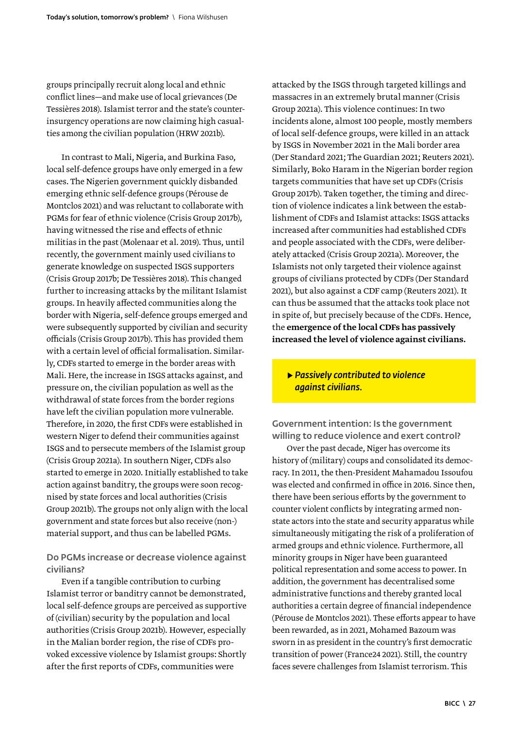groups principally recruit along local and ethnic conflict lines—and make use of local grievances (De Tessières 2018). Islamist terror and the state's counter-insurgency operations are now claiming high casualties among the civilian population (HRW 2021b).

In contrast to Mali, Nigeria, and Burkina Faso, local self-defence groups have only emerged in a few cases. The Nigerien government quickly disbanded emerging ethnic self-defence groups (Pérouse de Montclos 2021) and was reluctant to collaborate with PGMs for fear of ethnic violence (Crisis Group 2017b), having witnessed the rise and effects of ethnic militias in the past (Molenaar et al. 2019). Thus, until recently, the government mainly used civilians to generate knowledge on suspected ISGS supporters (Crisis Group 2017b; De Tessières 2018). This changed further to increasing attacks by the militant Islamist groups. In heavily affected communities along the border with Nigeria, self-defence groups emerged and were subsequently supported by civilian and security officials (Crisis Group 2017b). This has provided them with a certain level of official formalisation. Similarly, CDFs started to emerge in the border areas with Mali. Here, the increase in ISGS attacks against, and pressure on, the civilian population as well as the withdrawal of state forces from the border regions have left the civilian population more vulnerable. Therefore, in 2020, the first CDFs were established in western Niger to defend their communities against ISGS and to persecute members of the Islamist group (Crisis Group 2021a). In southern Niger, CDFs also started to emerge in 2020. Initially established to take action against banditry, the groups were soon recognised by state forces and local authorities (Crisis Group 2021b). The groups not only align with the local government and state forces but also receive (non-)material support, and thus can be labelled PGMs.

### Do PGMs increase or decrease violence against civilians?

Even if a tangible contribution to curbing Islamist terror or banditry cannot be demonstrated, local self-defence groups are perceived as supportive of (civilian) security by the population and local authorities (Crisis Group 2021b). However, especially in the Malian border region, the rise of CDFs provoked excessive violence by Islamist groups: Shortly after the first reports of CDFs, communities were attacked by the ISGS through targeted killings and massacres in an extremely brutal manner (Crisis Group 2021a). This violence continues: In two incidents alone, almost 100 people, mostly members of local self-defence groups, were killed in an attack by ISGS in November 2021 in the Mali border area (Der Standard 2021; The Guardian 2021; Reuters 2021). Similarly, Boko Haram in the Nigerian border region targets communities that have set up CDFs (Crisis Group 2017b). Taken together, the timing and direction of violence indicates a link between the establishment of CDFs and Islamist attacks: ISGS attacks increased after communities had established CDFs and people associated with the CDFs, were deliberately attacked (Crisis Group 2021a). Moreover, the Islamists not only targeted their violence against groups of civilians protected by CDFs (Der Standard 2021), but also against a CDF camp (Reuters 2021). It can thus be assumed that the attacks took place not in spite of, but precisely because of the CDFs. Hence, the **emergence of the local CDFs has passively increased the level of violence against civilians.**

> ▶ ***Passively contributed to violence against civilians.***

### Government intention: Is the government willing to reduce violence and exert control?

Over the past decade, Niger has overcome its history of (military) coups and consolidated its democracy. In 2011, the then-President Mahamadou Issoufou was elected and confirmed in office in 2016. Since then, there have been serious efforts by the government to counter violent conflicts by integrating armed non-state actors into the state and security apparatus while simultaneously mitigating the risk of a proliferation of armed groups and ethnic violence. Furthermore, all minority groups in Niger have been guaranteed political representation and some access to power. In addition, the government has decentralised some administrative functions and thereby granted local authorities a certain degree of financial independence (Pérouse de Montclos 2021). These efforts appear to have been rewarded, as in 2021, Mohamed Bazoum was sworn in as president in the country's first democratic transition of power (France24 2021). Still, the country faces severe challenges from Islamist terrorism. This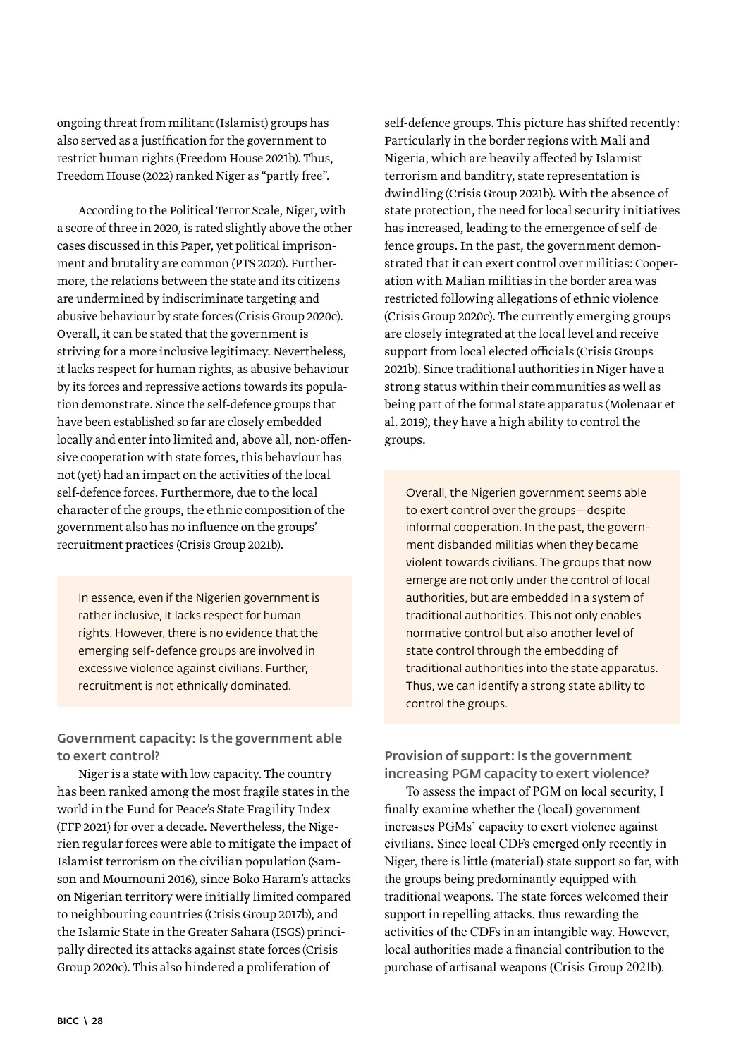ongoing threat from militant (Islamist) groups has also served as a justification for the government to restrict human rights (Freedom House 2021b). Thus, Freedom House (2022) ranked Niger as "partly free".

According to the Political Terror Scale, Niger, with a score of three in 2020, is rated slightly above the other cases discussed in this Paper, yet political imprisonment and brutality are common (PTS 2020). Furthermore, the relations between the state and its citizens are undermined by indiscriminate targeting and abusive behaviour by state forces (Crisis Group 2020c). Overall, it can be stated that the government is striving for a more inclusive legitimacy. Nevertheless, it lacks respect for human rights, as abusive behaviour by its forces and repressive actions towards its population demonstrate. Since the self-defence groups that have been established so far are closely embedded locally and enter into limited and, above all, non-offensive cooperation with state forces, this behaviour has not (yet) had an impact on the activities of the local self-defence forces. Furthermore, due to the local character of the groups, the ethnic composition of the government also has no influence on the groups' recruitment practices (Crisis Group 2021b).

> In essence, even if the Nigerien government is rather inclusive, it lacks respect for human rights. However, there is no evidence that the emerging self-defence groups are involved in excessive violence against civilians. Further, recruitment is not ethnically dominated.

### Government capacity: Is the government able to exert control?

Niger is a state with low capacity. The country has been ranked among the most fragile states in the world in the Fund for Peace's State Fragility Index (FFP 2021) for over a decade. Nevertheless, the Nigerien regular forces were able to mitigate the impact of Islamist terrorism on the civilian population (Samson and Moumouni 2016), since Boko Haram's attacks on Nigerian territory were initially limited compared to neighbouring countries (Crisis Group 2017b), and the Islamic State in the Greater Sahara (ISGS) principally directed its attacks against state forces (Crisis Group 2020c). This also hindered a proliferation of self-defence groups. This picture has shifted recently: Particularly in the border regions with Mali and Nigeria, which are heavily affected by Islamist terrorism and banditry, state representation is dwindling (Crisis Group 2021b). With the absence of state protection, the need for local security initiatives has increased, leading to the emergence of self-defence groups. In the past, the government demonstrated that it can exert control over militias: Cooperation with Malian militias in the border area was restricted following allegations of ethnic violence (Crisis Group 2020c). The currently emerging groups are closely integrated at the local level and receive support from local elected officials (Crisis Groups 2021b). Since traditional authorities in Niger have a strong status within their communities as well as being part of the formal state apparatus (Molenaar et al. 2019), they have a high ability to control the groups.

> Overall, the Nigerien government seems able to exert control over the groups—despite informal cooperation. In the past, the government disbanded militias when they became violent towards civilians. The groups that now emerge are not only under the control of local authorities, but are embedded in a system of traditional authorities. This not only enables normative control but also another level of state control through the embedding of traditional authorities into the state apparatus. Thus, we can identify a strong state ability to control the groups.

### Provision of support: Is the government increasing PGM capacity to exert violence?

To assess the impact of PGM on local security, I finally examine whether the (local) government increases PGMs' capacity to exert violence against civilians. Since local CDFs emerged only recently in Niger, there is little (material) state support so far, with the groups being predominantly equipped with traditional weapons. The state forces welcomed their support in repelling attacks, thus rewarding the activities of the CDFs in an intangible way. However, local authorities made a financial contribution to the purchase of artisanal weapons (Crisis Group 2021b).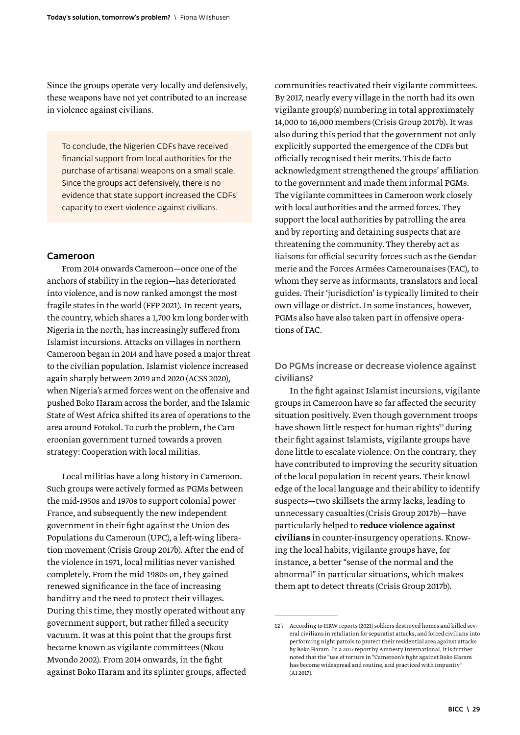Since the groups operate very locally and defensively, these weapons have not yet contributed to an increase in violence against civilians.

> To conclude, the Nigerien CDFs have received financial support from local authorities for the purchase of artisanal weapons on a small scale. Since the groups act defensively, there is no evidence that state support increased the CDFs' capacity to exert violence against civilians.

### Cameroon

From 2014 onwards Cameroon—once one of the anchors of stability in the region—has deteriorated into violence, and is now ranked amongst the most fragile states in the world (FFP 2021). In recent years, the country, which shares a 1,700 km long border with Nigeria in the north, has increasingly suffered from Islamist incursions. Attacks on villages in northern Cameroon began in 2014 and have posed a major threat to the civilian population. Islamist violence increased again sharply between 2019 and 2020 (ACSS 2020), when Nigeria's armed forces went on the offensive and pushed Boko Haram across the border, and the Islamic State of West Africa shifted its area of operations to the area around Fotokol. To curb the problem, the Cameroonian government turned towards a proven strategy: Cooperation with local militias.

Local militias have a long history in Cameroon. Such groups were actively formed as PGMs between the mid-1950s and 1970s to support colonial power France, and subsequently the new independent government in their fight against the Union des Populations du Cameroun (UPC), a left-wing liberation movement (Crisis Group 2017b). After the end of the violence in 1971, local militias never vanished completely. From the mid-1980s on, they gained renewed significance in the face of increasing banditry and the need to protect their villages. During this time, they mostly operated without any government support, but rather filled a security vacuum. It was at this point that the groups first became known as vigilante committees (Nkou Mvondo 2002). From 2014 onwards, in the fight against Boko Haram and its splinter groups, affected communities reactivated their vigilante committees. By 2017, nearly every village in the north had its own vigilante group(s) numbering in total approximately 14,000 to 16,000 members (Crisis Group 2017b). It was also during this period that the government not only explicitly supported the emergence of the CDFs but officially recognised their merits. This de facto acknowledgment strengthened the groups' affiliation to the government and made them informal PGMs. The vigilante committees in Cameroon work closely with local authorities and the armed forces. They support the local authorities by patrolling the area and by reporting and detaining suspects that are threatening the community. They thereby act as liaisons for official security forces such as the Gendarmerie and the Forces Armées Camerounaises (FAC), to whom they serve as informants, translators and local guides. Their 'jurisdiction' is typically limited to their own village or district. In some instances, however, PGMs also have also taken part in offensive operations of FAC.

#### Do PGMs increase or decrease violence against civilians?

In the fight against Islamist incursions, vigilante groups in Cameroon have so far affected the security situation positively. Even though government troops have shown little respect for human rights[12] during their fight against Islamists, vigilante groups have done little to escalate violence. On the contrary, they have contributed to improving the security situation of the local population in recent years. Their knowledge of the local language and their ability to identify suspects—two skillsets the army lacks, leading to unnecessary casualties (Crisis Group 2017b)—have particularly helped to **reduce violence against civilians** in counter-insurgency operations. Knowing the local habits, vigilante groups have, for instance, a better "sense of the normal and the abnormal" in particular situations, which makes them apt to detect threats (Crisis Group 2017b).

---

12 \ According to HRW reports (2021) soldiers destroyed homes and killed several civilians in retaliation for separatist attacks, and forced civilians into performing night patrols to protect their residential area against attacks by Boko Haram. In a 2017 report by Amnesty International, it is further noted that the "use of torture in "Cameroon's fight against Boko Haram has become widespread and routine, and practiced with impunity" (AI 2017).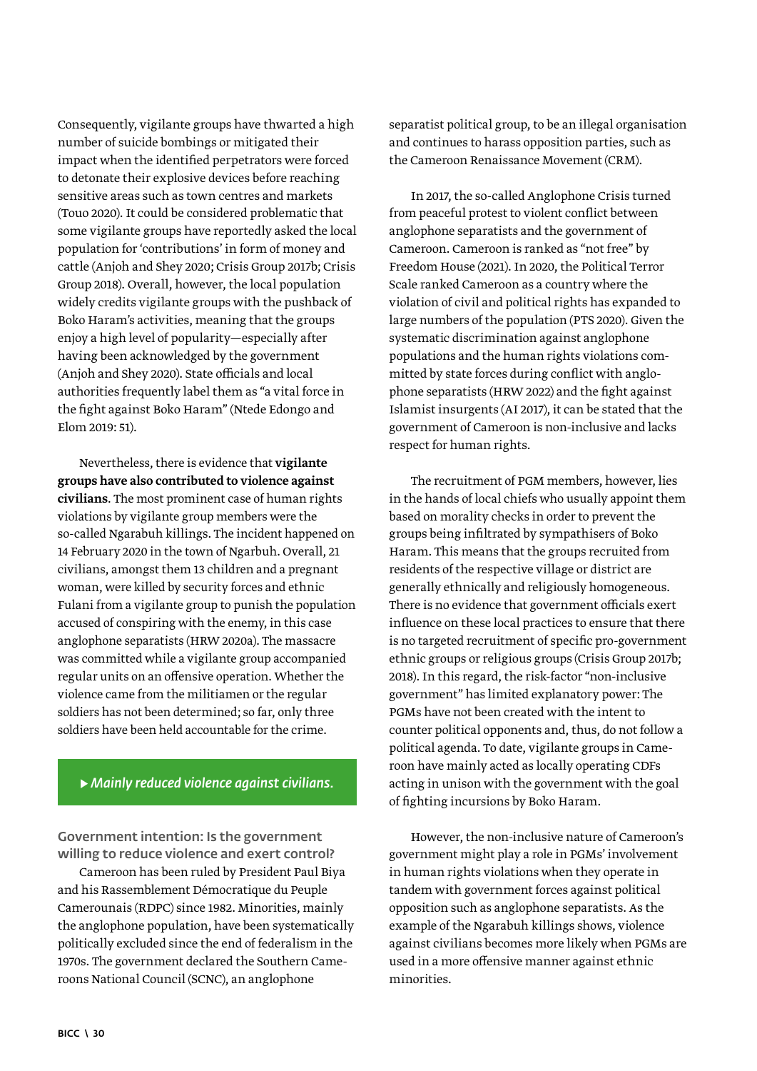Consequently, vigilante groups have thwarted a high number of suicide bombings or mitigated their impact when the identified perpetrators were forced to detonate their explosive devices before reaching sensitive areas such as town centres and markets (Touo 2020). It could be considered problematic that some vigilante groups have reportedly asked the local population for 'contributions' in form of money and cattle (Anjoh and Shey 2020; Crisis Group 2017b; Crisis Group 2018). Overall, however, the local population widely credits vigilante groups with the pushback of Boko Haram's activities, meaning that the groups enjoy a high level of popularity—especially after having been acknowledged by the government (Anjoh and Shey 2020). State officials and local authorities frequently label them as "a vital force in the fight against Boko Haram" (Ntede Edongo and Elom 2019: 51).

Nevertheless, there is evidence that **vigilante groups have also contributed to violence against civilians**. The most prominent case of human rights violations by vigilante group members were the so-called Ngarabuh killings. The incident happened on 14 February 2020 in the town of Ngarbuh. Overall, 21 civilians, amongst them 13 children and a pregnant woman, were killed by security forces and ethnic Fulani from a vigilante group to punish the population accused of conspiring with the enemy, in this case anglophone separatists (HRW 2020a). The massacre was committed while a vigilante group accompanied regular units on an offensive operation. Whether the violence came from the militiamen or the regular soldiers has not been determined; so far, only three soldiers have been held accountable for the crime.

▶ *Mainly reduced violence against civilians.*

**Government intention: Is the government willing to reduce violence and exert control?**

Cameroon has been ruled by President Paul Biya and his Rassemblement Démocratique du Peuple Camerounais (RDPC) since 1982. Minorities, mainly the anglophone population, have been systematically politically excluded since the end of federalism in the 1970s. The government declared the Southern Cameroons National Council (SCNC), an anglophone separatist political group, to be an illegal organisation and continues to harass opposition parties, such as the Cameroon Renaissance Movement (CRM).

In 2017, the so-called Anglophone Crisis turned from peaceful protest to violent conflict between anglophone separatists and the government of Cameroon. Cameroon is ranked as "not free" by Freedom House (2021). In 2020, the Political Terror Scale ranked Cameroon as a country where the violation of civil and political rights has expanded to large numbers of the population (PTS 2020). Given the systematic discrimination against anglophone populations and the human rights violations committed by state forces during conflict with anglophone separatists (HRW 2022) and the fight against Islamist insurgents (AI 2017), it can be stated that the government of Cameroon is non-inclusive and lacks respect for human rights.

The recruitment of PGM members, however, lies in the hands of local chiefs who usually appoint them based on morality checks in order to prevent the groups being infiltrated by sympathisers of Boko Haram. This means that the groups recruited from residents of the respective village or district are generally ethnically and religiously homogeneous. There is no evidence that government officials exert influence on these local practices to ensure that there is no targeted recruitment of specific pro-government ethnic groups or religious groups (Crisis Group 2017b; 2018). In this regard, the risk-factor "non-inclusive government" has limited explanatory power: The PGMs have not been created with the intent to counter political opponents and, thus, do not follow a political agenda. To date, vigilante groups in Cameroon have mainly acted as locally operating CDFs acting in unison with the government with the goal of fighting incursions by Boko Haram.

However, the non-inclusive nature of Cameroon's government might play a role in PGMs' involvement in human rights violations when they operate in tandem with government forces against political opposition such as anglophone separatists. As the example of the Ngarabuh killings shows, violence against civilians becomes more likely when PGMs are used in a more offensive manner against ethnic minorities.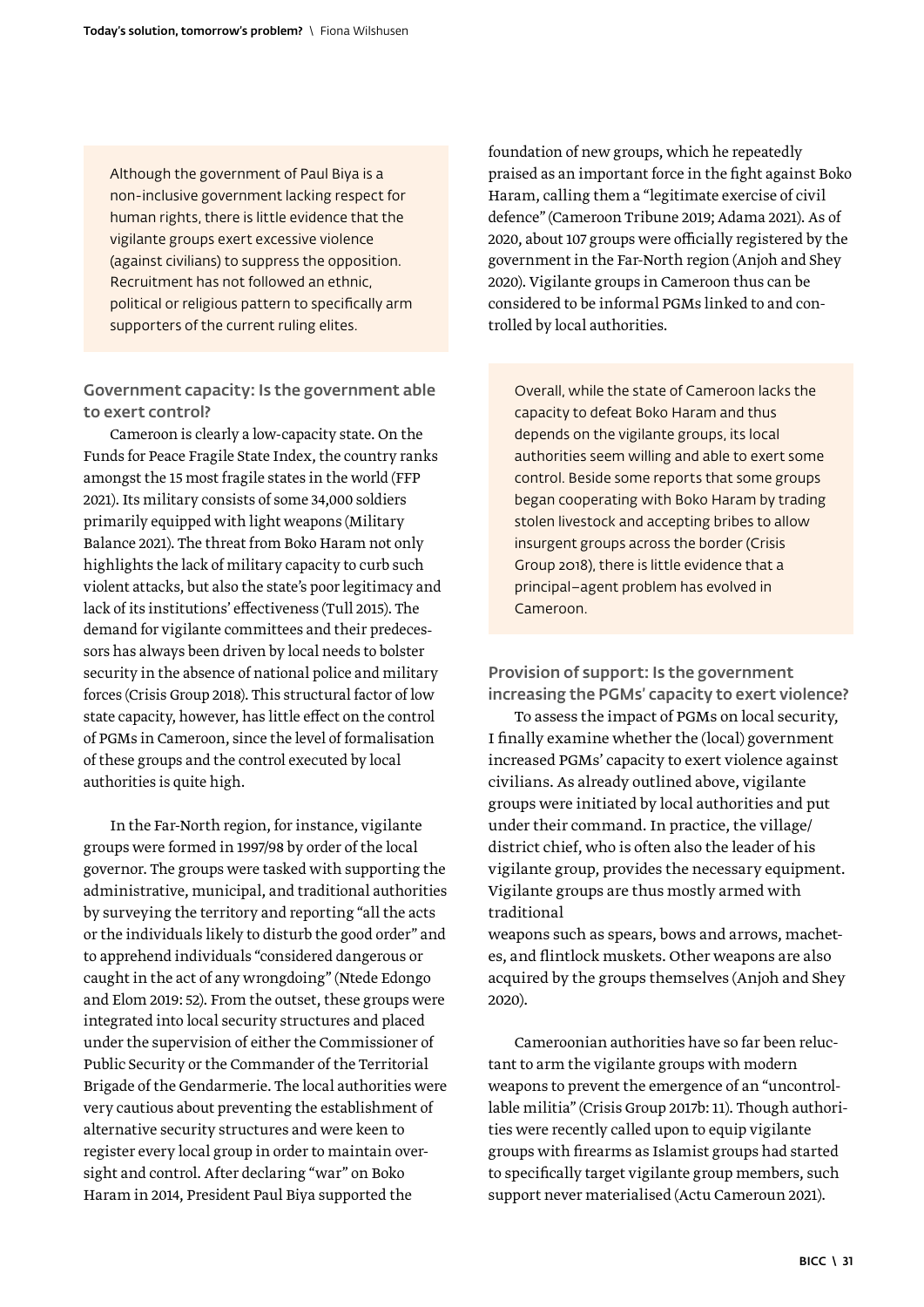> Although the government of Paul Biya is a non-inclusive government lacking respect for human rights, there is little evidence that the vigilante groups exert excessive violence (against civilians) to suppress the opposition. Recruitment has not followed an ethnic, political or religious pattern to specifically arm supporters of the current ruling elites.

### Government capacity: Is the government able to exert control?

Cameroon is clearly a low-capacity state. On the Funds for Peace Fragile State Index, the country ranks amongst the 15 most fragile states in the world (FFP 2021). Its military consists of some 34,000 soldiers primarily equipped with light weapons (Military Balance 2021). The threat from Boko Haram not only highlights the lack of military capacity to curb such violent attacks, but also the state's poor legitimacy and lack of its institutions' effectiveness (Tull 2015). The demand for vigilante committees and their predecessors has always been driven by local needs to bolster security in the absence of national police and military forces (Crisis Group 2018). This structural factor of low state capacity, however, has little effect on the control of PGMs in Cameroon, since the level of formalisation of these groups and the control executed by local authorities is quite high.

In the Far-North region, for instance, vigilante groups were formed in 1997/98 by order of the local governor. The groups were tasked with supporting the administrative, municipal, and traditional authorities by surveying the territory and reporting "all the acts or the individuals likely to disturb the good order" and to apprehend individuals "considered dangerous or caught in the act of any wrongdoing" (Ntede Edongo and Elom 2019: 52). From the outset, these groups were integrated into local security structures and placed under the supervision of either the Commissioner of Public Security or the Commander of the Territorial Brigade of the Gendarmerie. The local authorities were very cautious about preventing the establishment of alternative security structures and were keen to register every local group in order to maintain oversight and control. After declaring "war" on Boko Haram in 2014, President Paul Biya supported the foundation of new groups, which he repeatedly praised as an important force in the fight against Boko Haram, calling them a "legitimate exercise of civil defence" (Cameroon Tribune 2019; Adama 2021). As of 2020, about 107 groups were officially registered by the government in the Far-North region (Anjoh and Shey 2020). Vigilante groups in Cameroon thus can be considered to be informal PGMs linked to and controlled by local authorities.

> Overall, while the state of Cameroon lacks the capacity to defeat Boko Haram and thus depends on the vigilante groups, its local authorities seem willing and able to exert some control. Beside some reports that some groups began cooperating with Boko Haram by trading stolen livestock and accepting bribes to allow insurgent groups across the border (Crisis Group 2018), there is little evidence that a principal–agent problem has evolved in Cameroon.

### Provision of support: Is the government increasing the PGMs' capacity to exert violence?

To assess the impact of PGMs on local security, I finally examine whether the (local) government increased PGMs' capacity to exert violence against civilians. As already outlined above, vigilante groups were initiated by local authorities and put under their command. In practice, the village/district chief, who is often also the leader of his vigilante group, provides the necessary equipment. Vigilante groups are thus mostly armed with traditional weapons such as spears, bows and arrows, machetes, and flintlock muskets. Other weapons are also acquired by the groups themselves (Anjoh and Shey 2020).

Cameroonian authorities have so far been reluctant to arm the vigilante groups with modern weapons to prevent the emergence of an "uncontrollable militia" (Crisis Group 2017b: 11). Though authorities were recently called upon to equip vigilante groups with firearms as Islamist groups had started to specifically target vigilante group members, such support never materialised (Actu Cameroun 2021).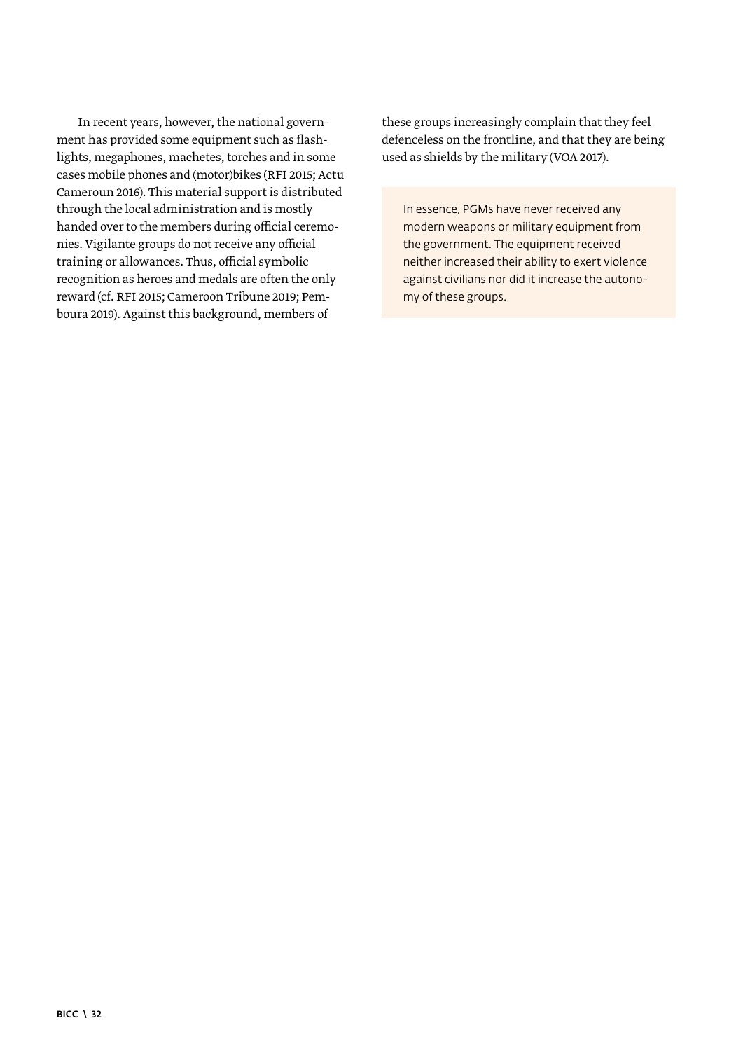In recent years, however, the national government has provided some equipment such as flashlights, megaphones, machetes, torches and in some cases mobile phones and (motor)bikes (RFI 2015; Actu Cameroun 2016). This material support is distributed through the local administration and is mostly handed over to the members during official ceremonies. Vigilante groups do not receive any official training or allowances. Thus, official symbolic recognition as heroes and medals are often the only reward (cf. RFI 2015; Cameroon Tribune 2019; Pemboura 2019). Against this background, members of these groups increasingly complain that they feel defenceless on the frontline, and that they are being used as shields by the military (VOA 2017).

> In essence, PGMs have never received any modern weapons or military equipment from the government. The equipment received neither increased their ability to exert violence against civilians nor did it increase the autonomy of these groups.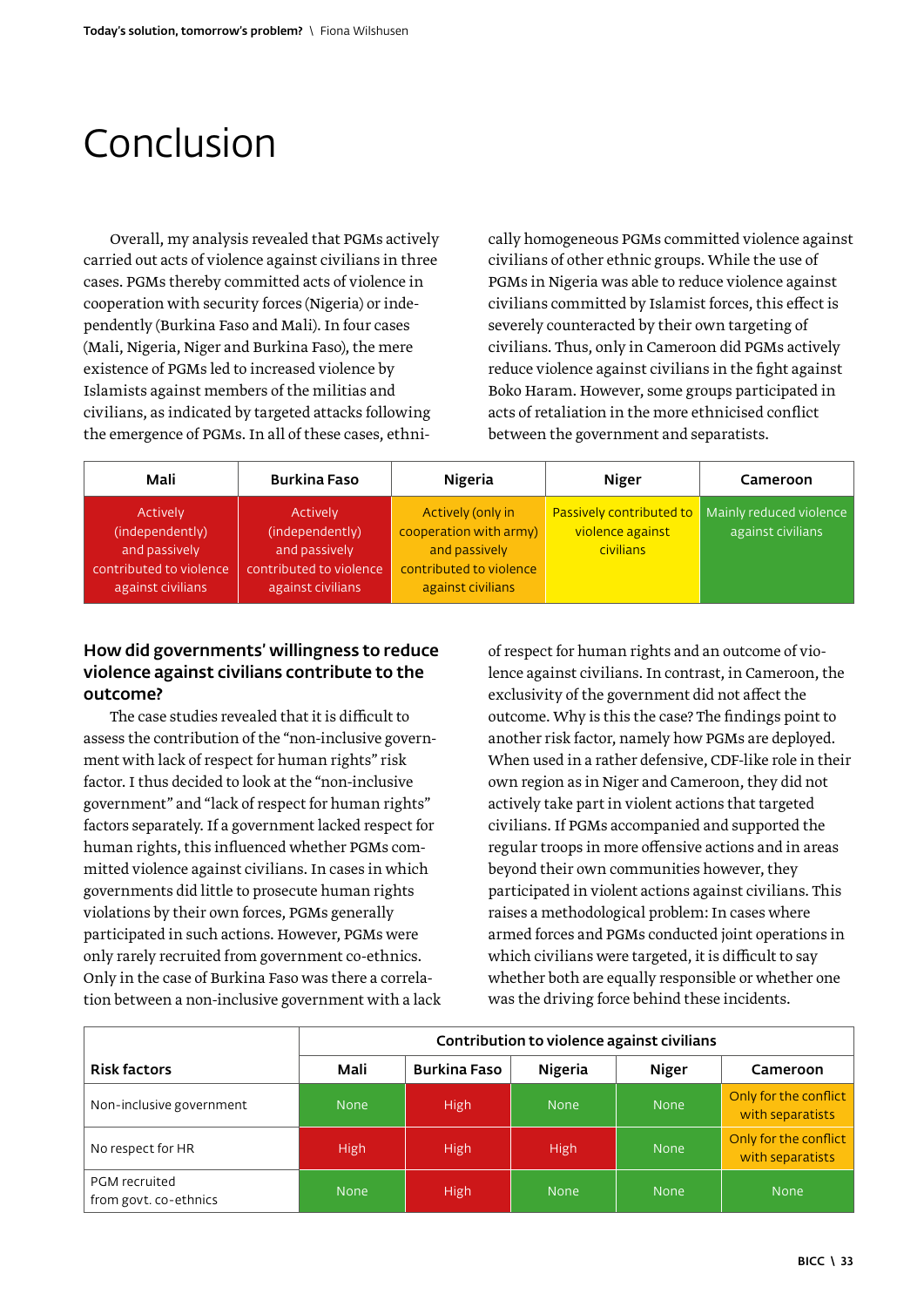# Conclusion

Overall, my analysis revealed that PGMs actively carried out acts of violence against civilians in three cases. PGMs thereby committed acts of violence in cooperation with security forces (Nigeria) or independently (Burkina Faso and Mali). In four cases (Mali, Nigeria, Niger and Burkina Faso), the mere existence of PGMs led to increased violence by Islamists against members of the militias and civilians, as indicated by targeted attacks following the emergence of PGMs. In all of these cases, ethnically homogeneous PGMs committed violence against civilians of other ethnic groups. While the use of PGMs in Nigeria was able to reduce violence against civilians committed by Islamist forces, this effect is severely counteracted by their own targeting of civilians. Thus, only in Cameroon did PGMs actively reduce violence against civilians in the fight against Boko Haram. However, some groups participated in acts of retaliation in the more ethnicised conflict between the government and separatists.

| Mali | Burkina Faso | Nigeria | Niger | Cameroon |
|---|---|---|---|---|
| Actively (independently) and passively contributed to violence against civilians | Actively (independently) and passively contributed to violence against civilians | Actively (only in cooperation with army) and passively contributed to violence against civilians | Passively contributed to violence against civilians | Mainly reduced violence against civilians |

### How did governments' willingness to reduce violence against civilians contribute to the outcome?

The case studies revealed that it is difficult to assess the contribution of the "non-inclusive government with lack of respect for human rights" risk factor. I thus decided to look at the "non-inclusive government" and "lack of respect for human rights" factors separately. If a government lacked respect for human rights, this influenced whether PGMs committed violence against civilians. In cases in which governments did little to prosecute human rights violations by their own forces, PGMs generally participated in such actions. However, PGMs were only rarely recruited from government co-ethnics. Only in the case of Burkina Faso was there a correlation between a non-inclusive government with a lack of respect for human rights and an outcome of violence against civilians. In contrast, in Cameroon, the exclusivity of the government did not affect the outcome. Why is this the case? The findings point to another risk factor, namely how PGMs are deployed. When used in a rather defensive, CDF-like role in their own region as in Niger and Cameroon, they did not actively take part in violent actions that targeted civilians. If PGMs accompanied and supported the regular troops in more offensive actions and in areas beyond their own communities however, they participated in violent actions against civilians. This raises a methodological problem: In cases where armed forces and PGMs conducted joint operations in which civilians were targeted, it is difficult to say whether both are equally responsible or whether one was the driving force behind these incidents.

| Risk factors | Contribution to violence against civilians | | | | |
|---|---|---|---|---|---|
| | Mali | Burkina Faso | Nigeria | Niger | Cameroon |
| Non-inclusive government | None | High | None | None | Only for the conflict with separatists |
| No respect for HR | High | High | High | None | Only for the conflict with separatists |
| PGM recruited from govt. co-ethnics | None | High | None | None | None |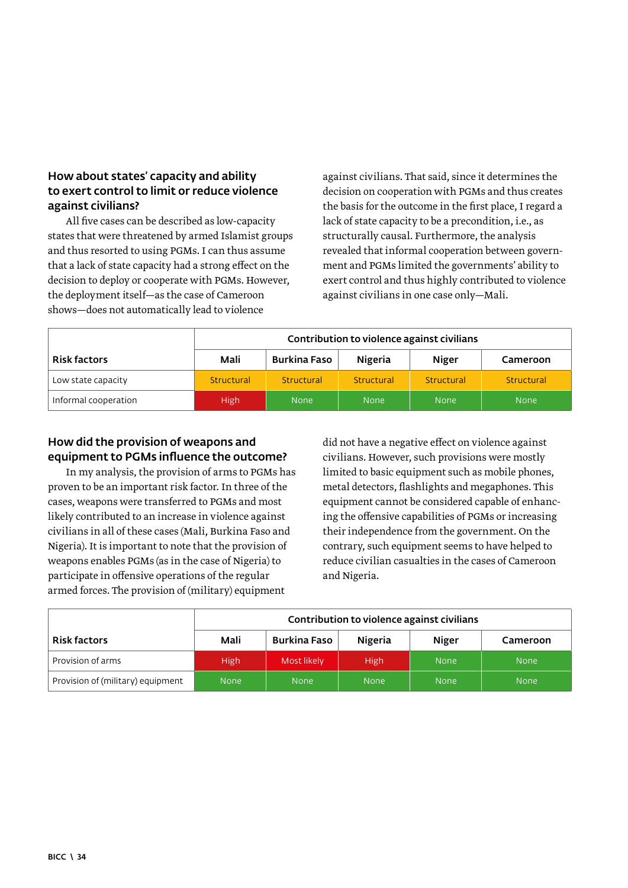### How about states' capacity and ability to exert control to limit or reduce violence against civilians?

All five cases can be described as low-capacity states that were threatened by armed Islamist groups and thus resorted to using PGMs. I can thus assume that a lack of state capacity had a strong effect on the decision to deploy or cooperate with PGMs. However, the deployment itself—as the case of Cameroon shows—does not automatically lead to violence against civilians. That said, since it determines the decision on cooperation with PGMs and thus creates the basis for the outcome in the first place, I regard a lack of state capacity to be a precondition, i.e., as structurally causal. Furthermore, the analysis revealed that informal cooperation between government and PGMs limited the governments' ability to exert control and thus highly contributed to violence against civilians in one case only—Mali.

| Risk factors | Contribution to violence against civilians | | | | |
|---|---|---|---|---|---|
| | Mali | Burkina Faso | Nigeria | Niger | Cameroon |
| Low state capacity | Structural | Structural | Structural | Structural | Structural |
| Informal cooperation | High | None | None | None | None |

### How did the provision of weapons and equipment to PGMs influence the outcome?

In my analysis, the provision of arms to PGMs has proven to be an important risk factor. In three of the cases, weapons were transferred to PGMs and most likely contributed to an increase in violence against civilians in all of these cases (Mali, Burkina Faso and Nigeria). It is important to note that the provision of weapons enables PGMs (as in the case of Nigeria) to participate in offensive operations of the regular armed forces. The provision of (military) equipment did not have a negative effect on violence against civilians. However, such provisions were mostly limited to basic equipment such as mobile phones, metal detectors, flashlights and megaphones. This equipment cannot be considered capable of enhancing the offensive capabilities of PGMs or increasing their independence from the government. On the contrary, such equipment seems to have helped to reduce civilian casualties in the cases of Cameroon and Nigeria.

| Risk factors | Contribution to violence against civilians | | | | |
|---|---|---|---|---|---|
| | Mali | Burkina Faso | Nigeria | Niger | Cameroon |
| Provision of arms | High | Most likely | High | None | None |
| Provision of (military) equipment | None | None | None | None | None |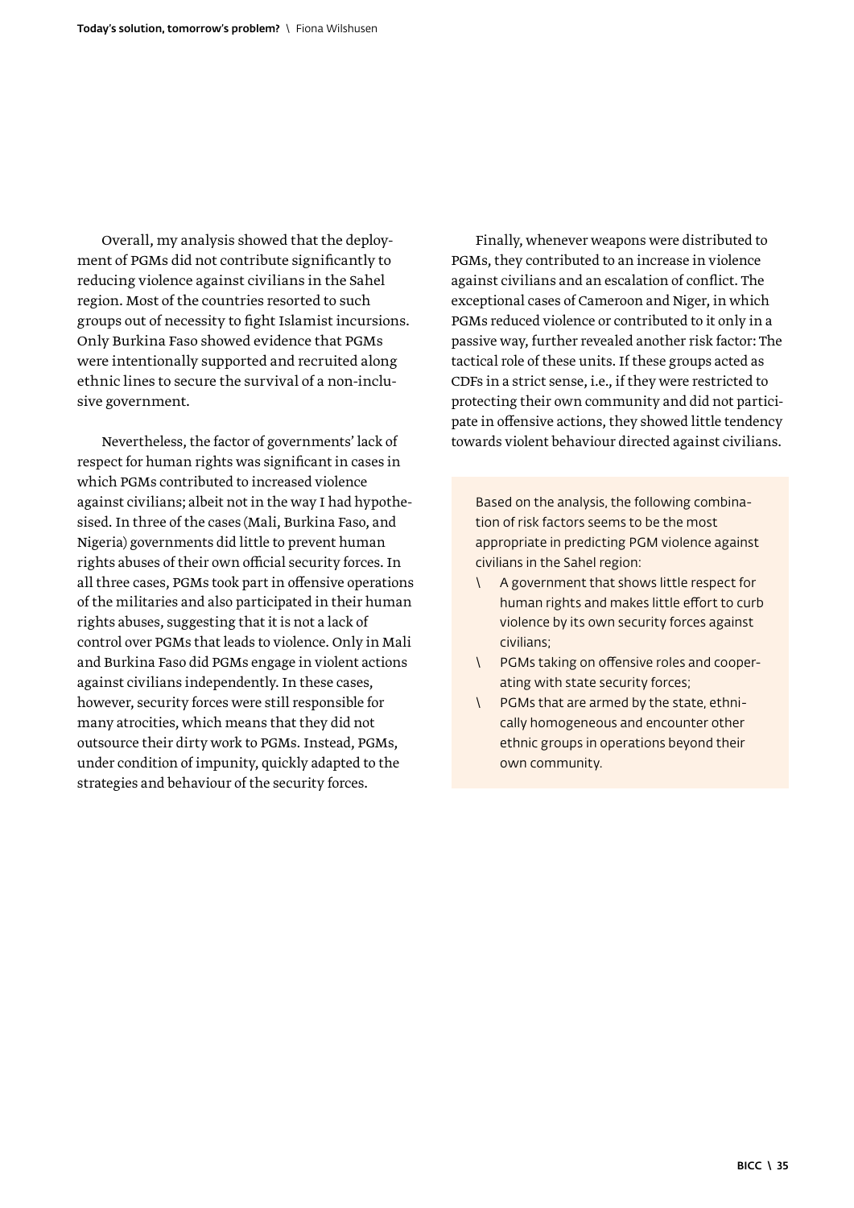Overall, my analysis showed that the deployment of PGMs did not contribute significantly to reducing violence against civilians in the Sahel region. Most of the countries resorted to such groups out of necessity to fight Islamist incursions. Only Burkina Faso showed evidence that PGMs were intentionally supported and recruited along ethnic lines to secure the survival of a non-inclusive government.

Nevertheless, the factor of governments' lack of respect for human rights was significant in cases in which PGMs contributed to increased violence against civilians; albeit not in the way I had hypothesised. In three of the cases (Mali, Burkina Faso, and Nigeria) governments did little to prevent human rights abuses of their own official security forces. In all three cases, PGMs took part in offensive operations of the militaries and also participated in their human rights abuses, suggesting that it is not a lack of control over PGMs that leads to violence. Only in Mali and Burkina Faso did PGMs engage in violent actions against civilians independently. In these cases, however, security forces were still responsible for many atrocities, which means that they did not outsource their dirty work to PGMs. Instead, PGMs, under condition of impunity, quickly adapted to the strategies and behaviour of the security forces.

Finally, whenever weapons were distributed to PGMs, they contributed to an increase in violence against civilians and an escalation of conflict. The exceptional cases of Cameroon and Niger, in which PGMs reduced violence or contributed to it only in a passive way, further revealed another risk factor: The tactical role of these units. If these groups acted as CDFs in a strict sense, i.e., if they were restricted to protecting their own community and did not participate in offensive actions, they showed little tendency towards violent behaviour directed against civilians.

Based on the analysis, the following combination of risk factors seems to be the most appropriate in predicting PGM violence against civilians in the Sahel region:

- A government that shows little respect for human rights and makes little effort to curb violence by its own security forces against civilians;
- PGMs taking on offensive roles and cooperating with state security forces;
- PGMs that are armed by the state, ethnically homogeneous and encounter other ethnic groups in operations beyond their own community.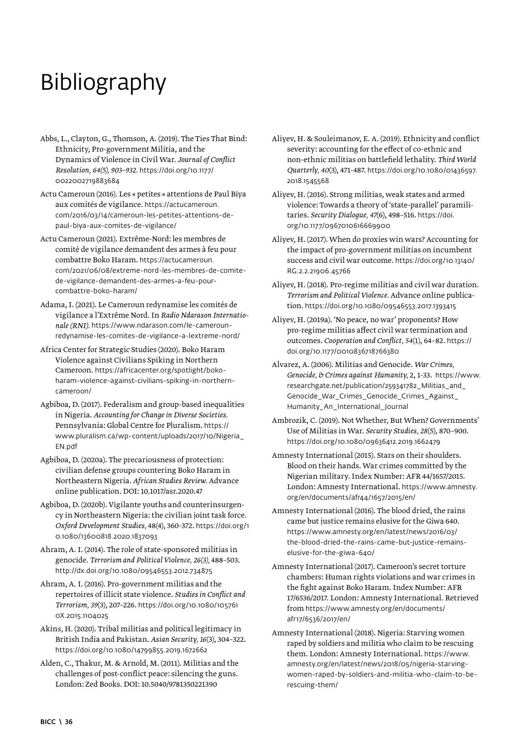# Bibliography

Abbs, L., Clayton, G., Thomson, A. (2019). The Ties That Bind: Ethnicity, Pro-government Militia, and the Dynamics of Violence in Civil War. *Journal of Conflict Resolution, 64(5), 903–932.* https://doi.org/10.1177/0022002719883684

Actu Cameroun (2016). Les « petites » attentions de Paul Biya aux comités de vigilance. https://actucameroun.com/2016/03/14/cameroun-les-petites-attentions-de-paul-biya-aux-comites-de-vigilance/

Actu Cameroun (2021). Extrême-Nord: les membres de comité de vigilance demandent des armes à feu pour combattre Boko Haram. https://actucameroun.com/2021/06/08/extreme-nord-les-membres-de-comite-de-vigilance-demandent-des-armes-a-feu-pour-combattre-boko-haram/

Adama, I. (2021). Le Cameroun redynamise les comités de vigilance a l'Extrême Nord. In *Radio Ndarason Internationale (RNI).* https://www.ndarason.com/le-cameroun-redynamise-les-comites-de-vigilance-a-lextreme-nord/

Africa Center for Strategic Studies (2020). Boko Haram Violence against Civilians Spiking in Northern Cameroon. https://africacenter.org/spotlight/boko-haram-violence-against-civilians-spiking-in-northern-cameroon/

Agbiboa, D. (2017). Federalism and group-based inequalities in Nigeria. *Accounting for Change in Diverse Societies.* Pennsylvania: Global Centre for Pluralism. https://www.pluralism.ca/wp-content/uploads/2017/10/Nigeria_EN.pdf

Agbiboa, D. (2020a). The precariousness of protection: civilian defense groups countering Boko Haram in Northeastern Nigeria. *African Studies Review.* Advance online publication. DOI: 10.1017/asr.2020.47

Agbiboa, D. (2020b). Vigilante youths and counterinsurgency in Northeastern Nigeria: the civilian joint task force. *Oxford Development Studies,* 48(4), 360-372. https://doi.org/10.1080/13600818.2020.1837093

Ahram, A. I. (2014). The role of state-sponsored militias in genocide. *Terrorism and Political Violence, 26(3),* 488–503. http://dx.doi.org/10.1080/09546553.2012.734875

Ahram, A. I. (2016). Pro-government militias and the repertoires of illicit state violence. *Studies in Conflict and Terrorism, 39*(3), 207–226. https://doi.org/10.1080/1057610X.2015.1104025

Akins, H. (2020). Tribal militias and political legitimacy in British India and Pakistan. *Asian Security, 16*(3), 304–322. https://doi.org/10.1080/14799855.2019.1672662

Alden, C., Thakur, M. & Arnold, M. (2011). Militias and the challenges of post-conflict peace: silencing the guns. London: Zed Books. DOI: 10.5040/9781350221390

Aliyev, H. & Souleimanov, E. A. (2019). Ethnicity and conflict severity: accounting for the effect of co-ethnic and non-ethnic militias on battlefield lethality. *Third World Quarterly, 40*(3), 471-487. https://doi.org/10.1080/01436597.2018.1545568

Aliyev, H. (2016). Strong militias, weak states and armed violence: Towards a theory of 'state-parallel' paramilitaries. *Security Dialogue, 47*(6), 498–516. https://doi.org/10.1177/0967010616669900

Aliyev, H. (2017). When do proxies win wars? Accounting for the impact of pro-government militias on incumbent success and civil war outcome. https://doi.org/10.13140/RG.2.2.21906.45766

Aliyev, H. (2018). Pro-regime militias and civil war duration. *Terrorism and Political Violence.* Advance online publication. https://doi.org/10.1080/09546553.2017.1393415

Aliyev, H. (2019a). 'No peace, no war' proponents? How pro-regime militias affect civil war termination and outcomes. *Cooperation and Conflict, 54*(1), 64–82. https://doi.org/10.1177/0010836718766380

Alvarez, A. (2006). Militias and Genocide. *War Crimes, Genocide, & Crimes against Humanity,* 2, 1-33. https://www.researchgate.net/publication/259341782_Militias_and_Genocide_War_Crimes_Genocide_Crimes_Against_Humanity_An_International_Journal

Ambrozik, C. (2019). Not Whether, But When? Governments' Use of Militias in War. *Security Studies, 28*(5), 870–900. https://doi.org/10.1080/09636412.2019.1662479

Amnesty International (2015). Stars on their shoulders. Blood on their hands. War crimes committed by the Nigerian military. Index Number: AFR 44/1657/2015. London: Amnesty International. https://www.amnesty.org/en/documents/afr44/1657/2015/en/

Amnesty International (2016). The blood dried, the rains came but justice remains elusive for the Giwa 640. https://www.amnesty.org/en/latest/news/2016/03/the-blood-dried-the-rains-came-but-justice-remains-elusive-for-the-giwa-640/

Amnesty International (2017). Cameroon's secret torture chambers: Human rights violations and war crimes in the fight against Boko Haram. Index Number: AFR 17/6536/2017. London: Amnesty International. Retrieved from https://www.amnesty.org/en/documents/afr17/6536/2017/en/

Amnesty International (2018). Nigeria: Starving women raped by soldiers and militia who claim to be rescuing them. London: Amnesty International. https://www.amnesty.org/en/latest/news/2018/05/nigeria-starving-women-raped-by-soldiers-and-militia-who-claim-to-be-rescuing-them/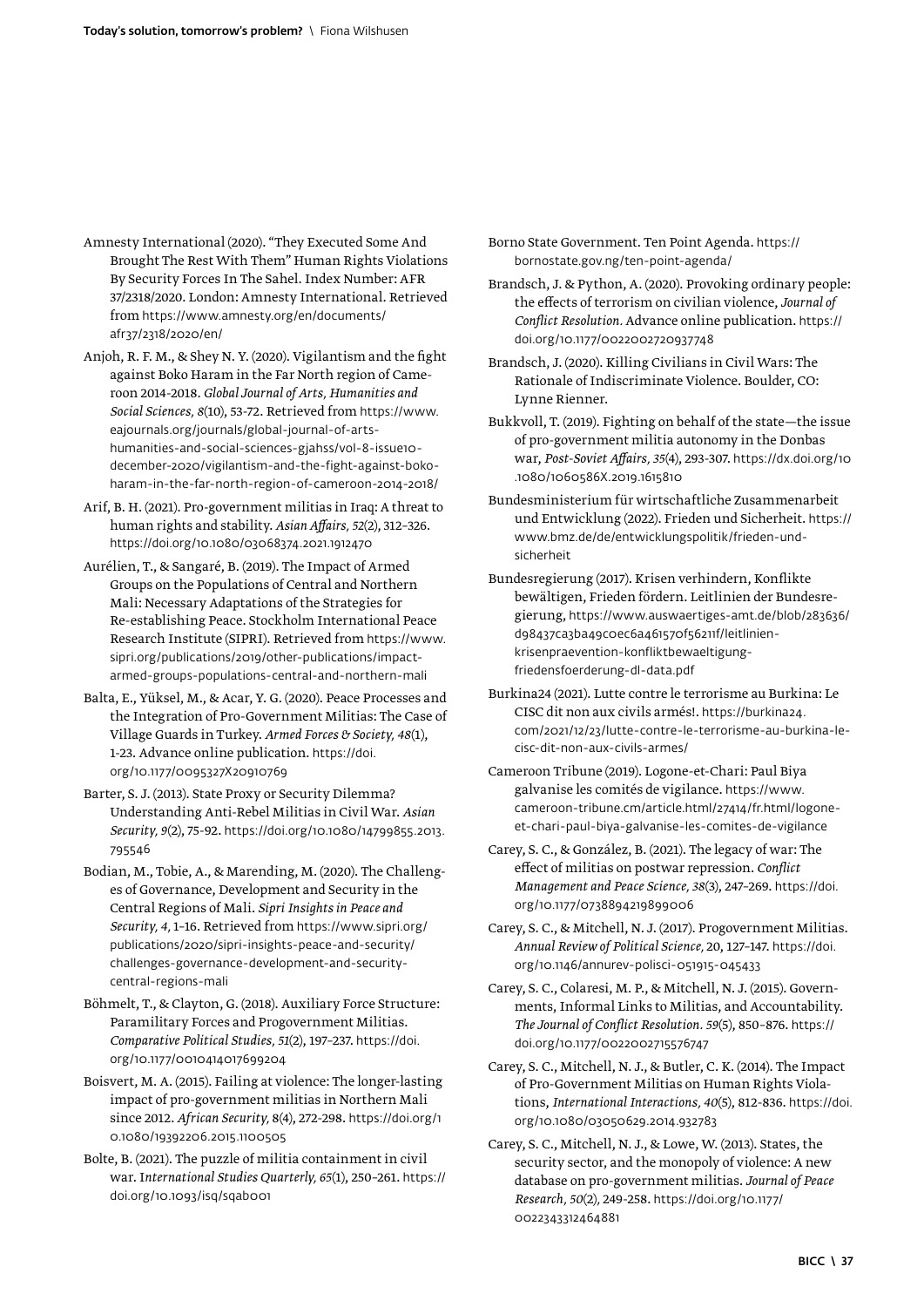Amnesty International (2020). "They Executed Some And Brought The Rest With Them" Human Rights Violations By Security Forces In The Sahel. Index Number: AFR 37/2318/2020. London: Amnesty International. Retrieved from https://www.amnesty.org/en/documents/afr37/2318/2020/en/

Anjoh, R. F. M., & Shey N. Y. (2020). Vigilantism and the fight against Boko Haram in the Far North region of Cameroon 2014-2018. *Global Journal of Arts, Humanities and Social Sciences, 8*(10), 53-72. Retrieved from https://www.eajournals.org/journals/global-journal-of-arts-humanities-and-social-sciences-gjahss/vol-8-issue10-december-2020/vigilantism-and-the-fight-against-boko-haram-in-the-far-north-region-of-cameroon-2014-2018/

Arif, B. H. (2021). Pro-government militias in Iraq: A threat to human rights and stability. *Asian Affairs, 52*(2), 312–326. https://doi.org/10.1080/03068374.2021.1912470

Aurélien, T., & Sangaré, B. (2019). The Impact of Armed Groups on the Populations of Central and Northern Mali: Necessary Adaptations of the Strategies for Re-establishing Peace. Stockholm International Peace Research Institute (SIPRI). Retrieved from https://www.sipri.org/publications/2019/other-publications/impact-armed-groups-populations-central-and-northern-mali

Balta, E., Yüksel, M., & Acar, Y. G. (2020). Peace Processes and the Integration of Pro-Government Militias: The Case of Village Guards in Turkey. *Armed Forces & Society, 48*(1), 1-23. Advance online publication. https://doi.org/10.1177/0095327X20910769

Barter, S. J. (2013). State Proxy or Security Dilemma? Understanding Anti-Rebel Militias in Civil War. *Asian Security, 9*(2), 75-92. https://doi.org/10.1080/14799855.2013.795546

Bodian, M., Tobie, A., & Marending, M. (2020). The Challenges of Governance, Development and Security in the Central Regions of Mali. *Sipri Insights in Peace and Security, 4*, 1–16. Retrieved from https://www.sipri.org/publications/2020/sipri-insights-peace-and-security/challenges-governance-development-and-security-central-regions-mali

Böhmelt, T., & Clayton, G. (2018). Auxiliary Force Structure: Paramilitary Forces and Progovernment Militias. *Comparative Political Studies, 51*(2), 197–237. https://doi.org/10.1177/0010414017699204

Boisvert, M. A. (2015). Failing at violence: The longer-lasting impact of pro-government militias in Northern Mali since 2012. *African Security,* 8(4), 272-298. https://doi.org/10.1080/19392206.2015.1100505

Bolte, B. (2021). The puzzle of militia containment in civil war. I*nternational Studies Quarterly, 65*(1), 250–261. https://doi.org/10.1093/isq/sqab001

Borno State Government. Ten Point Agenda. https://bornostate.gov.ng/ten-point-agenda/

Brandsch, J. & Python, A. (2020). Provoking ordinary people: the effects of terrorism on civilian violence, *Journal of Conflict Resolution.* Advance online publication. https://doi.org/10.1177/0022002720937748

Brandsch, J. (2020). Killing Civilians in Civil Wars: The Rationale of Indiscriminate Violence. Boulder, CO: Lynne Rienner.

Bukkvoll, T. (2019). Fighting on behalf of the state—the issue of pro-government militia autonomy in the Donbas war, *Post-Soviet Affairs, 35*(4), 293-307. https://dx.doi.org/10.1080/1060586X.2019.1615810

Bundesministerium für wirtschaftliche Zusammenarbeit und Entwicklung (2022). Frieden und Sicherheit. https://www.bmz.de/de/entwicklungspolitik/frieden-und-sicherheit

Bundesregierung (2017). Krisen verhindern, Konflikte bewältigen, Frieden fördern. Leitlinien der Bundesregierung, https://www.auswaertiges-amt.de/blob/283636/d98437ca3ba49c0ec6a461570f56211f/leitlinien-krisenpraevention-konfliktbewaeltigung-friedensfoerderung-dl-data.pdf

Burkina24 (2021). Lutte contre le terrorisme au Burkina: Le CISC dit non aux civils armés!. https://burkina24.com/2021/12/23/lutte-contre-le-terrorisme-au-burkina-le-cisc-dit-non-aux-civils-armes/

Cameroon Tribune (2019). Logone-et-Chari: Paul Biya galvanise les comités de vigilance. https://www.cameroon-tribune.cm/article.html/27414/fr.html/logone-et-chari-paul-biya-galvanise-les-comites-de-vigilance

Carey, S. C., & González, B. (2021). The legacy of war: The effect of militias on postwar repression. *Conflict Management and Peace Science, 38*(3), 247–269. https://doi.org/10.1177/0738894219899006

Carey, S. C., & Mitchell, N. J. (2017). Progovernment Militias. *Annual Review of Political Science,* 20, 127–147. https://doi.org/10.1146/annurev-polisci-051915-045433

Carey, S. C., Colaresi, M. P., & Mitchell, N. J. (2015). Governments, Informal Links to Militias, and Accountability. *The Journal of Conflict Resolution. 59*(5), 850–876. https://doi.org/10.1177/0022002715576747

Carey, S. C., Mitchell, N. J., & Butler, C. K. (2014). The Impact of Pro-Government Militias on Human Rights Violations, *International Interactions, 40*(5), 812-836. https://doi.org/10.1080/03050629.2014.932783

Carey, S. C., Mitchell, N. J., & Lowe, W. (2013). States, the security sector, and the monopoly of violence: A new database on pro-government militias. *Journal of Peace Research, 50*(2), 249-258. https://doi.org/10.1177/0022343312464881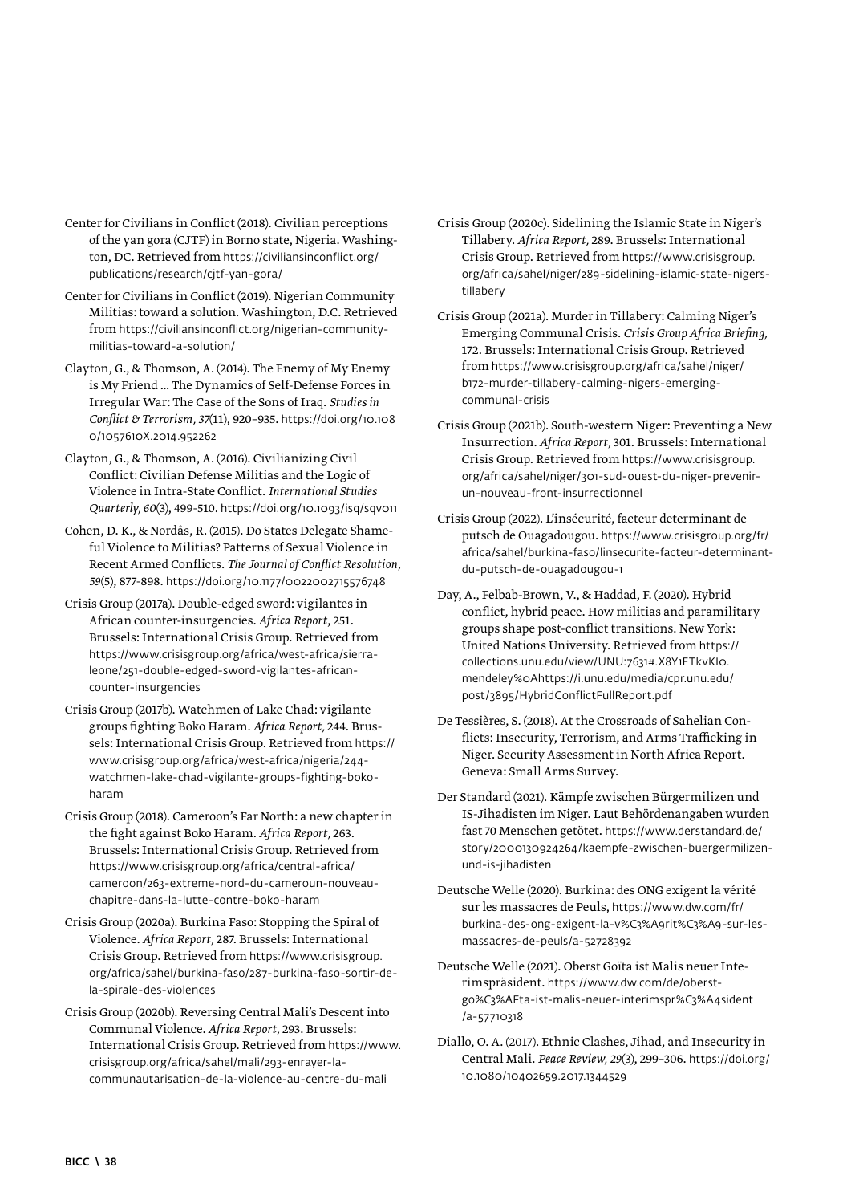Center for Civilians in Conflict (2018). Civilian perceptions of the yan gora (CJTF) in Borno state, Nigeria. Washington, DC. Retrieved from https://civiliansinconflict.org/publications/research/cjtf-yan-gora/

Center for Civilians in Conflict (2019). Nigerian Community Militias: toward a solution. Washington, D.C. Retrieved from https://civiliansinconflict.org/nigerian-community-militias-toward-a-solution/

Clayton, G., & Thomson, A. (2014). The Enemy of My Enemy is My Friend … The Dynamics of Self-Defense Forces in Irregular War: The Case of the Sons of Iraq. *Studies in Conflict & Terrorism, 37*(11), 920–935. https://doi.org/10.1080/1057610X.2014.952262

Clayton, G., & Thomson, A. (2016). Civilianizing Civil Conflict: Civilian Defense Militias and the Logic of Violence in Intra-State Conflict. *International Studies Quarterly, 60*(3), 499-510. https://doi.org/10.1093/isq/sqv011

Cohen, D. K., & Nordås, R. (2015). Do States Delegate Shameful Violence to Militias? Patterns of Sexual Violence in Recent Armed Conflicts. *The Journal of Conflict Resolution, 59*(5), 877-898. https://doi.org/10.1177/0022002715576748

Crisis Group (2017a). Double-edged sword: vigilantes in African counter-insurgencies. *Africa Report*, 251. Brussels: International Crisis Group. Retrieved from https://www.crisisgroup.org/africa/west-africa/sierra-leone/251-double-edged-sword-vigilantes-african-counter-insurgencies

Crisis Group (2017b). Watchmen of Lake Chad: vigilante groups fighting Boko Haram. *Africa Report*, 244. Brussels: International Crisis Group. Retrieved from https://www.crisisgroup.org/africa/west-africa/nigeria/244-watchmen-lake-chad-vigilante-groups-fighting-boko-haram

Crisis Group (2018). Cameroon's Far North: a new chapter in the fight against Boko Haram. *Africa Report*, 263. Brussels: International Crisis Group. Retrieved from https://www.crisisgroup.org/africa/central-africa/cameroon/263-extreme-nord-du-cameroun-nouveau-chapitre-dans-la-lutte-contre-boko-haram

Crisis Group (2020a). Burkina Faso: Stopping the Spiral of Violence. *Africa Report*, 287. Brussels: International Crisis Group. Retrieved from https://www.crisisgroup.org/africa/sahel/burkina-faso/287-burkina-faso-sortir-de-la-spirale-des-violences

Crisis Group (2020b). Reversing Central Mali's Descent into Communal Violence. *Africa Report*, 293. Brussels: International Crisis Group. Retrieved from https://www.crisisgroup.org/africa/sahel/mali/293-enrayer-la-communautarisation-de-la-violence-au-centre-du-mali

Crisis Group (2020c). Sidelining the Islamic State in Niger's Tillabery. *Africa Report*, 289. Brussels: International Crisis Group. Retrieved from https://www.crisisgroup.org/africa/sahel/niger/289-sidelining-islamic-state-nigers-tillabery

Crisis Group (2021a). Murder in Tillabery: Calming Niger's Emerging Communal Crisis. *Crisis Group Africa Briefing*, 172. Brussels: International Crisis Group. Retrieved from https://www.crisisgroup.org/africa/sahel/niger/b172-murder-tillabery-calming-nigers-emerging-communal-crisis

Crisis Group (2021b). South-western Niger: Preventing a New Insurrection. *Africa Report*, 301. Brussels: International Crisis Group. Retrieved from https://www.crisisgroup.org/africa/sahel/niger/301-sud-ouest-du-niger-prevenir-un-nouveau-front-insurrectionnel

Crisis Group (2022). L'insécurité, facteur determinant de putsch de Ouagadougou. https://www.crisisgroup.org/fr/africa/sahel/burkina-faso/linsecurite-facteur-determinant-du-putsch-de-ouagadougou-1

Day, A., Felbab-Brown, V., & Haddad, F. (2020). Hybrid conflict, hybrid peace. How militias and paramilitary groups shape post-conflict transitions. New York: United Nations University. Retrieved from https://collections.unu.edu/view/UNU:7631#.X8Y1ETkvKIo.mendeley%0Ahttps://i.unu.edu/media/cpr.unu.edu/post/3895/HybridConflictFullReport.pdf

De Tessières, S. (2018). At the Crossroads of Sahelian Conflicts: Insecurity, Terrorism, and Arms Trafficking in Niger. Security Assessment in North Africa Report. Geneva: Small Arms Survey.

Der Standard (2021). Kämpfe zwischen Bürgermilizen und IS-Jihadisten im Niger. Laut Behördenangaben wurden fast 70 Menschen getötet. https://www.derstandard.de/story/2000130924264/kaempfe-zwischen-buergermilizen-und-is-jihadisten

Deutsche Welle (2020). Burkina: des ONG exigent la vérité sur les massacres de Peuls, https://www.dw.com/fr/burkina-des-ong-exigent-la-v%C3%A9rit%C3%A9-sur-les-massacres-de-peuls/a-52728392

Deutsche Welle (2021). Oberst Goïta ist Malis neuer Interimspräsident. https://www.dw.com/de/oberst-go%C3%AFta-ist-malis-neuer-interimspr%C3%A4sident/a-57710318

Diallo, O. A. (2017). Ethnic Clashes, Jihad, and Insecurity in Central Mali. *Peace Review, 29*(3), 299–306. https://doi.org/10.1080/10402659.2017.1344529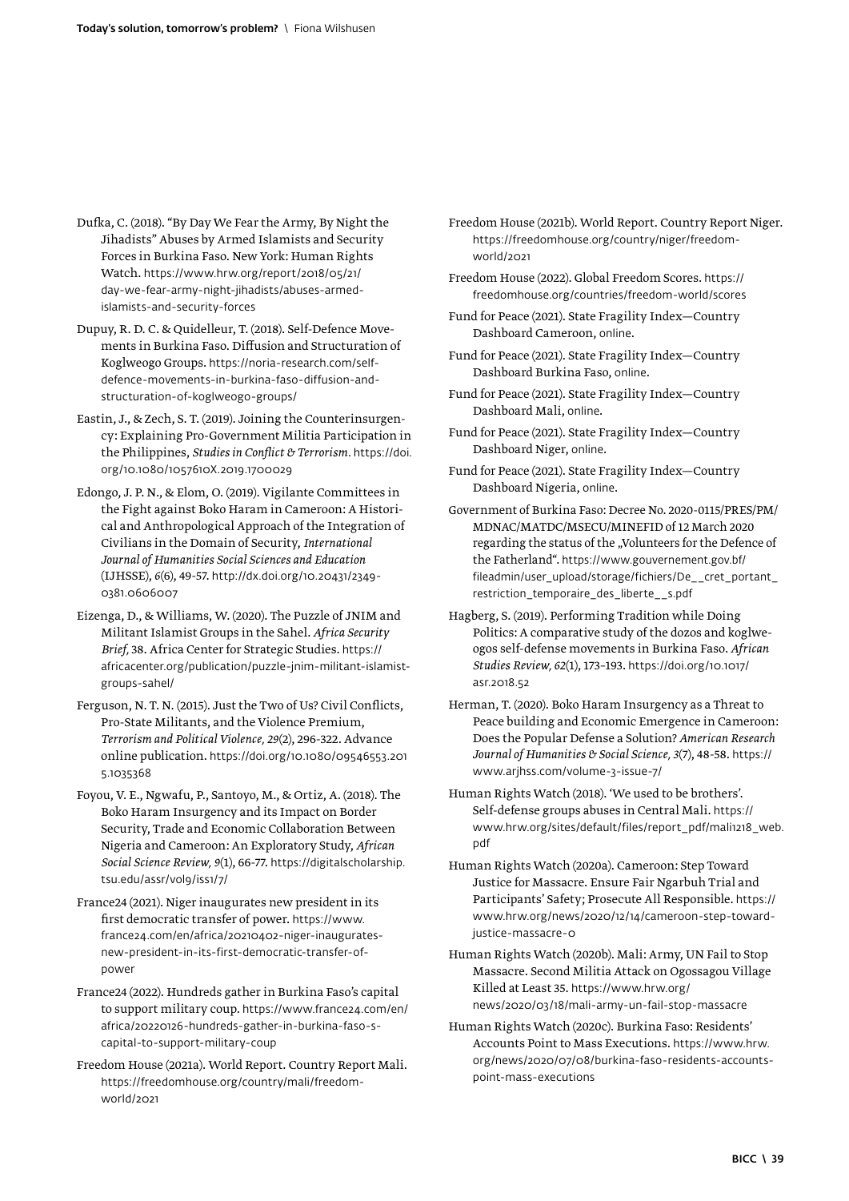Dufka, C. (2018). "By Day We Fear the Army, By Night the Jihadists" Abuses by Armed Islamists and Security Forces in Burkina Faso. New York: Human Rights Watch. https://www.hrw.org/report/2018/05/21/day-we-fear-army-night-jihadists/abuses-armed-islamists-and-security-forces

Dupuy, R. D. C. & Quidelleur, T. (2018). Self-Defence Movements in Burkina Faso. Diffusion and Structuration of Koglweogo Groups. https://noria-research.com/self-defence-movements-in-burkina-faso-diffusion-and-structuration-of-koglweogo-groups/

Eastin, J., & Zech, S. T. (2019). Joining the Counterinsurgency: Explaining Pro-Government Militia Participation in the Philippines, *Studies in Conflict & Terrorism*. https://doi.org/10.1080/1057610X.2019.1700029

Edongo, J. P. N., & Elom, O. (2019). Vigilante Committees in the Fight against Boko Haram in Cameroon: A Historical and Anthropological Approach of the Integration of Civilians in the Domain of Security, *International Journal of Humanities Social Sciences and Education* (IJHSSE), *6*(6), 49-57. http://dx.doi.org/10.20431/2349-0381.0606007

Eizenga, D., & Williams, W. (2020). The Puzzle of JNIM and Militant Islamist Groups in the Sahel. *Africa Security Brief,* 38. Africa Center for Strategic Studies. https://africacenter.org/publication/puzzle-jnim-militant-islamist-groups-sahel/

Ferguson, N. T. N. (2015). Just the Two of Us? Civil Conflicts, Pro-State Militants, and the Violence Premium, *Terrorism and Political Violence, 29*(2), 296-322. Advance online publication. https://doi.org/10.1080/09546553.2015.1035368

Foyou, V. E., Ngwafu, P., Santoyo, M., & Ortiz, A. (2018). The Boko Haram Insurgency and its Impact on Border Security, Trade and Economic Collaboration Between Nigeria and Cameroon: An Exploratory Study, *African Social Science Review, 9*(1), 66-77. https://digitalscholarship.tsu.edu/assr/vol9/iss1/7/

France24 (2021). Niger inaugurates new president in its first democratic transfer of power. https://www.france24.com/en/africa/20210402-niger-inaugurates-new-president-in-its-first-democratic-transfer-of-power

France24 (2022). Hundreds gather in Burkina Faso's capital to support military coup. https://www.france24.com/en/africa/20220126-hundreds-gather-in-burkina-faso-s-capital-to-support-military-coup

Freedom House (2021a). World Report. Country Report Mali. https://freedomhouse.org/country/mali/freedom-world/2021

Freedom House (2021b). World Report. Country Report Niger. https://freedomhouse.org/country/niger/freedom-world/2021

Freedom House (2022). Global Freedom Scores. https://freedomhouse.org/countries/freedom-world/scores

Fund for Peace (2021). State Fragility Index—Country Dashboard Cameroon, online.

Fund for Peace (2021). State Fragility Index—Country Dashboard Burkina Faso, online.

Fund for Peace (2021). State Fragility Index—Country Dashboard Mali, online.

Fund for Peace (2021). State Fragility Index—Country Dashboard Niger, online.

Fund for Peace (2021). State Fragility Index—Country Dashboard Nigeria, online.

Government of Burkina Faso: Decree No. 2020-0115/PRES/PM/MDNAC/MATDC/MSECU/MINEFID of 12 March 2020 regarding the status of the „Volunteers for the Defence of the Fatherland". https://www.gouvernement.gov.bf/fileadmin/user_upload/storage/fichiers/De__cret_portant_restriction_temporaire_des_liberte__s.pdf

Hagberg, S. (2019). Performing Tradition while Doing Politics: A comparative study of the dozos and koglweogos self-defense movements in Burkina Faso. *African Studies Review, 62*(1), 173–193. https://doi.org/10.1017/asr.2018.52

Herman, T. (2020). Boko Haram Insurgency as a Threat to Peace building and Economic Emergence in Cameroon: Does the Popular Defense a Solution? *American Research Journal of Humanities & Social Science, 3*(7), 48-58. https://www.arjhss.com/volume-3-issue-7/

Human Rights Watch (2018). 'We used to be brothers'. Self-defense groups abuses in Central Mali. https://www.hrw.org/sites/default/files/report_pdf/mali1218_web.pdf

Human Rights Watch (2020a). Cameroon: Step Toward Justice for Massacre. Ensure Fair Ngarbuh Trial and Participants' Safety; Prosecute All Responsible. https://www.hrw.org/news/2020/12/14/cameroon-step-toward-justice-massacre-0

Human Rights Watch (2020b). Mali: Army, UN Fail to Stop Massacre. Second Militia Attack on Ogossagou Village Killed at Least 35. https://www.hrw.org/news/2020/03/18/mali-army-un-fail-stop-massacre

Human Rights Watch (2020c). Burkina Faso: Residents' Accounts Point to Mass Executions. https://www.hrw.org/news/2020/07/08/burkina-faso-residents-accounts-point-mass-executions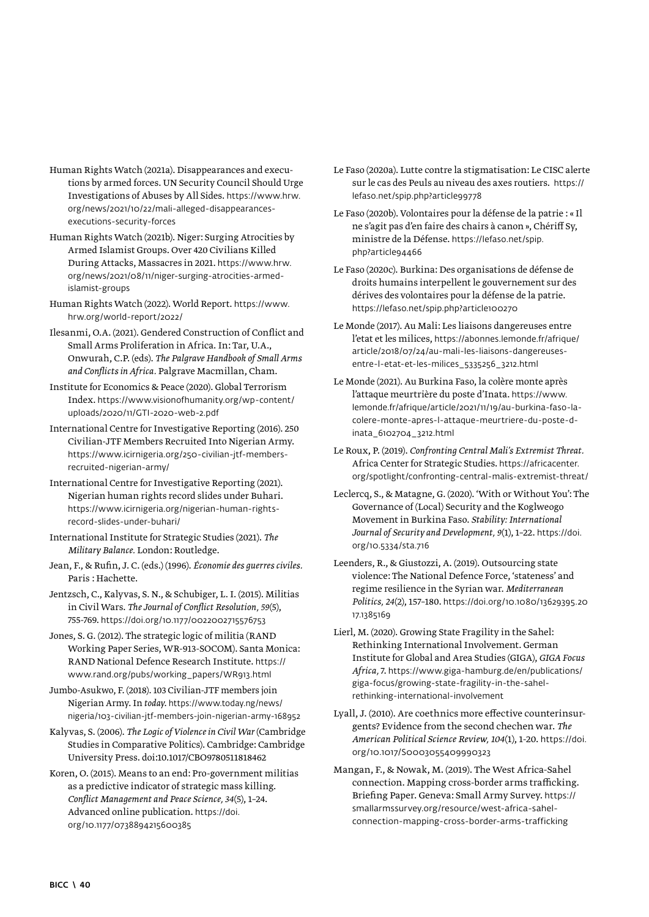Human Rights Watch (2021a). Disappearances and executions by armed forces. UN Security Council Should Urge Investigations of Abuses by All Sides. https://www.hrw.org/news/2021/10/22/mali-alleged-disappearances-executions-security-forces

Human Rights Watch (2021b). Niger: Surging Atrocities by Armed Islamist Groups. Over 420 Civilians Killed During Attacks, Massacres in 2021. https://www.hrw.org/news/2021/08/11/niger-surging-atrocities-armed-islamist-groups

Human Rights Watch (2022). World Report. https://www.hrw.org/world-report/2022/

Ilesanmi, O.A. (2021). Gendered Construction of Conflict and Small Arms Proliferation in Africa. In: Tar, U.A., Onwurah, C.P. (eds). *The Palgrave Handbook of Small Arms and Conflicts in Africa*. Palgrave Macmillan, Cham.

Institute for Economics & Peace (2020). Global Terrorism Index. https://www.visionofhumanity.org/wp-content/uploads/2020/11/GTI-2020-web-2.pdf

International Centre for Investigative Reporting (2016). 250 Civilian-JTF Members Recruited Into Nigerian Army. https://www.icirnigeria.org/250-civilian-jtf-members-recruited-nigerian-army/

International Centre for Investigative Reporting (2021). Nigerian human rights record slides under Buhari. https://www.icirnigeria.org/nigerian-human-rights-record-slides-under-buhari/

International Institute for Strategic Studies (2021). *The Military Balance*. London: Routledge.

Jean, F., & Rufin, J. C. (eds.) (1996). *Économie des guerres civiles*. Paris : Hachette.

Jentzsch, C., Kalyvas, S. N., & Schubiger, L. I. (2015). Militias in Civil Wars. *The Journal of Conflict Resolution, 59*(5), 755-769. https://doi.org/10.1177/0022002715576753

Jones, S. G. (2012). The strategic logic of militia (RAND Working Paper Series, WR-913-SOCOM). Santa Monica: RAND National Defence Research Institute. https://www.rand.org/pubs/working_papers/WR913.html

Jumbo-Asukwo, F. (2018). 103 Civilian-JTF members join Nigerian Army. In *today*. https://www.today.ng/news/nigeria/103-civilian-jtf-members-join-nigerian-army-168952

Kalyvas, S. (2006). *The Logic of Violence in Civil War* (Cambridge Studies in Comparative Politics). Cambridge: Cambridge University Press. doi:10.1017/CBO9780511818462

Koren, O. (2015). Means to an end: Pro-government militias as a predictive indicator of strategic mass killing. *Conflict Management and Peace Science, 34*(5), 1–24. Advanced online publication. https://doi.org/10.1177/0738894215600385

Le Faso (2020a). Lutte contre la stigmatisation: Le CISC alerte sur le cas des Peuls au niveau des axes routiers. https://lefaso.net/spip.php?article99778

Le Faso (2020b). Volontaires pour la défense de la patrie : « Il ne s'agit pas d'en faire des chairs à canon », Chériff Sy, ministre de la Défense. https://lefaso.net/spip.php?article94466

Le Faso (2020c). Burkina: Des organisations de défense de droits humains interpellent le gouvernement sur des dérives des volontaires pour la défense de la patrie. https://lefaso.net/spip.php?article100270

Le Monde (2017). Au Mali: Les liaisons dangereuses entre l'etat et les milices, https://abonnes.lemonde.fr/afrique/article/2018/07/24/au-mali-les-liaisons-dangereuses-entre-l-etat-et-les-milices_5335256_3212.html

Le Monde (2021). Au Burkina Faso, la colère monte après l'attaque meurtrière du poste d'Inata. https://www.lemonde.fr/afrique/article/2021/11/19/au-burkina-faso-la-colere-monte-apres-l-attaque-meurtriere-du-poste-d-inata_6102704_3212.html

Le Roux, P. (2019). *Confronting Central Mali's Extremist Threat*. Africa Center for Strategic Studies. https://africacenter.org/spotlight/confronting-central-malis-extremist-threat/

Leclercq, S., & Matagne, G. (2020). 'With or Without You': The Governance of (Local) Security and the Koglweogo Movement in Burkina Faso. *Stability: International Journal of Security and Development, 9*(1), 1–22. https://doi.org/10.5334/sta.716

Leenders, R., & Giustozzi, A. (2019). Outsourcing state violence: The National Defence Force, 'stateness' and regime resilience in the Syrian war. *Mediterranean Politics, 24*(2), 157–180. https://doi.org/10.1080/13629395.2017.1385169

Lierl, M. (2020). Growing State Fragility in the Sahel: Rethinking International Involvement. German Institute for Global and Area Studies (GIGA), *GIGA Focus Africa, 7*. https://www.giga-hamburg.de/en/publications/giga-focus/growing-state-fragility-in-the-sahel-rethinking-international-involvement

Lyall, J. (2010). Are coethnics more effective counterinsurgents? Evidence from the second chechen war. *The American Political Science Review, 104*(1), 1-20. https://doi.org/10.1017/S0003055409990323

Mangan, F., & Nowak, M. (2019). The West Africa-Sahel connection. Mapping cross-border arms trafficking. Briefing Paper. Geneva: Small Army Survey. https://smallarmssurvey.org/resource/west-africa-sahel-connection-mapping-cross-border-arms-trafficking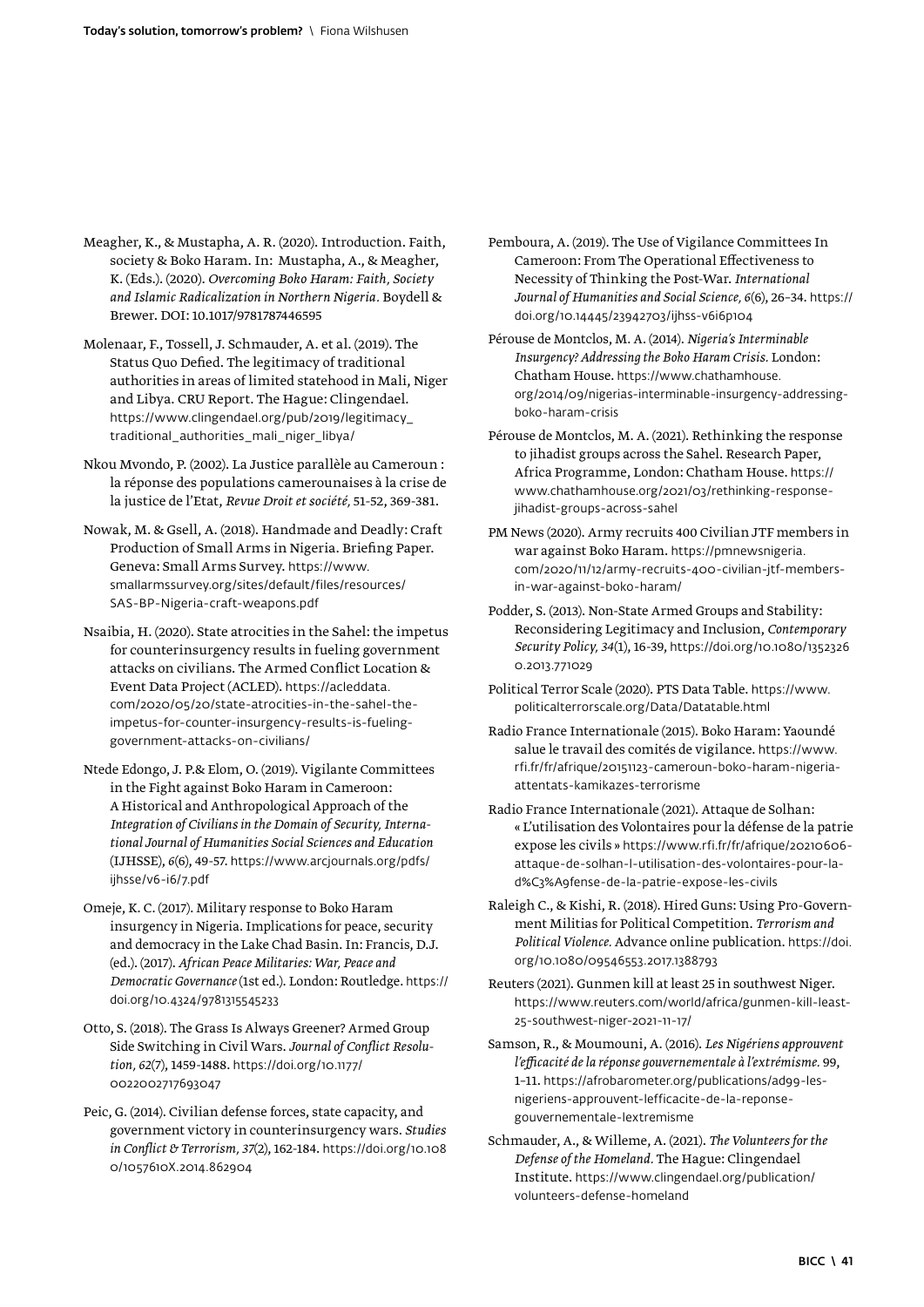Meagher, K., & Mustapha, A. R. (2020). Introduction. Faith, society & Boko Haram. In: Mustapha, A., & Meagher, K. (Eds.). (2020). *Overcoming Boko Haram: Faith, Society and Islamic Radicalization in Northern Nigeria*. Boydell & Brewer. DOI: 10.1017/9781787446595

Molenaar, F., Tossell, J. Schmauder, A. et al. (2019). The Status Quo Defied. The legitimacy of traditional authorities in areas of limited statehood in Mali, Niger and Libya. CRU Report. The Hague: Clingendael. https://www.clingendael.org/pub/2019/legitimacy_traditional_authorities_mali_niger_libya/

Nkou Mvondo, P. (2002). La Justice parallèle au Cameroun : la réponse des populations camerounaises à la crise de la justice de l'Etat, *Revue Droit et société,* 51-52, 369-381.

Nowak, M. & Gsell, A. (2018). Handmade and Deadly: Craft Production of Small Arms in Nigeria. Briefing Paper. Geneva: Small Arms Survey. https://www.smallarmssurvey.org/sites/default/files/resources/SAS-BP-Nigeria-craft-weapons.pdf

Nsaibia, H. (2020). State atrocities in the Sahel: the impetus for counterinsurgency results in fueling government attacks on civilians. The Armed Conflict Location & Event Data Project (ACLED). https://acleddata.com/2020/05/20/state-atrocities-in-the-sahel-the-impetus-for-counter-insurgency-results-is-fueling-government-attacks-on-civilians/

Ntede Edongo, J. P.& Elom, O. (2019). Vigilante Committees in the Fight against Boko Haram in Cameroon: A Historical and Anthropological Approach of the *Integration of Civilians in the Domain of Security, International Journal of Humanities Social Sciences and Education* (IJHSSE), *6*(6), 49-57. https://www.arcjournals.org/pdfs/ijhsse/v6-i6/7.pdf

Omeje, K. C. (2017). Military response to Boko Haram insurgency in Nigeria. Implications for peace, security and democracy in the Lake Chad Basin. In: Francis, D.J. (ed.). (2017). *African Peace Militaries: War, Peace and Democratic Governance* (1st ed.). London: Routledge. https://doi.org/10.4324/9781315545233

Otto, S. (2018). The Grass Is Always Greener? Armed Group Side Switching in Civil Wars. *Journal of Conflict Resolution, 62*(7), 1459-1488. https://doi.org/10.1177/0022002717693047

Peic, G. (2014). Civilian defense forces, state capacity, and government victory in counterinsurgency wars. *Studies in Conflict & Terrorism, 37*(2), 162-184. https://doi.org/10.1080/1057610X.2014.862904

Pemboura, A. (2019). The Use of Vigilance Committees In Cameroon: From The Operational Effectiveness to Necessity of Thinking the Post-War. *International Journal of Humanities and Social Science, 6*(6), 26–34. https://doi.org/10.14445/23942703/ijhss-v6i6p104

Pérouse de Montclos, M. A. (2014). *Nigeria's Interminable Insurgency? Addressing the Boko Haram Crisis.* London: Chatham House. https://www.chathamhouse.org/2014/09/nigerias-interminable-insurgency-addressing-boko-haram-crisis

Pérouse de Montclos, M. A. (2021). Rethinking the response to jihadist groups across the Sahel. Research Paper, Africa Programme, London: Chatham House. https://www.chathamhouse.org/2021/03/rethinking-response-jihadist-groups-across-sahel

PM News (2020). Army recruits 400 Civilian JTF members in war against Boko Haram. https://pmnewsnigeria.com/2020/11/12/army-recruits-400-civilian-jtf-members-in-war-against-boko-haram/

Podder, S. (2013). Non-State Armed Groups and Stability: Reconsidering Legitimacy and Inclusion, *Contemporary Security Policy, 34*(1), 16-39, https://doi.org/10.1080/13523260.2013.771029

Political Terror Scale (2020). PTS Data Table. https://www.politicalterrorscale.org/Data/Datatable.html

Radio France Internationale (2015). Boko Haram: Yaoundé salue le travail des comités de vigilance. https://www.rfi.fr/fr/afrique/20151123-cameroun-boko-haram-nigeria-attentats-kamikazes-terrorisme

Radio France Internationale (2021). Attaque de Solhan: « L'utilisation des Volontaires pour la défense de la patrie expose les civils » https://www.rfi.fr/fr/afrique/20210606-attaque-de-solhan-l-utilisation-des-volontaires-pour-la-d%C3%A9fense-de-la-patrie-expose-les-civils

Raleigh C., & Kishi, R. (2018). Hired Guns: Using Pro-Government Militias for Political Competition. *Terrorism and Political Violence.* Advance online publication. https://doi.org/10.1080/09546553.2017.1388793

Reuters (2021). Gunmen kill at least 25 in southwest Niger. https://www.reuters.com/world/africa/gunmen-kill-least-25-southwest-niger-2021-11-17/

Samson, R., & Moumouni, A. (2016). *Les Nigériens approuvent l'efficacité de la réponse gouvernementale à l'extrémisme.* 99, 1–11. https://afrobarometer.org/publications/ad99-les-nigeriens-approuvent-lefficacite-de-la-reponse-gouvernementale-lextremisme

Schmauder, A., & Willeme, A. (2021). *The Volunteers for the Defense of the Homeland.* The Hague: Clingendael Institute. https://www.clingendael.org/publication/volunteers-defense-homeland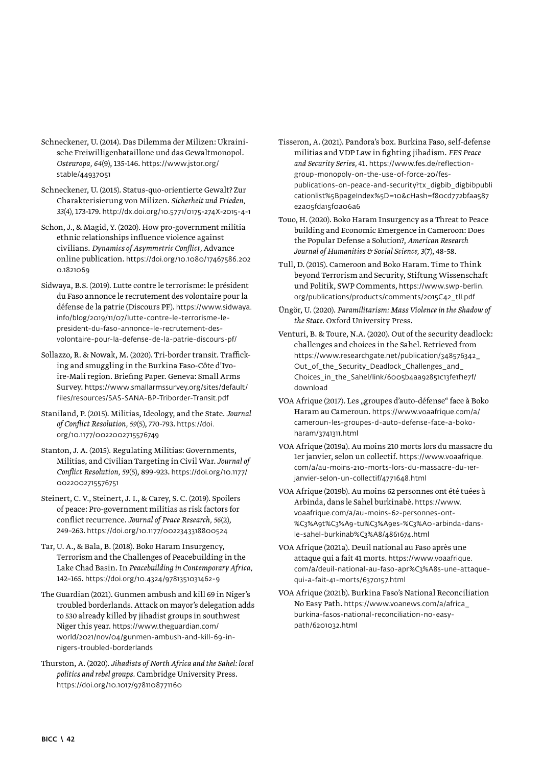Schneckener, U. (2014). Das Dilemma der Milizen: Ukrainische Freiwilligenbataillone und das Gewaltmonopol. *Osteuropa, 64*(9), 135-146. https://www.jstor.org/stable/44937051

Schneckener, U. (2015). Status-quo-orientierte Gewalt? Zur Charakterisierung von Milizen. *Sicherheit und Frieden, 33*(4), 173-179. http://dx.doi.org/10.5771/0175-274X-2015-4-1

Schon, J., & Magid, Y. (2020). How pro-government militia ethnic relationships influence violence against civilians. *Dynamics of Asymmetric Conflict,* Advance online publication. https://doi.org/10.1080/17467586.2020.1821069

Sidwaya, B.S. (2019). Lutte contre le terrorisme: le président du Faso annonce le recrutement des volontaire pour la défense de la patrie (Discours PF). https://www.sidwaya.info/blog/2019/11/07/lutte-contre-le-terrorisme-le-president-du-faso-annonce-le-recrutement-des-volontaire-pour-la-defense-de-la-patrie-discours-pf/

Sollazzo, R. & Nowak, M. (2020). Tri-border transit. Trafficking and smuggling in the Burkina Faso-Côte d'Ivoire-Mali region. Briefing Paper. Geneva: Small Arms Survey. https://www.smallarmssurvey.org/sites/default/files/resources/SAS-SANA-BP-Triborder-Transit.pdf

Staniland, P. (2015). Militias, Ideology, and the State. *Journal of Conflict Resolution, 59*(5), 770-793. https://doi.org/10.1177/0022002715576749

Stanton, J. A. (2015). Regulating Militias: Governments, Militias, and Civilian Targeting in Civil War. *Journal of Conflict Resolution, 59*(5), 899-923. https://doi.org/10.1177/0022002715576751

Steinert, C. V., Steinert, J. I., & Carey, S. C. (2019). Spoilers of peace: Pro-government militias as risk factors for conflict recurrence. *Journal of Peace Research, 56*(2), 249–263. https://doi.org/10.1177/0022343318800524

Tar, U. A., & Bala, B. (2018). Boko Haram Insurgency, Terrorism and the Challenges of Peacebuilding in the Lake Chad Basin. In *Peacebuilding in Contemporary Africa,* 142–165. https://doi.org/10.4324/9781351031462-9

The Guardian (2021). Gunmen ambush and kill 69 in Niger's troubled borderlands. Attack on mayor's delegation adds to 530 already killed by jihadist groups in southwest Niger this year. https://www.theguardian.com/world/2021/nov/04/gunmen-ambush-and-kill-69-in-nigers-troubled-borderlands

Thurston, A. (2020). *Jihadists of North Africa and the Sahel: local politics and rebel groups.* Cambridge University Press. https://doi.org/10.1017/9781108771160

Tisseron, A. (2021). Pandora's box. Burkina Faso, self-defense militias and VDP Law in fighting jihadism. *FES Peace and Security Series,* 41. https://www.fes.de/reflection-group-monopoly-on-the-use-of-force-20/fes-publications-on-peace-and-security?tx_digbib_digbibpublicationlist%5BpageIndex%5D=10&cHash=f80cd772bfaa587e2a05fda15f0a06a6

Touo, H. (2020). Boko Haram Insurgency as a Threat to Peace building and Economic Emergence in Cameroon: Does the Popular Defense a Solution?, *American Research Journal of Humanities & Social Science, 3*(7), 48-58.

Tull, D. (2015). Cameroon and Boko Haram. Time to Think beyond Terrorism and Security, Stiftung Wissenschaft und Politik, SWP Comments, https://www.swp-berlin.org/publications/products/comments/2015C42_tll.pdf

Üngör, U. (2020). *Paramilitarism: Mass Violence in the Shadow of the State.* Oxford University Press.

Venturi, B. & Toure, N.A. (2020). Out of the security deadlock: challenges and choices in the Sahel. Retrieved from https://www.researchgate.net/publication/348576342_Out_of_the_Security_Deadlock_Challenges_and_Choices_in_the_Sahel/link/6005b4aa92851c13fe1f1e7f/download

VOA Afrique (2017). Les „groupes d'auto-défense" face à Boko Haram au Cameroun. https://www.voaafrique.com/a/cameroun-les-groupes-d-auto-defense-face-a-boko-haram/3741311.html

VOA Afrique (2019a). Au moins 210 morts lors du massacre du 1er janvier, selon un collectif. https://www.voaafrique.com/a/au-moins-210-morts-lors-du-massacre-du-1er-janvier-selon-un-collectif/4771648.html

VOA Afrique (2019b). Au moins 62 personnes ont été tuées à Arbinda, dans le Sahel burkinabè. https://www.voaafrique.com/a/au-moins-62-personnes-ont-%C3%A9t%C3%A9-tu%C3%A9es-%C3%A0-arbinda-dans-le-sahel-burkinab%C3%A8/4861674.html

VOA Afrique (2021a). Deuil national au Faso après une attaque qui a fait 41 morts. https://www.voaafrique.com/a/deuil-national-au-faso-apr%C3%A8s-une-attaque-qui-a-fait-41-morts/6370157.html

VOA Afrique (2021b). Burkina Faso's National Reconciliation No Easy Path. https://www.voanews.com/a/africa_burkina-fasos-national-reconciliation-no-easy-path/6201032.html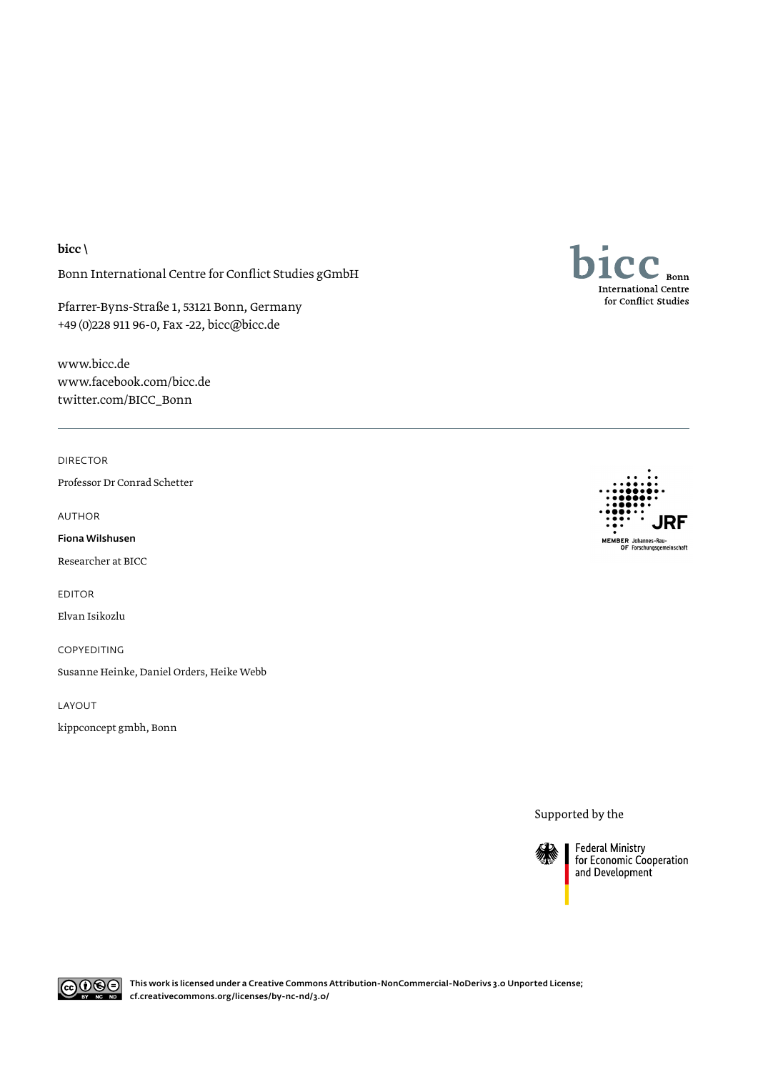**bicc \**

Bonn International Centre for Conflict Studies gGmbH

Pfarrer-Byns-Straße 1, 53121 Bonn, Germany
+49 (0)228 911 96-0, Fax -22, bicc@bicc.de

www.bicc.de
www.facebook.com/bicc.de
twitter.com/BICC_Bonn

---

DIRECTOR

Professor Dr Conrad Schetter

AUTHOR

**Fiona Wilshusen**

Researcher at BICC

EDITOR

Elvan Isikozlu

COPYEDITING

Susanne Heinke, Daniel Orders, Heike Webb

LAYOUT

kippconcept gmbh, Bonn

Supported by the

Federal Ministry for Economic Cooperation and Development

This work is licensed under a Creative Commons Attribution-NonCommercial-NoDerivs 3.0 Unported License; cf.creativecommons.org/licenses/by-nc-nd/3.0/